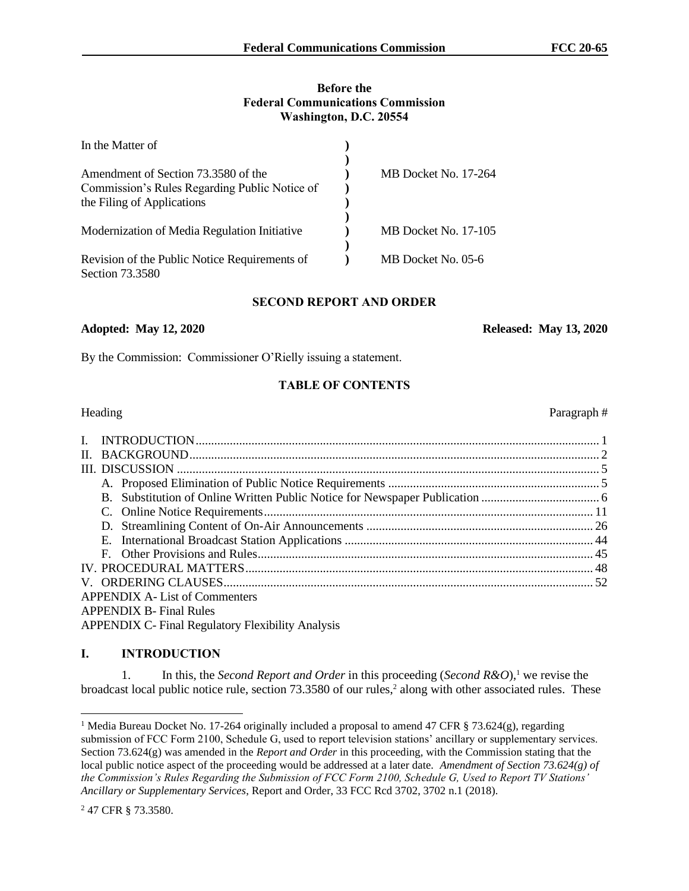**Before the**
**Federal Communications Commission**
**Washington, D.C. 20554**

| In the Matter of | ) | |
|---|---|---|
| | ) | |
| Amendment of Section 73.3580 of the Commission's Rules Regarding Public Notice of the Filing of Applications | ) | MB Docket No. 17-264 |
| | ) | |
| Modernization of Media Regulation Initiative | ) | MB Docket No. 17-105 |
| | ) | |
| Revision of the Public Notice Requirements of Section 73.3580 | ) | MB Docket No. 05-6 |

## SECOND REPORT AND ORDER

**Adopted: May 12, 2020** **Released: May 13, 2020**

By the Commission: Commissioner O'Rielly issuing a statement.

### TABLE OF CONTENTS

| Heading | Paragraph # |
|---|---|
| I. INTRODUCTION | 1 |
| II. BACKGROUND | 2 |
| III. DISCUSSION | 5 |
| A. Proposed Elimination of Public Notice Requirements | 5 |
| B. Substitution of Online Written Public Notice for Newspaper Publication | 6 |
| C. Online Notice Requirements | 11 |
| D. Streamlining Content of On-Air Announcements | 26 |
| E. International Broadcast Station Applications | 44 |
| F. Other Provisions and Rules | 45 |
| IV. PROCEDURAL MATTERS | 48 |
| V. ORDERING CLAUSES | 52 |
| APPENDIX A- List of Commenters | |
| APPENDIX B- Final Rules | |
| APPENDIX C- Final Regulatory Flexibility Analysis | |

## I. INTRODUCTION

1. In this, the *Second Report and Order* in this proceeding (*Second R&O*),[1] we revise the broadcast local public notice rule, section 73.3580 of our rules,[2] along with other associated rules. These

[1] Media Bureau Docket No. 17-264 originally included a proposal to amend 47 CFR § 73.624(g), regarding submission of FCC Form 2100, Schedule G, used to report television stations' ancillary or supplementary services. Section 73.624(g) was amended in the *Report and Order* in this proceeding, with the Commission stating that the local public notice aspect of the proceeding would be addressed at a later date. *Amendment of Section 73.624(g) of the Commission's Rules Regarding the Submission of FCC Form 2100, Schedule G, Used to Report TV Stations' Ancillary or Supplementary Services*, Report and Order, 33 FCC Rcd 3702, 3702 n.1 (2018).

[2] 47 CFR § 73.3580.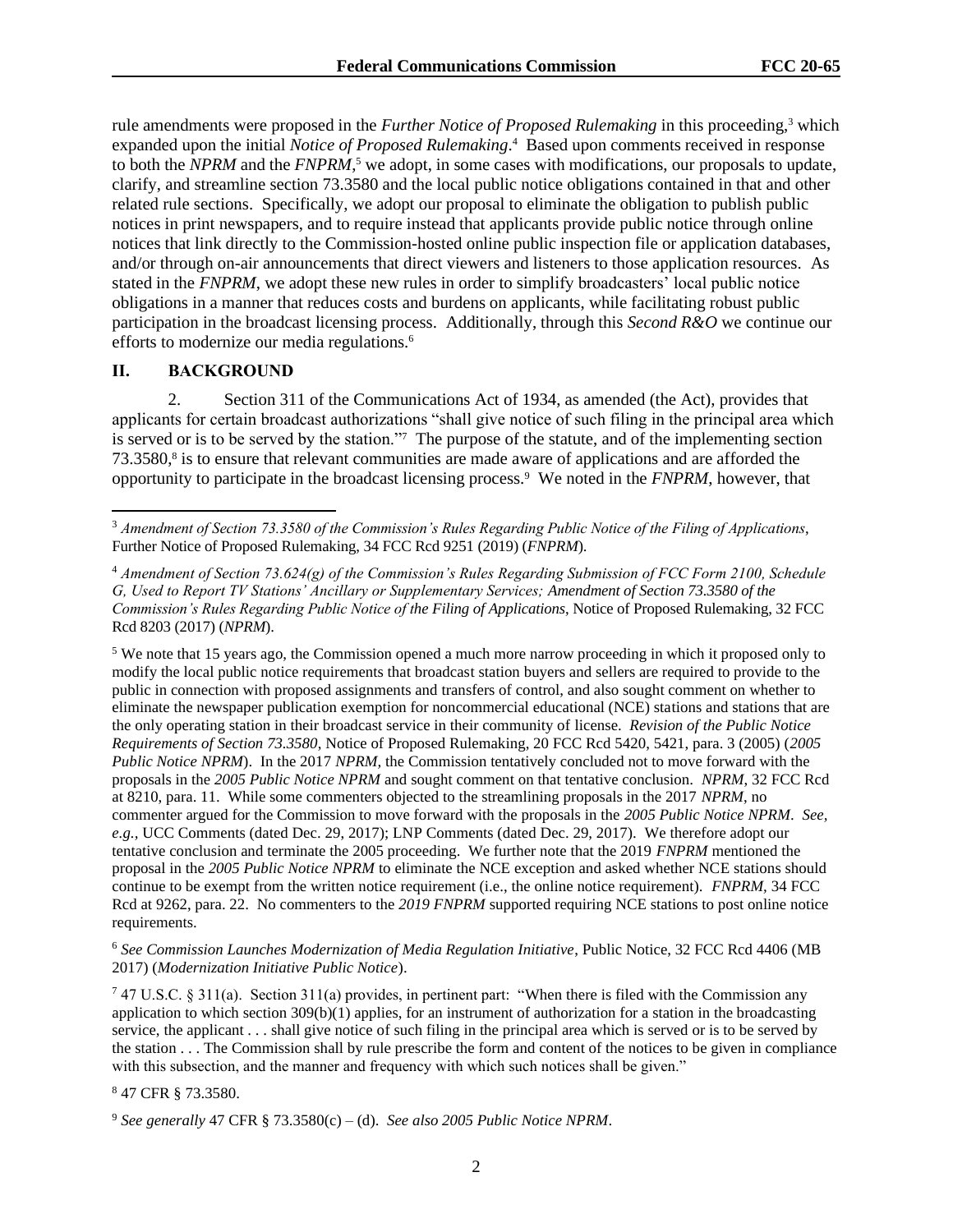rule amendments were proposed in the *Further Notice of Proposed Rulemaking* in this proceeding,[3] which expanded upon the initial *Notice of Proposed Rulemaking*.[4] Based upon comments received in response to both the *NPRM* and the *FNPRM*,[5] we adopt, in some cases with modifications, our proposals to update, clarify, and streamline section 73.3580 and the local public notice obligations contained in that and other related rule sections. Specifically, we adopt our proposal to eliminate the obligation to publish public notices in print newspapers, and to require instead that applicants provide public notice through online notices that link directly to the Commission-hosted online public inspection file or application databases, and/or through on-air announcements that direct viewers and listeners to those application resources. As stated in the *FNPRM*, we adopt these new rules in order to simplify broadcasters' local public notice obligations in a manner that reduces costs and burdens on applicants, while facilitating robust public participation in the broadcast licensing process. Additionally, through this *Second R&O* we continue our efforts to modernize our media regulations.[6]

## II. BACKGROUND

2. Section 311 of the Communications Act of 1934, as amended (the Act), provides that applicants for certain broadcast authorizations "shall give notice of such filing in the principal area which is served or is to be served by the station."[7] The purpose of the statute, and of the implementing section 73.3580,[8] is to ensure that relevant communities are made aware of applications and are afforded the opportunity to participate in the broadcast licensing process.[9] We noted in the *FNPRM*, however, that

---

[3] *Amendment of Section 73.3580 of the Commission's Rules Regarding Public Notice of the Filing of Applications*, Further Notice of Proposed Rulemaking, 34 FCC Rcd 9251 (2019) (*FNPRM*).

[4] *Amendment of Section 73.624(g) of the Commission's Rules Regarding Submission of FCC Form 2100, Schedule G, Used to Report TV Stations' Ancillary or Supplementary Services; Amendment of Section 73.3580 of the Commission's Rules Regarding Public Notice of the Filing of Applications*, Notice of Proposed Rulemaking, 32 FCC Rcd 8203 (2017) (*NPRM*).

[5] We note that 15 years ago, the Commission opened a much more narrow proceeding in which it proposed only to modify the local public notice requirements that broadcast station buyers and sellers are required to provide to the public in connection with proposed assignments and transfers of control, and also sought comment on whether to eliminate the newspaper publication exemption for noncommercial educational (NCE) stations and stations that are the only operating station in their broadcast service in their community of license. *Revision of the Public Notice Requirements of Section 73.3580*, Notice of Proposed Rulemaking, 20 FCC Rcd 5420, 5421, para. 3 (2005) (*2005 Public Notice NPRM*). In the 2017 *NPRM*, the Commission tentatively concluded not to move forward with the proposals in the *2005 Public Notice NPRM* and sought comment on that tentative conclusion. *NPRM*, 32 FCC Rcd at 8210, para. 11. While some commenters objected to the streamlining proposals in the 2017 *NPRM*, no commenter argued for the Commission to move forward with the proposals in the *2005 Public Notice NPRM*. *See, e.g.*, UCC Comments (dated Dec. 29, 2017); LNP Comments (dated Dec. 29, 2017). We therefore adopt our tentative conclusion and terminate the 2005 proceeding. We further note that the 2019 *FNPRM* mentioned the proposal in the *2005 Public Notice NPRM* to eliminate the NCE exception and asked whether NCE stations should continue to be exempt from the written notice requirement (i.e., the online notice requirement). *FNPRM*, 34 FCC Rcd at 9262, para. 22. No commenters to the *2019 FNPRM* supported requiring NCE stations to post online notice requirements.

[6] *See Commission Launches Modernization of Media Regulation Initiative*, Public Notice, 32 FCC Rcd 4406 (MB 2017) (*Modernization Initiative Public Notice*).

[7] 47 U.S.C. § 311(a). Section 311(a) provides, in pertinent part: "When there is filed with the Commission any application to which section 309(b)(1) applies, for an instrument of authorization for a station in the broadcasting service, the applicant . . . shall give notice of such filing in the principal area which is served or is to be served by the station . . . The Commission shall by rule prescribe the form and content of the notices to be given in compliance with this subsection, and the manner and frequency with which such notices shall be given."

[8] 47 CFR § 73.3580.

[9] *See generally* 47 CFR § 73.3580(c) – (d). *See also 2005 Public Notice NPRM*.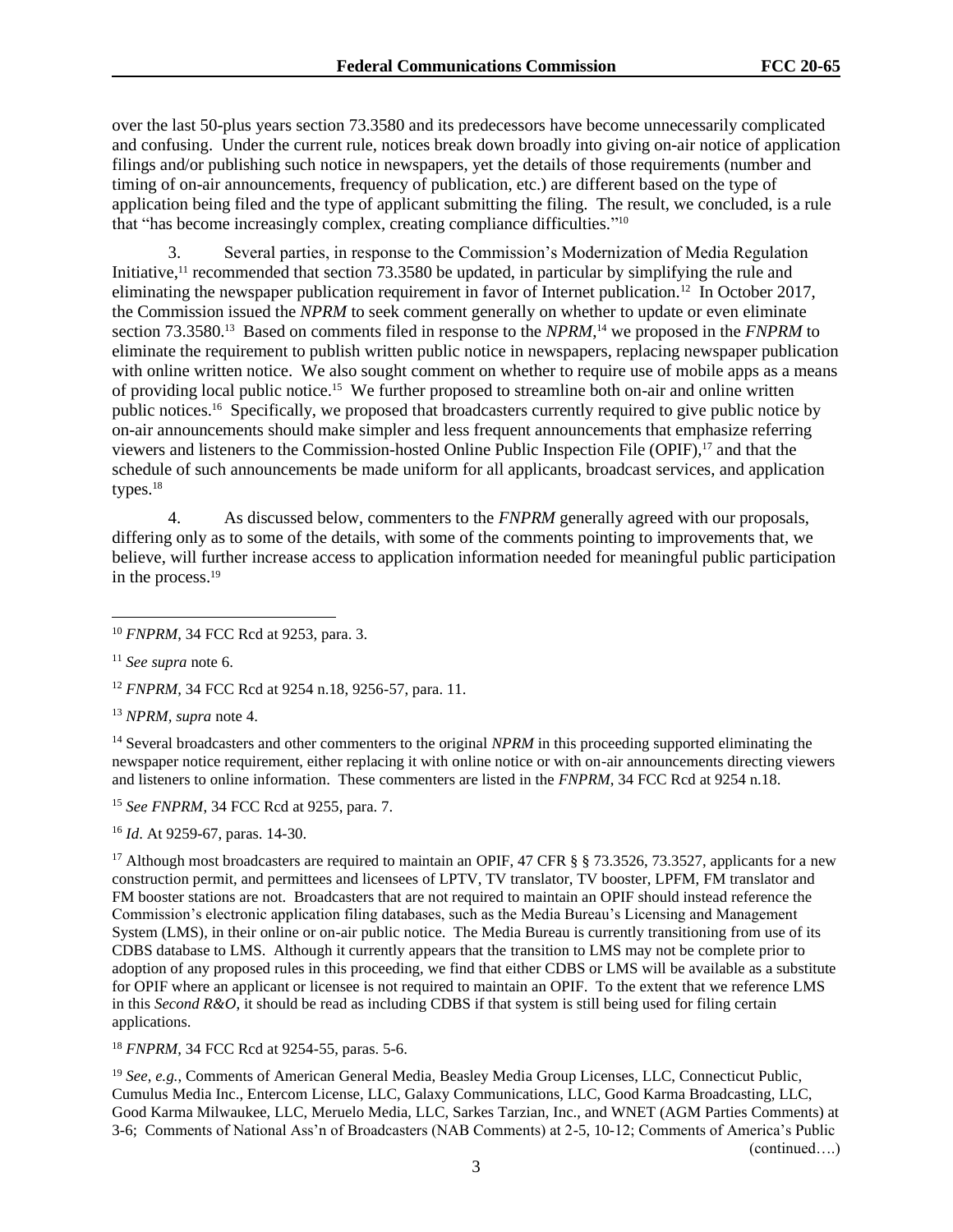over the last 50-plus years section 73.3580 and its predecessors have become unnecessarily complicated and confusing. Under the current rule, notices break down broadly into giving on-air notice of application filings and/or publishing such notice in newspapers, yet the details of those requirements (number and timing of on-air announcements, frequency of publication, etc.) are different based on the type of application being filed and the type of applicant submitting the filing. The result, we concluded, is a rule that "has become increasingly complex, creating compliance difficulties."[10]

3. Several parties, in response to the Commission's Modernization of Media Regulation Initiative,[11] recommended that section 73.3580 be updated, in particular by simplifying the rule and eliminating the newspaper publication requirement in favor of Internet publication.[12] In October 2017, the Commission issued the *NPRM* to seek comment generally on whether to update or even eliminate section 73.3580.[13] Based on comments filed in response to the *NPRM*,[14] we proposed in the *FNPRM* to eliminate the requirement to publish written public notice in newspapers, replacing newspaper publication with online written notice. We also sought comment on whether to require use of mobile apps as a means of providing local public notice.[15] We further proposed to streamline both on-air and online written public notices.[16] Specifically, we proposed that broadcasters currently required to give public notice by on-air announcements should make simpler and less frequent announcements that emphasize referring viewers and listeners to the Commission-hosted Online Public Inspection File (OPIF),[17] and that the schedule of such announcements be made uniform for all applicants, broadcast services, and application types.[18]

4. As discussed below, commenters to the *FNPRM* generally agreed with our proposals, differing only as to some of the details, with some of the comments pointing to improvements that, we believe, will further increase access to application information needed for meaningful public participation in the process.[19]

---

[10] *FNPRM*, 34 FCC Rcd at 9253, para. 3.

[11] *See supra* note 6.

[12] *FNPRM*, 34 FCC Rcd at 9254 n.18, 9256-57, para. 11.

[13] *NPRM*, *supra* note 4.

[14] Several broadcasters and other commenters to the original *NPRM* in this proceeding supported eliminating the newspaper notice requirement, either replacing it with online notice or with on-air announcements directing viewers and listeners to online information. These commenters are listed in the *FNPRM*, 34 FCC Rcd at 9254 n.18.

[15] *See FNPRM*, 34 FCC Rcd at 9255, para. 7.

[16] *Id*. At 9259-67, paras. 14-30.

[17] Although most broadcasters are required to maintain an OPIF, 47 CFR § § 73.3526, 73.3527, applicants for a new construction permit, and permittees and licensees of LPTV, TV translator, TV booster, LPFM, FM translator and FM booster stations are not. Broadcasters that are not required to maintain an OPIF should instead reference the Commission's electronic application filing databases, such as the Media Bureau's Licensing and Management System (LMS), in their online or on-air public notice. The Media Bureau is currently transitioning from use of its CDBS database to LMS. Although it currently appears that the transition to LMS may not be complete prior to adoption of any proposed rules in this proceeding, we find that either CDBS or LMS will be available as a substitute for OPIF where an applicant or licensee is not required to maintain an OPIF. To the extent that we reference LMS in this *Second R&O*, it should be read as including CDBS if that system is still being used for filing certain applications.

[18] *FNPRM*, 34 FCC Rcd at 9254-55, paras. 5-6.

[19] *See, e.g.*, Comments of American General Media, Beasley Media Group Licenses, LLC, Connecticut Public, Cumulus Media Inc., Entercom License, LLC, Galaxy Communications, LLC, Good Karma Broadcasting, LLC, Good Karma Milwaukee, LLC, Meruelo Media, LLC, Sarkes Tarzian, Inc., and WNET (AGM Parties Comments) at 3-6; Comments of National Ass'n of Broadcasters (NAB Comments) at 2-5, 10-12; Comments of America's Public

(continued….)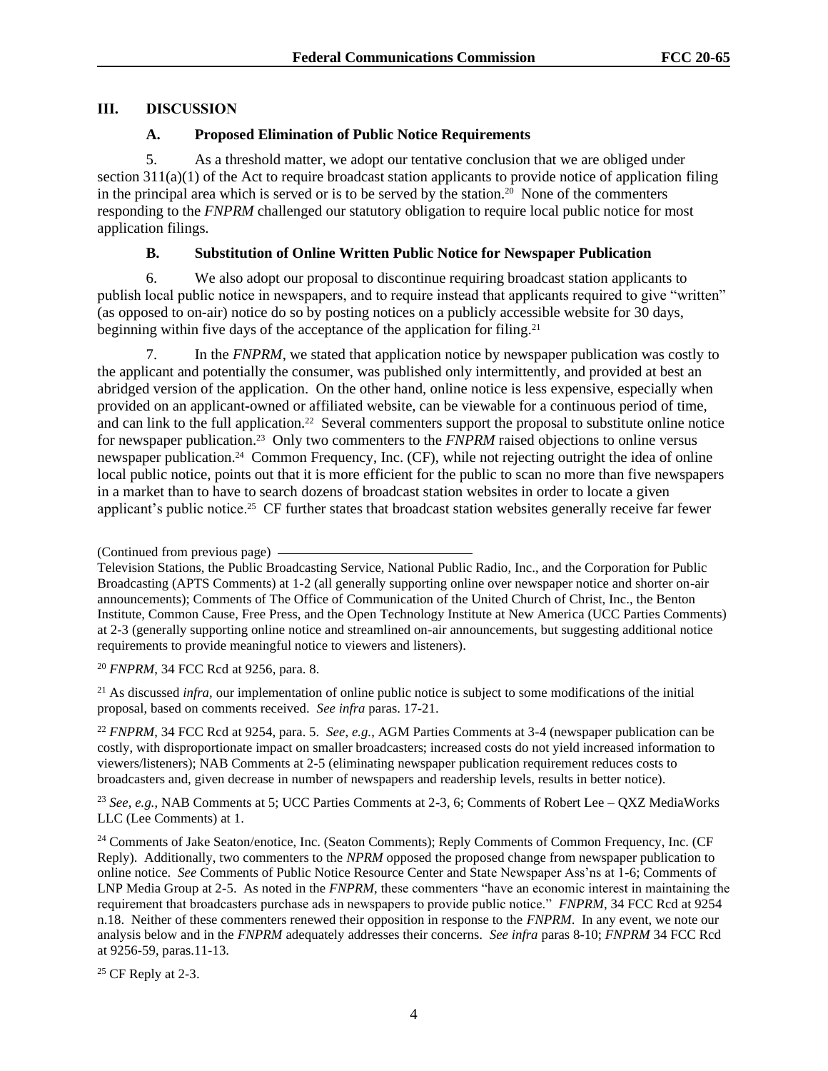## III. DISCUSSION

### A. Proposed Elimination of Public Notice Requirements

5. As a threshold matter, we adopt our tentative conclusion that we are obliged under section 311(a)(1) of the Act to require broadcast station applicants to provide notice of application filing in the principal area which is served or is to be served by the station.[20] None of the commenters responding to the *FNPRM* challenged our statutory obligation to require local public notice for most application filings.

### B. Substitution of Online Written Public Notice for Newspaper Publication

6. We also adopt our proposal to discontinue requiring broadcast station applicants to publish local public notice in newspapers, and to require instead that applicants required to give "written" (as opposed to on-air) notice do so by posting notices on a publicly accessible website for 30 days, beginning within five days of the acceptance of the application for filing.[21]

7. In the *FNPRM*, we stated that application notice by newspaper publication was costly to the applicant and potentially the consumer, was published only intermittently, and provided at best an abridged version of the application. On the other hand, online notice is less expensive, especially when provided on an applicant-owned or affiliated website, can be viewable for a continuous period of time, and can link to the full application.[22] Several commenters support the proposal to substitute online notice for newspaper publication.[23] Only two commenters to the *FNPRM* raised objections to online versus newspaper publication.[24] Common Frequency, Inc. (CF), while not rejecting outright the idea of online local public notice, points out that it is more efficient for the public to scan no more than five newspapers in a market than to have to search dozens of broadcast station websites in order to locate a given applicant's public notice.[25] CF further states that broadcast station websites generally receive far fewer

---

(Continued from previous page)

Television Stations, the Public Broadcasting Service, National Public Radio, Inc., and the Corporation for Public Broadcasting (APTS Comments) at 1-2 (all generally supporting online over newspaper notice and shorter on-air announcements); Comments of The Office of Communication of the United Church of Christ, Inc., the Benton Institute, Common Cause, Free Press, and the Open Technology Institute at New America (UCC Parties Comments) at 2-3 (generally supporting online notice and streamlined on-air announcements, but suggesting additional notice requirements to provide meaningful notice to viewers and listeners).

[20] *FNPRM*, 34 FCC Rcd at 9256, para. 8.

[21] As discussed *infra*, our implementation of online public notice is subject to some modifications of the initial proposal, based on comments received. *See infra* paras. 17-21.

[22] *FNPRM*, 34 FCC Rcd at 9254, para. 5. *See*, *e.g.*, AGM Parties Comments at 3-4 (newspaper publication can be costly, with disproportionate impact on smaller broadcasters; increased costs do not yield increased information to viewers/listeners); NAB Comments at 2-5 (eliminating newspaper publication requirement reduces costs to broadcasters and, given decrease in number of newspapers and readership levels, results in better notice).

[23] *See*, *e.g.*, NAB Comments at 5; UCC Parties Comments at 2-3, 6; Comments of Robert Lee – QXZ MediaWorks LLC (Lee Comments) at 1.

[24] Comments of Jake Seaton/enotice, Inc. (Seaton Comments); Reply Comments of Common Frequency, Inc. (CF Reply). Additionally, two commenters to the *NPRM* opposed the proposed change from newspaper publication to online notice. *See* Comments of Public Notice Resource Center and State Newspaper Ass'ns at 1-6; Comments of LNP Media Group at 2-5. As noted in the *FNPRM*, these commenters "have an economic interest in maintaining the requirement that broadcasters purchase ads in newspapers to provide public notice." *FNPRM*, 34 FCC Rcd at 9254 n.18. Neither of these commenters renewed their opposition in response to the *FNPRM*. In any event, we note our analysis below and in the *FNPRM* adequately addresses their concerns. *See infra* paras 8-10; *FNPRM* 34 FCC Rcd at 9256-59, paras.11-13.

[25] CF Reply at 2-3.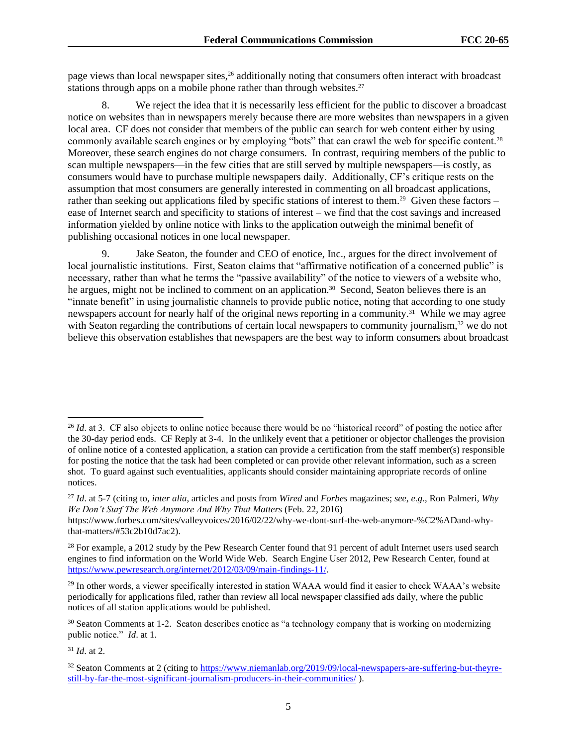page views than local newspaper sites,[26] additionally noting that consumers often interact with broadcast stations through apps on a mobile phone rather than through websites.[27]

8. We reject the idea that it is necessarily less efficient for the public to discover a broadcast notice on websites than in newspapers merely because there are more websites than newspapers in a given local area. CF does not consider that members of the public can search for web content either by using commonly available search engines or by employing "bots" that can crawl the web for specific content.[28] Moreover, these search engines do not charge consumers. In contrast, requiring members of the public to scan multiple newspapers—in the few cities that are still served by multiple newspapers—is costly, as consumers would have to purchase multiple newspapers daily. Additionally, CF's critique rests on the assumption that most consumers are generally interested in commenting on all broadcast applications, rather than seeking out applications filed by specific stations of interest to them.[29] Given these factors – ease of Internet search and specificity to stations of interest – we find that the cost savings and increased information yielded by online notice with links to the application outweigh the minimal benefit of publishing occasional notices in one local newspaper.

9. Jake Seaton, the founder and CEO of enotice, Inc., argues for the direct involvement of local journalistic institutions. First, Seaton claims that "affirmative notification of a concerned public" is necessary, rather than what he terms the "passive availability" of the notice to viewers of a website who, he argues, might not be inclined to comment on an application.[30] Second, Seaton believes there is an "innate benefit" in using journalistic channels to provide public notice, noting that according to one study newspapers account for nearly half of the original news reporting in a community.[31] While we may agree with Seaton regarding the contributions of certain local newspapers to community journalism,[32] we do not believe this observation establishes that newspapers are the best way to inform consumers about broadcast

---

[26] *Id*. at 3. CF also objects to online notice because there would be no "historical record" of posting the notice after the 30-day period ends. CF Reply at 3-4. In the unlikely event that a petitioner or objector challenges the provision of online notice of a contested application, a station can provide a certification from the staff member(s) responsible for posting the notice that the task had been completed or can provide other relevant information, such as a screen shot. To guard against such eventualities, applicants should consider maintaining appropriate records of online notices.

[27] *Id*. at 5-7 (citing to, *inter alia*, articles and posts from *Wired* and *Forbes* magazines; *see*, *e.g*., Ron Palmeri, *Why We Don't Surf The Web Anymore And Why That Matters* (Feb. 22, 2016) https://www.forbes.com/sites/valleyvoices/2016/02/22/why-we-dont-surf-the-web-anymore-%C2%ADand-why-that-matters/#53c2b10d7ac2).

[28] For example, a 2012 study by the Pew Research Center found that 91 percent of adult Internet users used search engines to find information on the World Wide Web. Search Engine User 2012, Pew Research Center, found at https://www.pewresearch.org/internet/2012/03/09/main-findings-11/.

[29] In other words, a viewer specifically interested in station WAAA would find it easier to check WAAA's website periodically for applications filed, rather than review all local newspaper classified ads daily, where the public notices of all station applications would be published.

[30] Seaton Comments at 1-2. Seaton describes enotice as "a technology company that is working on modernizing public notice." *Id*. at 1.

[31] *Id*. at 2.

[32] Seaton Comments at 2 (citing to https://www.niemanlab.org/2019/09/local-newspapers-are-suffering-but-theyre-still-by-far-the-most-significant-journalism-producers-in-their-communities/ ).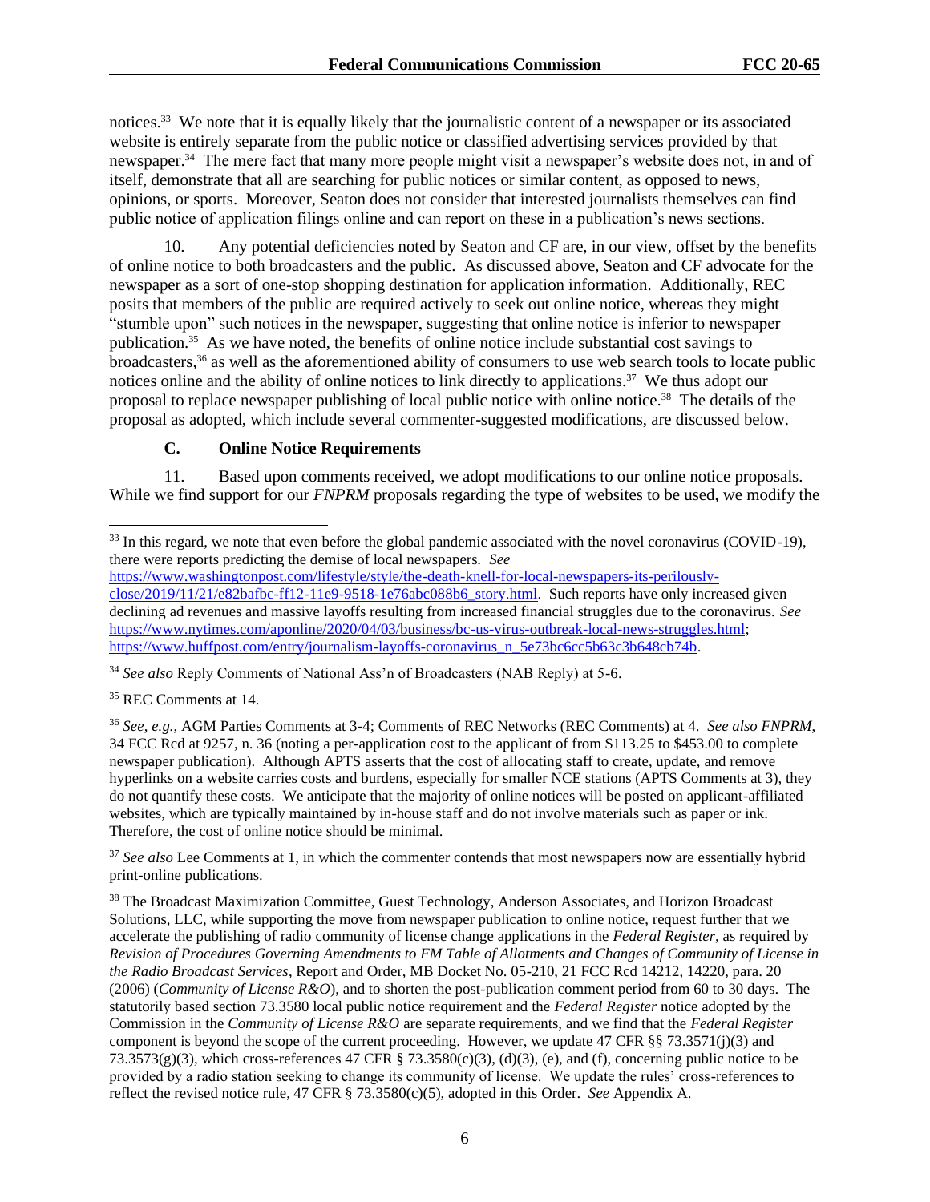notices.[33] We note that it is equally likely that the journalistic content of a newspaper or its associated website is entirely separate from the public notice or classified advertising services provided by that newspaper.[34] The mere fact that many more people might visit a newspaper's website does not, in and of itself, demonstrate that all are searching for public notices or similar content, as opposed to news, opinions, or sports. Moreover, Seaton does not consider that interested journalists themselves can find public notice of application filings online and can report on these in a publication's news sections.

10. Any potential deficiencies noted by Seaton and CF are, in our view, offset by the benefits of online notice to both broadcasters and the public. As discussed above, Seaton and CF advocate for the newspaper as a sort of one-stop shopping destination for application information. Additionally, REC posits that members of the public are required actively to seek out online notice, whereas they might "stumble upon" such notices in the newspaper, suggesting that online notice is inferior to newspaper publication.[35] As we have noted, the benefits of online notice include substantial cost savings to broadcasters,[36] as well as the aforementioned ability of consumers to use web search tools to locate public notices online and the ability of online notices to link directly to applications.[37] We thus adopt our proposal to replace newspaper publishing of local public notice with online notice.[38] The details of the proposal as adopted, which include several commenter-suggested modifications, are discussed below.

### C. Online Notice Requirements

11. Based upon comments received, we adopt modifications to our online notice proposals. While we find support for our *FNPRM* proposals regarding the type of websites to be used, we modify the

---

[33] In this regard, we note that even before the global pandemic associated with the novel coronavirus (COVID-19), there were reports predicting the demise of local newspapers. *See* https://www.washingtonpost.com/lifestyle/style/the-death-knell-for-local-newspapers-its-perilously-close/2019/11/21/e82bafbc-ff12-11e9-9518-1e76abc088b6_story.html. Such reports have only increased given declining ad revenues and massive layoffs resulting from increased financial struggles due to the coronavirus. *See* https://www.nytimes.com/aponline/2020/04/03/business/bc-us-virus-outbreak-local-news-struggles.html; https://www.huffpost.com/entry/journalism-layoffs-coronavirus_n_5e73bc6cc5b63c3b648cb74b.

[34] *See also* Reply Comments of National Ass'n of Broadcasters (NAB Reply) at 5-6.

[35] REC Comments at 14.

[36] *See, e.g.*, AGM Parties Comments at 3-4; Comments of REC Networks (REC Comments) at 4. *See also FNPRM*, 34 FCC Rcd at 9257, n. 36 (noting a per-application cost to the applicant of from $113.25 to $453.00 to complete newspaper publication). Although APTS asserts that the cost of allocating staff to create, update, and remove hyperlinks on a website carries costs and burdens, especially for smaller NCE stations (APTS Comments at 3), they do not quantify these costs. We anticipate that the majority of online notices will be posted on applicant-affiliated websites, which are typically maintained by in-house staff and do not involve materials such as paper or ink. Therefore, the cost of online notice should be minimal.

[37] *See also* Lee Comments at 1, in which the commenter contends that most newspapers now are essentially hybrid print-online publications.

[38] The Broadcast Maximization Committee, Guest Technology, Anderson Associates, and Horizon Broadcast Solutions, LLC, while supporting the move from newspaper publication to online notice, request further that we accelerate the publishing of radio community of license change applications in the *Federal Register*, as required by *Revision of Procedures Governing Amendments to FM Table of Allotments and Changes of Community of License in the Radio Broadcast Services*, Report and Order, MB Docket No. 05-210, 21 FCC Rcd 14212, 14220, para. 20 (2006) (*Community of License R&O*), and to shorten the post-publication comment period from 60 to 30 days. The statutorily based section 73.3580 local public notice requirement and the *Federal Register* notice adopted by the Commission in the *Community of License R&O* are separate requirements, and we find that the *Federal Register* component is beyond the scope of the current proceeding. However, we update 47 CFR §§ 73.3571(j)(3) and 73.3573(g)(3), which cross-references 47 CFR § 73.3580(c)(3), (d)(3), (e), and (f), concerning public notice to be provided by a radio station seeking to change its community of license. We update the rules' cross-references to reflect the revised notice rule, 47 CFR § 73.3580(c)(5), adopted in this Order. *See* Appendix A.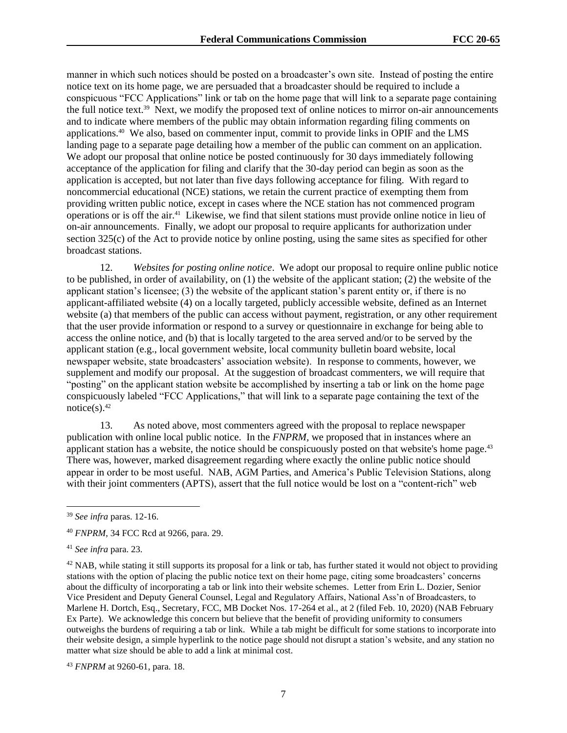manner in which such notices should be posted on a broadcaster's own site. Instead of posting the entire notice text on its home page, we are persuaded that a broadcaster should be required to include a conspicuous "FCC Applications" link or tab on the home page that will link to a separate page containing the full notice text.[39] Next, we modify the proposed text of online notices to mirror on-air announcements and to indicate where members of the public may obtain information regarding filing comments on applications.[40] We also, based on commenter input, commit to provide links in OPIF and the LMS landing page to a separate page detailing how a member of the public can comment on an application. We adopt our proposal that online notice be posted continuously for 30 days immediately following acceptance of the application for filing and clarify that the 30-day period can begin as soon as the application is accepted, but not later than five days following acceptance for filing. With regard to noncommercial educational (NCE) stations, we retain the current practice of exempting them from providing written public notice, except in cases where the NCE station has not commenced program operations or is off the air.[41] Likewise, we find that silent stations must provide online notice in lieu of on-air announcements. Finally, we adopt our proposal to require applicants for authorization under section 325(c) of the Act to provide notice by online posting, using the same sites as specified for other broadcast stations.

12. *Websites for posting online notice*. We adopt our proposal to require online public notice to be published, in order of availability, on (1) the website of the applicant station; (2) the website of the applicant station's licensee; (3) the website of the applicant station's parent entity or, if there is no applicant-affiliated website (4) on a locally targeted, publicly accessible website, defined as an Internet website (a) that members of the public can access without payment, registration, or any other requirement that the user provide information or respond to a survey or questionnaire in exchange for being able to access the online notice, and (b) that is locally targeted to the area served and/or to be served by the applicant station (e.g., local government website, local community bulletin board website, local newspaper website, state broadcasters' association website). In response to comments, however, we supplement and modify our proposal. At the suggestion of broadcast commenters, we will require that "posting" on the applicant station website be accomplished by inserting a tab or link on the home page conspicuously labeled "FCC Applications," that will link to a separate page containing the text of the notice(s).[42]

13. As noted above, most commenters agreed with the proposal to replace newspaper publication with online local public notice. In the *FNPRM*, we proposed that in instances where an applicant station has a website, the notice should be conspicuously posted on that website's home page.[43] There was, however, marked disagreement regarding where exactly the online public notice should appear in order to be most useful. NAB, AGM Parties, and America's Public Television Stations, along with their joint commenters (APTS), assert that the full notice would be lost on a "content-rich" web

---

[39] *See infra* paras. 12-16.

[40] *FNPRM*, 34 FCC Rcd at 9266, para. 29.

[41] *See infra* para. 23.

[42] NAB, while stating it still supports its proposal for a link or tab, has further stated it would not object to providing stations with the option of placing the public notice text on their home page, citing some broadcasters' concerns about the difficulty of incorporating a tab or link into their website schemes. Letter from Erin L. Dozier, Senior Vice President and Deputy General Counsel, Legal and Regulatory Affairs, National Ass'n of Broadcasters, to Marlene H. Dortch, Esq., Secretary, FCC, MB Docket Nos. 17-264 et al., at 2 (filed Feb. 10, 2020) (NAB February Ex Parte). We acknowledge this concern but believe that the benefit of providing uniformity to consumers outweighs the burdens of requiring a tab or link. While a tab might be difficult for some stations to incorporate into their website design, a simple hyperlink to the notice page should not disrupt a station's website, and any station no matter what size should be able to add a link at minimal cost.

[43] *FNPRM* at 9260-61, para. 18.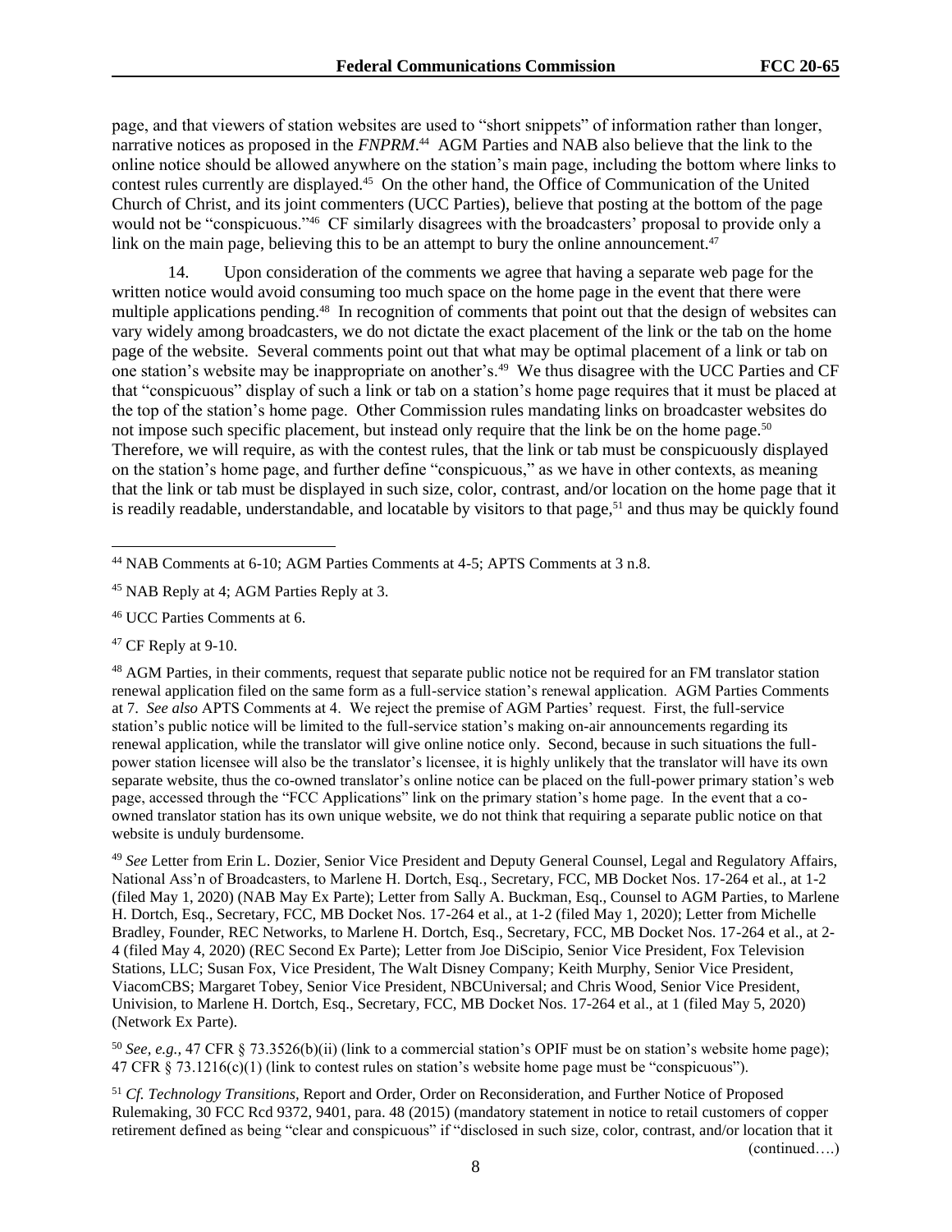page, and that viewers of station websites are used to "short snippets" of information rather than longer, narrative notices as proposed in the *FNPRM*.[44] AGM Parties and NAB also believe that the link to the online notice should be allowed anywhere on the station's main page, including the bottom where links to contest rules currently are displayed.[45] On the other hand, the Office of Communication of the United Church of Christ, and its joint commenters (UCC Parties), believe that posting at the bottom of the page would not be "conspicuous."[46] CF similarly disagrees with the broadcasters' proposal to provide only a link on the main page, believing this to be an attempt to bury the online announcement.[47]

14. Upon consideration of the comments we agree that having a separate web page for the written notice would avoid consuming too much space on the home page in the event that there were multiple applications pending.[48] In recognition of comments that point out that the design of websites can vary widely among broadcasters, we do not dictate the exact placement of the link or the tab on the home page of the website. Several comments point out that what may be optimal placement of a link or tab on one station's website may be inappropriate on another's.[49] We thus disagree with the UCC Parties and CF that "conspicuous" display of such a link or tab on a station's home page requires that it must be placed at the top of the station's home page. Other Commission rules mandating links on broadcaster websites do not impose such specific placement, but instead only require that the link be on the home page.[50] Therefore, we will require, as with the contest rules, that the link or tab must be conspicuously displayed on the station's home page, and further define "conspicuous," as we have in other contexts, as meaning that the link or tab must be displayed in such size, color, contrast, and/or location on the home page that it is readily readable, understandable, and locatable by visitors to that page,[51] and thus may be quickly found

---

[44] NAB Comments at 6-10; AGM Parties Comments at 4-5; APTS Comments at 3 n.8.

[45] NAB Reply at 4; AGM Parties Reply at 3.

[46] UCC Parties Comments at 6.

[47] CF Reply at 9-10.

[48] AGM Parties, in their comments, request that separate public notice not be required for an FM translator station renewal application filed on the same form as a full-service station's renewal application. AGM Parties Comments at 7. *See also* APTS Comments at 4. We reject the premise of AGM Parties' request. First, the full-service station's public notice will be limited to the full-service station's making on-air announcements regarding its renewal application, while the translator will give online notice only. Second, because in such situations the full-power station licensee will also be the translator's licensee, it is highly unlikely that the translator will have its own separate website, thus the co-owned translator's online notice can be placed on the full-power primary station's web page, accessed through the "FCC Applications" link on the primary station's home page. In the event that a co-owned translator station has its own unique website, we do not think that requiring a separate public notice on that website is unduly burdensome.

[49] *See* Letter from Erin L. Dozier, Senior Vice President and Deputy General Counsel, Legal and Regulatory Affairs, National Ass'n of Broadcasters, to Marlene H. Dortch, Esq., Secretary, FCC, MB Docket Nos. 17-264 et al., at 1-2 (filed May 1, 2020) (NAB May Ex Parte); Letter from Sally A. Buckman, Esq., Counsel to AGM Parties, to Marlene H. Dortch, Esq., Secretary, FCC, MB Docket Nos. 17-264 et al., at 1-2 (filed May 1, 2020); Letter from Michelle Bradley, Founder, REC Networks, to Marlene H. Dortch, Esq., Secretary, FCC, MB Docket Nos. 17-264 et al., at 2-4 (filed May 4, 2020) (REC Second Ex Parte); Letter from Joe DiScipio, Senior Vice President, Fox Television Stations, LLC; Susan Fox, Vice President, The Walt Disney Company; Keith Murphy, Senior Vice President, ViacomCBS; Margaret Tobey, Senior Vice President, NBCUniversal; and Chris Wood, Senior Vice President, Univision, to Marlene H. Dortch, Esq., Secretary, FCC, MB Docket Nos. 17-264 et al., at 1 (filed May 5, 2020) (Network Ex Parte).

[50] *See, e.g.,* 47 CFR § 73.3526(b)(ii) (link to a commercial station's OPIF must be on station's website home page); 47 CFR § 73.1216(c)(1) (link to contest rules on station's website home page must be "conspicuous").

[51] *Cf. Technology Transitions,* Report and Order, Order on Reconsideration, and Further Notice of Proposed Rulemaking, 30 FCC Rcd 9372, 9401, para. 48 (2015) (mandatory statement in notice to retail customers of copper retirement defined as being "clear and conspicuous" if "disclosed in such size, color, contrast, and/or location that it

(continued….)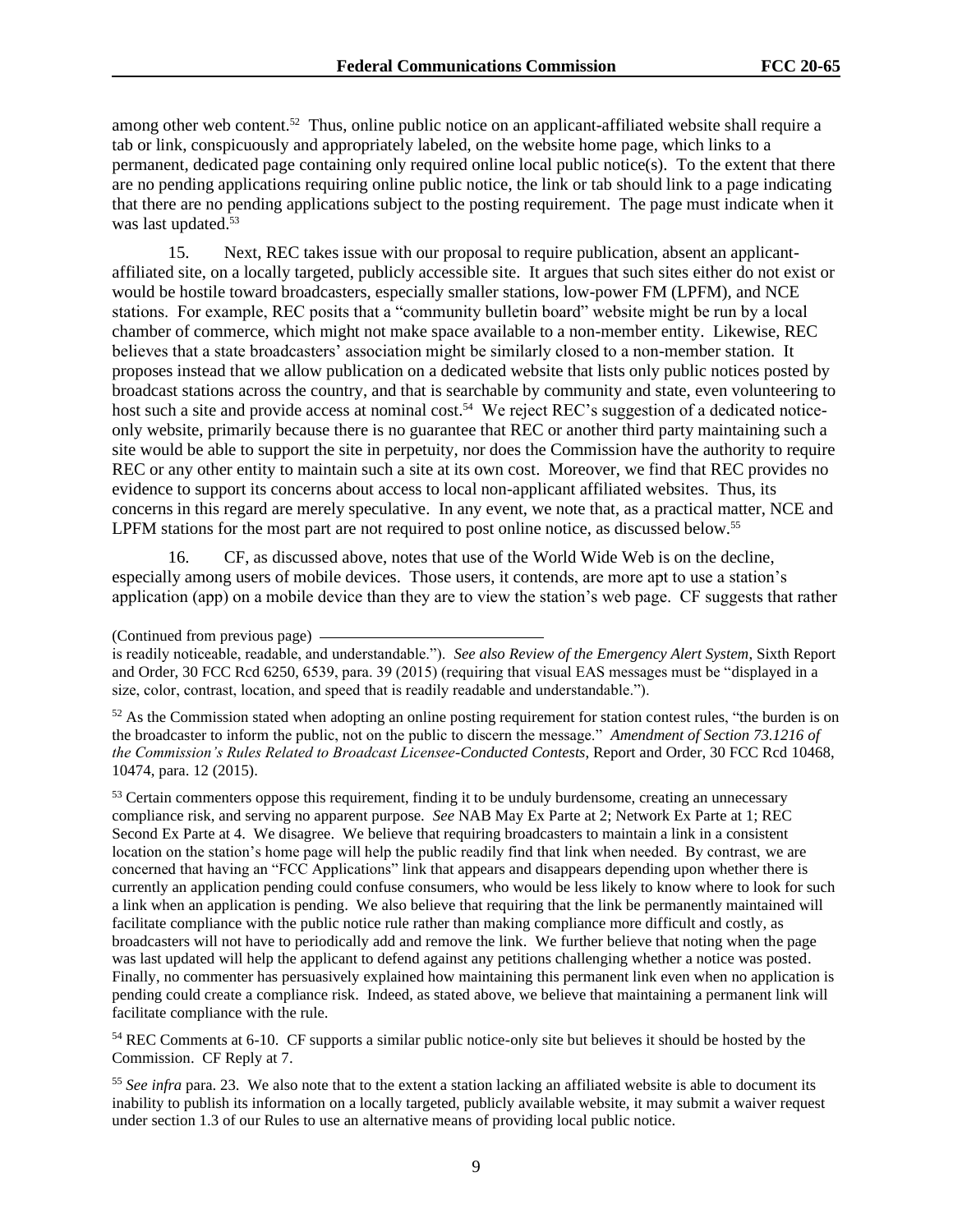among other web content.[52] Thus, online public notice on an applicant-affiliated website shall require a tab or link, conspicuously and appropriately labeled, on the website home page, which links to a permanent, dedicated page containing only required online local public notice(s). To the extent that there are no pending applications requiring online public notice, the link or tab should link to a page indicating that there are no pending applications subject to the posting requirement. The page must indicate when it was last updated.[53]

15. Next, REC takes issue with our proposal to require publication, absent an applicant-affiliated site, on a locally targeted, publicly accessible site. It argues that such sites either do not exist or would be hostile toward broadcasters, especially smaller stations, low-power FM (LPFM), and NCE stations. For example, REC posits that a "community bulletin board" website might be run by a local chamber of commerce, which might not make space available to a non-member entity. Likewise, REC believes that a state broadcasters' association might be similarly closed to a non-member station. It proposes instead that we allow publication on a dedicated website that lists only public notices posted by broadcast stations across the country, and that is searchable by community and state, even volunteering to host such a site and provide access at nominal cost.[54] We reject REC's suggestion of a dedicated notice-only website, primarily because there is no guarantee that REC or another third party maintaining such a site would be able to support the site in perpetuity, nor does the Commission have the authority to require REC or any other entity to maintain such a site at its own cost. Moreover, we find that REC provides no evidence to support its concerns about access to local non-applicant affiliated websites. Thus, its concerns in this regard are merely speculative. In any event, we note that, as a practical matter, NCE and LPFM stations for the most part are not required to post online notice, as discussed below.[55]

16. CF, as discussed above, notes that use of the World Wide Web is on the decline, especially among users of mobile devices. Those users, it contends, are more apt to use a station's application (app) on a mobile device than they are to view the station's web page. CF suggests that rather

(Continued from previous page)
is readily noticeable, readable, and understandable."). *See also Review of the Emergency Alert System*, Sixth Report and Order, 30 FCC Rcd 6250, 6539, para. 39 (2015) (requiring that visual EAS messages must be "displayed in a size, color, contrast, location, and speed that is readily readable and understandable.").

[52] As the Commission stated when adopting an online posting requirement for station contest rules, "the burden is on the broadcaster to inform the public, not on the public to discern the message." *Amendment of Section 73.1216 of the Commission's Rules Related to Broadcast Licensee-Conducted Contests*, Report and Order, 30 FCC Rcd 10468, 10474, para. 12 (2015).

[53] Certain commenters oppose this requirement, finding it to be unduly burdensome, creating an unnecessary compliance risk, and serving no apparent purpose. *See* NAB May Ex Parte at 2; Network Ex Parte at 1; REC Second Ex Parte at 4. We disagree. We believe that requiring broadcasters to maintain a link in a consistent location on the station's home page will help the public readily find that link when needed. By contrast, we are concerned that having an "FCC Applications" link that appears and disappears depending upon whether there is currently an application pending could confuse consumers, who would be less likely to know where to look for such a link when an application is pending. We also believe that requiring that the link be permanently maintained will facilitate compliance with the public notice rule rather than making compliance more difficult and costly, as broadcasters will not have to periodically add and remove the link. We further believe that noting when the page was last updated will help the applicant to defend against any petitions challenging whether a notice was posted. Finally, no commenter has persuasively explained how maintaining this permanent link even when no application is pending could create a compliance risk. Indeed, as stated above, we believe that maintaining a permanent link will facilitate compliance with the rule.

[54] REC Comments at 6-10. CF supports a similar public notice-only site but believes it should be hosted by the Commission. CF Reply at 7.

[55] *See infra* para. 23. We also note that to the extent a station lacking an affiliated website is able to document its inability to publish its information on a locally targeted, publicly available website, it may submit a waiver request under section 1.3 of our Rules to use an alternative means of providing local public notice.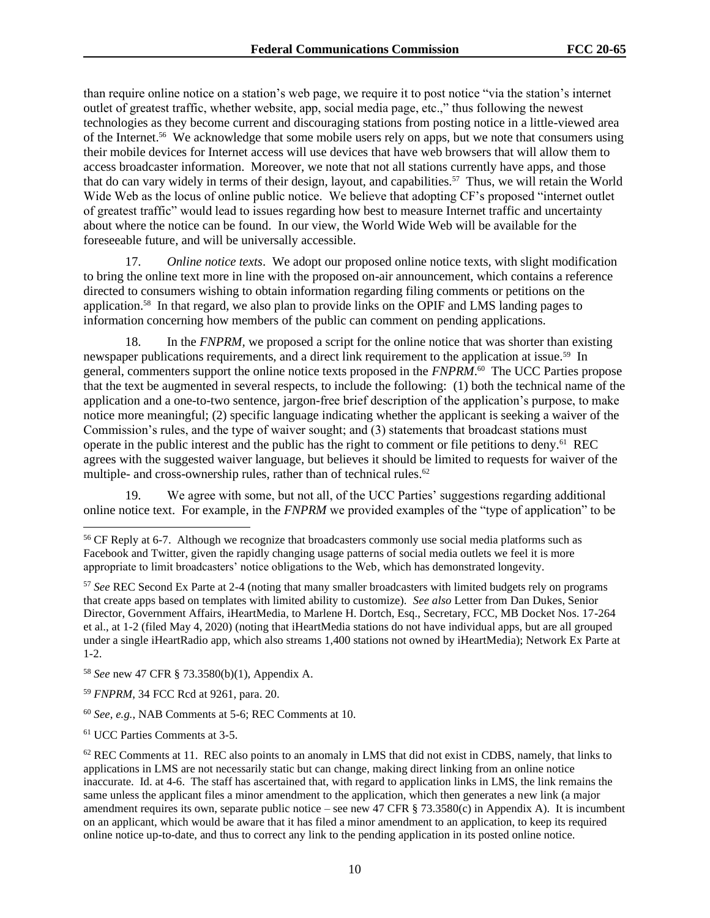than require online notice on a station's web page, we require it to post notice "via the station's internet outlet of greatest traffic, whether website, app, social media page, etc.," thus following the newest technologies as they become current and discouraging stations from posting notice in a little-viewed area of the Internet.[56] We acknowledge that some mobile users rely on apps, but we note that consumers using their mobile devices for Internet access will use devices that have web browsers that will allow them to access broadcaster information. Moreover, we note that not all stations currently have apps, and those that do can vary widely in terms of their design, layout, and capabilities.[57] Thus, we will retain the World Wide Web as the locus of online public notice. We believe that adopting CF's proposed "internet outlet of greatest traffic" would lead to issues regarding how best to measure Internet traffic and uncertainty about where the notice can be found. In our view, the World Wide Web will be available for the foreseeable future, and will be universally accessible.

17. *Online notice texts*. We adopt our proposed online notice texts, with slight modification to bring the online text more in line with the proposed on-air announcement, which contains a reference directed to consumers wishing to obtain information regarding filing comments or petitions on the application.[58] In that regard, we also plan to provide links on the OPIF and LMS landing pages to information concerning how members of the public can comment on pending applications.

18. In the *FNPRM,* we proposed a script for the online notice that was shorter than existing newspaper publications requirements, and a direct link requirement to the application at issue.[59] In general, commenters support the online notice texts proposed in the *FNPRM*.[60] The UCC Parties propose that the text be augmented in several respects, to include the following: (1) both the technical name of the application and a one-to-two sentence, jargon-free brief description of the application's purpose, to make notice more meaningful; (2) specific language indicating whether the applicant is seeking a waiver of the Commission's rules, and the type of waiver sought; and (3) statements that broadcast stations must operate in the public interest and the public has the right to comment or file petitions to deny.[61] REC agrees with the suggested waiver language, but believes it should be limited to requests for waiver of the multiple- and cross-ownership rules, rather than of technical rules.[62]

19. We agree with some, but not all, of the UCC Parties' suggestions regarding additional online notice text. For example, in the *FNPRM* we provided examples of the "type of application" to be

---

[56] CF Reply at 6-7. Although we recognize that broadcasters commonly use social media platforms such as Facebook and Twitter, given the rapidly changing usage patterns of social media outlets we feel it is more appropriate to limit broadcasters' notice obligations to the Web, which has demonstrated longevity.

[57] *See* REC Second Ex Parte at 2-4 (noting that many smaller broadcasters with limited budgets rely on programs that create apps based on templates with limited ability to customize). *See also* Letter from Dan Dukes, Senior Director, Government Affairs, iHeartMedia, to Marlene H. Dortch, Esq., Secretary, FCC, MB Docket Nos. 17-264 et al., at 1-2 (filed May 4, 2020) (noting that iHeartMedia stations do not have individual apps, but are all grouped under a single iHeartRadio app, which also streams 1,400 stations not owned by iHeartMedia); Network Ex Parte at 1-2.

[58] *See* new 47 CFR § 73.3580(b)(1), Appendix A.

[59] *FNPRM*, 34 FCC Rcd at 9261, para. 20.

[60] *See*, *e.g.*, NAB Comments at 5-6; REC Comments at 10.

[61] UCC Parties Comments at 3-5.

[62] REC Comments at 11. REC also points to an anomaly in LMS that did not exist in CDBS, namely, that links to applications in LMS are not necessarily static but can change, making direct linking from an online notice inaccurate. Id. at 4-6. The staff has ascertained that, with regard to application links in LMS, the link remains the same unless the applicant files a minor amendment to the application, which then generates a new link (a major amendment requires its own, separate public notice – see new 47 CFR § 73.3580(c) in Appendix A). It is incumbent on an applicant, which would be aware that it has filed a minor amendment to an application, to keep its required online notice up-to-date, and thus to correct any link to the pending application in its posted online notice.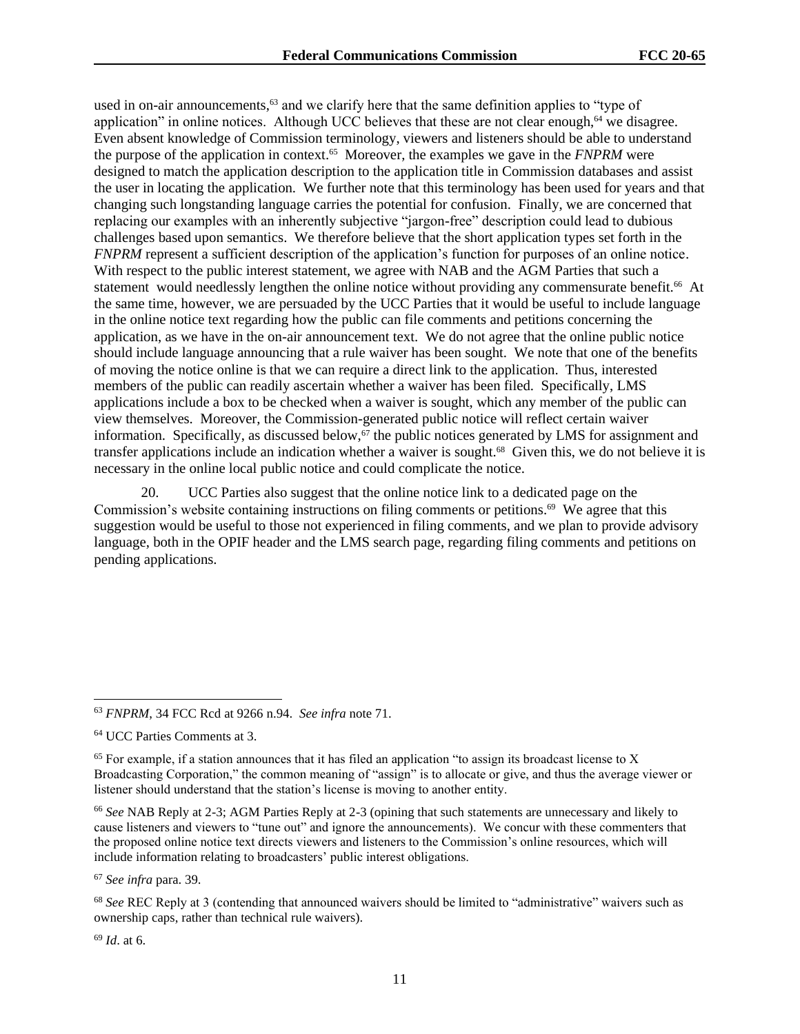used in on-air announcements,[63] and we clarify here that the same definition applies to "type of application" in online notices. Although UCC believes that these are not clear enough,[64] we disagree. Even absent knowledge of Commission terminology, viewers and listeners should be able to understand the purpose of the application in context.[65] Moreover, the examples we gave in the *FNPRM* were designed to match the application description to the application title in Commission databases and assist the user in locating the application. We further note that this terminology has been used for years and that changing such longstanding language carries the potential for confusion. Finally, we are concerned that replacing our examples with an inherently subjective "jargon-free" description could lead to dubious challenges based upon semantics. We therefore believe that the short application types set forth in the *FNPRM* represent a sufficient description of the application's function for purposes of an online notice. With respect to the public interest statement, we agree with NAB and the AGM Parties that such a statement would needlessly lengthen the online notice without providing any commensurate benefit.[66] At the same time, however, we are persuaded by the UCC Parties that it would be useful to include language in the online notice text regarding how the public can file comments and petitions concerning the application, as we have in the on-air announcement text. We do not agree that the online public notice should include language announcing that a rule waiver has been sought. We note that one of the benefits of moving the notice online is that we can require a direct link to the application. Thus, interested members of the public can readily ascertain whether a waiver has been filed. Specifically, LMS applications include a box to be checked when a waiver is sought, which any member of the public can view themselves. Moreover, the Commission-generated public notice will reflect certain waiver information. Specifically, as discussed below,[67] the public notices generated by LMS for assignment and transfer applications include an indication whether a waiver is sought.[68] Given this, we do not believe it is necessary in the online local public notice and could complicate the notice.

20. UCC Parties also suggest that the online notice link to a dedicated page on the Commission's website containing instructions on filing comments or petitions.[69] We agree that this suggestion would be useful to those not experienced in filing comments, and we plan to provide advisory language, both in the OPIF header and the LMS search page, regarding filing comments and petitions on pending applications.

---

[63] *FNPRM*, 34 FCC Rcd at 9266 n.94. *See infra* note 71.

[64] UCC Parties Comments at 3.

[65] For example, if a station announces that it has filed an application "to assign its broadcast license to X Broadcasting Corporation," the common meaning of "assign" is to allocate or give, and thus the average viewer or listener should understand that the station's license is moving to another entity.

[66] *See* NAB Reply at 2-3; AGM Parties Reply at 2-3 (opining that such statements are unnecessary and likely to cause listeners and viewers to "tune out" and ignore the announcements). We concur with these commenters that the proposed online notice text directs viewers and listeners to the Commission's online resources, which will include information relating to broadcasters' public interest obligations.

[67] *See infra* para. 39.

[68] *See* REC Reply at 3 (contending that announced waivers should be limited to "administrative" waivers such as ownership caps, rather than technical rule waivers).

[69] *Id*. at 6.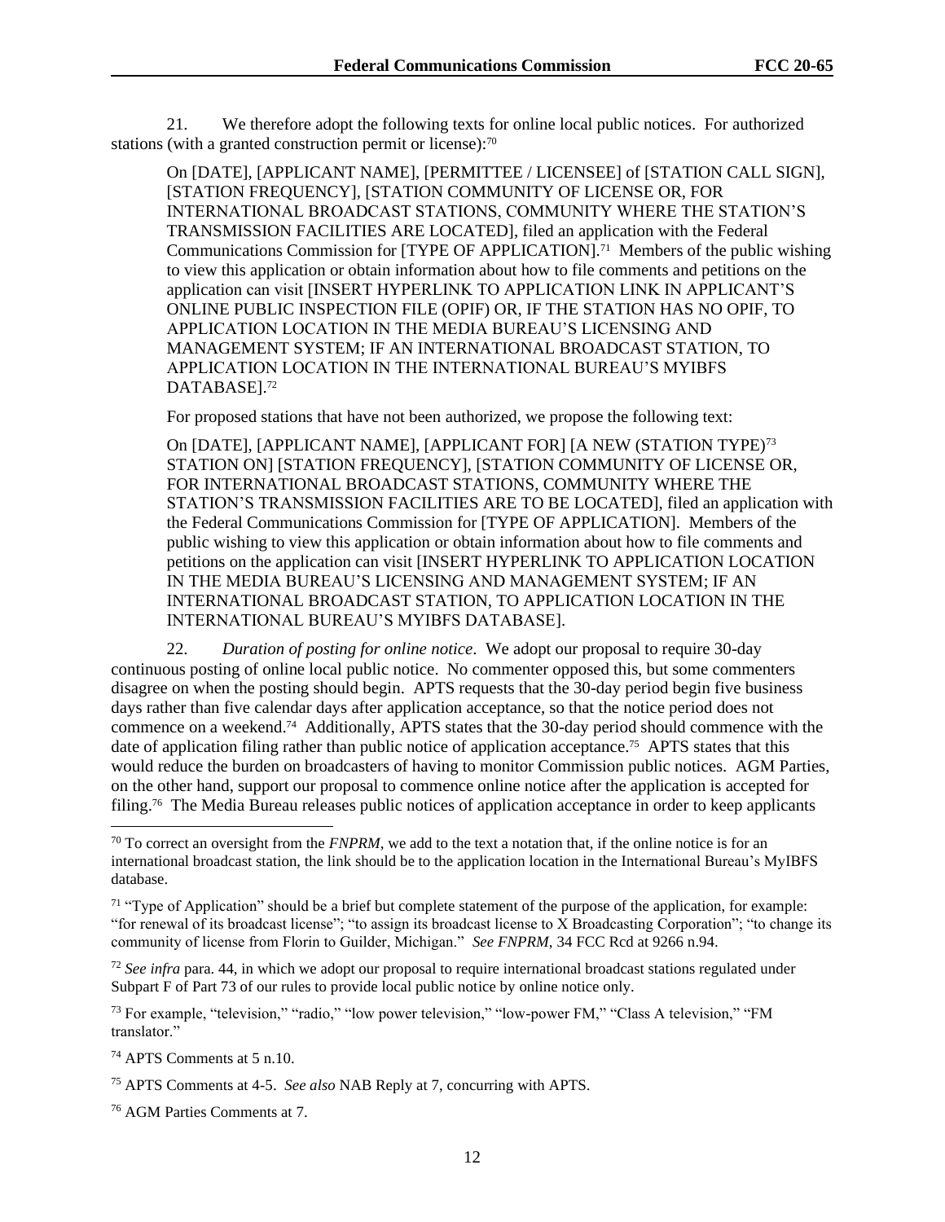21. We therefore adopt the following texts for online local public notices. For authorized stations (with a granted construction permit or license):[70]

> On [DATE], [APPLICANT NAME], [PERMITTEE / LICENSEE] of [STATION CALL SIGN], [STATION FREQUENCY], [STATION COMMUNITY OF LICENSE OR, FOR INTERNATIONAL BROADCAST STATIONS, COMMUNITY WHERE THE STATION'S TRANSMISSION FACILITIES ARE LOCATED], filed an application with the Federal Communications Commission for [TYPE OF APPLICATION].[71] Members of the public wishing to view this application or obtain information about how to file comments and petitions on the application can visit [INSERT HYPERLINK TO APPLICATION LINK IN APPLICANT'S ONLINE PUBLIC INSPECTION FILE (OPIF) OR, IF THE STATION HAS NO OPIF, TO APPLICATION LOCATION IN THE MEDIA BUREAU'S LICENSING AND MANAGEMENT SYSTEM; IF AN INTERNATIONAL BROADCAST STATION, TO APPLICATION LOCATION IN THE INTERNATIONAL BUREAU'S MYIBFS DATABASE].[72]
>
> For proposed stations that have not been authorized, we propose the following text:
>
> On [DATE], [APPLICANT NAME], [APPLICANT FOR] [A NEW (STATION TYPE)[73] STATION ON] [STATION FREQUENCY], [STATION COMMUNITY OF LICENSE OR, FOR INTERNATIONAL BROADCAST STATIONS, COMMUNITY WHERE THE STATION'S TRANSMISSION FACILITIES ARE TO BE LOCATED], filed an application with the Federal Communications Commission for [TYPE OF APPLICATION]. Members of the public wishing to view this application or obtain information about how to file comments and petitions on the application can visit [INSERT HYPERLINK TO APPLICATION LOCATION IN THE MEDIA BUREAU'S LICENSING AND MANAGEMENT SYSTEM; IF AN INTERNATIONAL BROADCAST STATION, TO APPLICATION LOCATION IN THE INTERNATIONAL BUREAU'S MYIBFS DATABASE].

22. *Duration of posting for online notice*. We adopt our proposal to require 30-day continuous posting of online local public notice. No commenter opposed this, but some commenters disagree on when the posting should begin. APTS requests that the 30-day period begin five business days rather than five calendar days after application acceptance, so that the notice period does not commence on a weekend.[74] Additionally, APTS states that the 30-day period should commence with the date of application filing rather than public notice of application acceptance.[75] APTS states that this would reduce the burden on broadcasters of having to monitor Commission public notices. AGM Parties, on the other hand, support our proposal to commence online notice after the application is accepted for filing.[76] The Media Bureau releases public notices of application acceptance in order to keep applicants

---

[70] To correct an oversight from the *FNPRM*, we add to the text a notation that, if the online notice is for an international broadcast station, the link should be to the application location in the International Bureau's MyIBFS database.

[71] "Type of Application" should be a brief but complete statement of the purpose of the application, for example: "for renewal of its broadcast license"; "to assign its broadcast license to X Broadcasting Corporation"; "to change its community of license from Florin to Guilder, Michigan." *See FNPRM*, 34 FCC Rcd at 9266 n.94.

[72] *See infra* para. 44, in which we adopt our proposal to require international broadcast stations regulated under Subpart F of Part 73 of our rules to provide local public notice by online notice only.

[73] For example, "television," "radio," "low power television," "low-power FM," "Class A television," "FM translator."

[74] APTS Comments at 5 n.10.

[75] APTS Comments at 4-5. *See also* NAB Reply at 7, concurring with APTS.

[76] AGM Parties Comments at 7.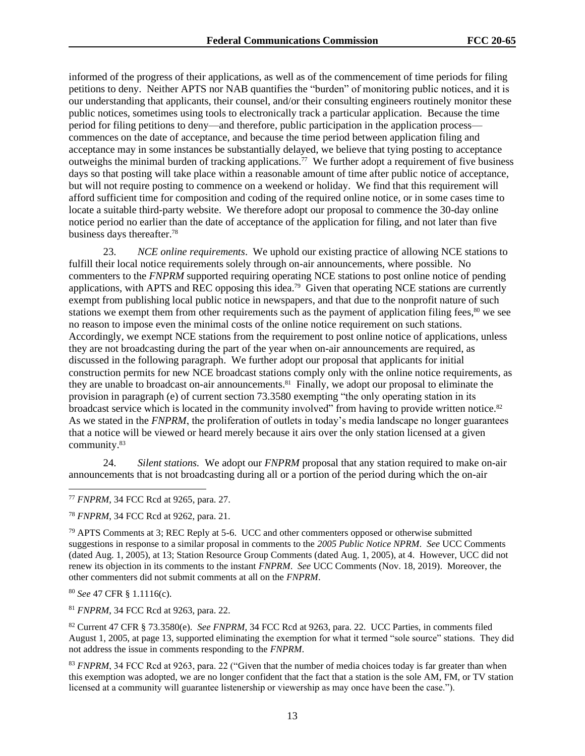informed of the progress of their applications, as well as of the commencement of time periods for filing petitions to deny. Neither APTS nor NAB quantifies the "burden" of monitoring public notices, and it is our understanding that applicants, their counsel, and/or their consulting engineers routinely monitor these public notices, sometimes using tools to electronically track a particular application. Because the time period for filing petitions to deny—and therefore, public participation in the application process—commences on the date of acceptance, and because the time period between application filing and acceptance may in some instances be substantially delayed, we believe that tying posting to acceptance outweighs the minimal burden of tracking applications.[77] We further adopt a requirement of five business days so that posting will take place within a reasonable amount of time after public notice of acceptance, but will not require posting to commence on a weekend or holiday. We find that this requirement will afford sufficient time for composition and coding of the required online notice, or in some cases time to locate a suitable third-party website. We therefore adopt our proposal to commence the 30-day online notice period no earlier than the date of acceptance of the application for filing, and not later than five business days thereafter.[78]

23. *NCE online requirements*. We uphold our existing practice of allowing NCE stations to fulfill their local notice requirements solely through on-air announcements, where possible. No commenters to the *FNPRM* supported requiring operating NCE stations to post online notice of pending applications, with APTS and REC opposing this idea.[79] Given that operating NCE stations are currently exempt from publishing local public notice in newspapers, and that due to the nonprofit nature of such stations we exempt them from other requirements such as the payment of application filing fees,[80] we see no reason to impose even the minimal costs of the online notice requirement on such stations. Accordingly, we exempt NCE stations from the requirement to post online notice of applications, unless they are not broadcasting during the part of the year when on-air announcements are required, as discussed in the following paragraph. We further adopt our proposal that applicants for initial construction permits for new NCE broadcast stations comply only with the online notice requirements, as they are unable to broadcast on-air announcements.[81] Finally, we adopt our proposal to eliminate the provision in paragraph (e) of current section 73.3580 exempting "the only operating station in its broadcast service which is located in the community involved" from having to provide written notice.[82] As we stated in the *FNPRM*, the proliferation of outlets in today's media landscape no longer guarantees that a notice will be viewed or heard merely because it airs over the only station licensed at a given community.[83]

24. *Silent stations.* We adopt our *FNPRM* proposal that any station required to make on-air announcements that is not broadcasting during all or a portion of the period during which the on-air

---

[77] *FNPRM*, 34 FCC Rcd at 9265, para. 27.

[78] *FNPRM*, 34 FCC Rcd at 9262, para. 21.

[79] APTS Comments at 3; REC Reply at 5-6. UCC and other commenters opposed or otherwise submitted suggestions in response to a similar proposal in comments to the *2005 Public Notice NPRM*. *See* UCC Comments (dated Aug. 1, 2005), at 13; Station Resource Group Comments (dated Aug. 1, 2005), at 4. However, UCC did not renew its objection in its comments to the instant *FNPRM*. *See* UCC Comments (Nov. 18, 2019). Moreover, the other commenters did not submit comments at all on the *FNPRM*.

[80] *See* 47 CFR § 1.1116(c).

[81] *FNPRM*, 34 FCC Rcd at 9263, para. 22.

[82] Current 47 CFR § 73.3580(e). *See FNPRM*, 34 FCC Rcd at 9263, para. 22. UCC Parties, in comments filed August 1, 2005, at page 13, supported eliminating the exemption for what it termed "sole source" stations. They did not address the issue in comments responding to the *FNPRM*.

[83] *FNPRM*, 34 FCC Rcd at 9263, para. 22 ("Given that the number of media choices today is far greater than when this exemption was adopted, we are no longer confident that the fact that a station is the sole AM, FM, or TV station licensed at a community will guarantee listenership or viewership as may once have been the case.").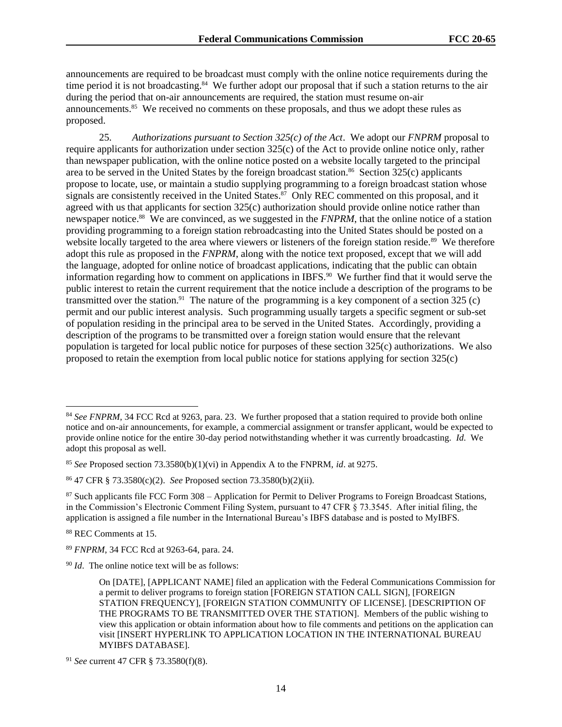announcements are required to be broadcast must comply with the online notice requirements during the time period it is not broadcasting.[84] We further adopt our proposal that if such a station returns to the air during the period that on-air announcements are required, the station must resume on-air announcements.[85] We received no comments on these proposals, and thus we adopt these rules as proposed.

25. *Authorizations pursuant to Section 325(c) of the Act*. We adopt our *FNPRM* proposal to require applicants for authorization under section 325(c) of the Act to provide online notice only, rather than newspaper publication, with the online notice posted on a website locally targeted to the principal area to be served in the United States by the foreign broadcast station.[86] Section 325(c) applicants propose to locate, use, or maintain a studio supplying programming to a foreign broadcast station whose signals are consistently received in the United States.[87] Only REC commented on this proposal, and it agreed with us that applicants for section 325(c) authorization should provide online notice rather than newspaper notice.[88] We are convinced, as we suggested in the *FNPRM*, that the online notice of a station providing programming to a foreign station rebroadcasting into the United States should be posted on a website locally targeted to the area where viewers or listeners of the foreign station reside.[89] We therefore adopt this rule as proposed in the *FNPRM*, along with the notice text proposed, except that we will add the language, adopted for online notice of broadcast applications, indicating that the public can obtain information regarding how to comment on applications in IBFS.[90] We further find that it would serve the public interest to retain the current requirement that the notice include a description of the programs to be transmitted over the station.[91] The nature of the programming is a key component of a section 325 (c) permit and our public interest analysis. Such programming usually targets a specific segment or sub-set of population residing in the principal area to be served in the United States. Accordingly, providing a description of the programs to be transmitted over a foreign station would ensure that the relevant population is targeted for local public notice for purposes of these section 325(c) authorizations. We also proposed to retain the exemption from local public notice for stations applying for section 325(c)

---

[84] *See FNPRM*, 34 FCC Rcd at 9263, para. 23. We further proposed that a station required to provide both online notice and on-air announcements, for example, a commercial assignment or transfer applicant, would be expected to provide online notice for the entire 30-day period notwithstanding whether it was currently broadcasting. *Id.* We adopt this proposal as well.

[85] *See* Proposed section 73.3580(b)(1)(vi) in Appendix A to the FNPRM, *id*. at 9275.

[86] 47 CFR § 73.3580(c)(2). *See* Proposed section 73.3580(b)(2)(ii).

[87] Such applicants file FCC Form 308 – Application for Permit to Deliver Programs to Foreign Broadcast Stations, in the Commission's Electronic Comment Filing System, pursuant to 47 CFR § 73.3545. After initial filing, the application is assigned a file number in the International Bureau's IBFS database and is posted to MyIBFS.

[88] REC Comments at 15.

[89] *FNPRM*, 34 FCC Rcd at 9263-64, para. 24.

[90] *Id*. The online notice text will be as follows:

> On [DATE], [APPLICANT NAME] filed an application with the Federal Communications Commission for a permit to deliver programs to foreign station [FOREIGN STATION CALL SIGN], [FOREIGN STATION FREQUENCY], [FOREIGN STATION COMMUNITY OF LICENSE]. [DESCRIPTION OF THE PROGRAMS TO BE TRANSMITTED OVER THE STATION]. Members of the public wishing to view this application or obtain information about how to file comments and petitions on the application can visit [INSERT HYPERLINK TO APPLICATION LOCATION IN THE INTERNATIONAL BUREAU MYIBFS DATABASE].

[91] *See* current 47 CFR § 73.3580(f)(8).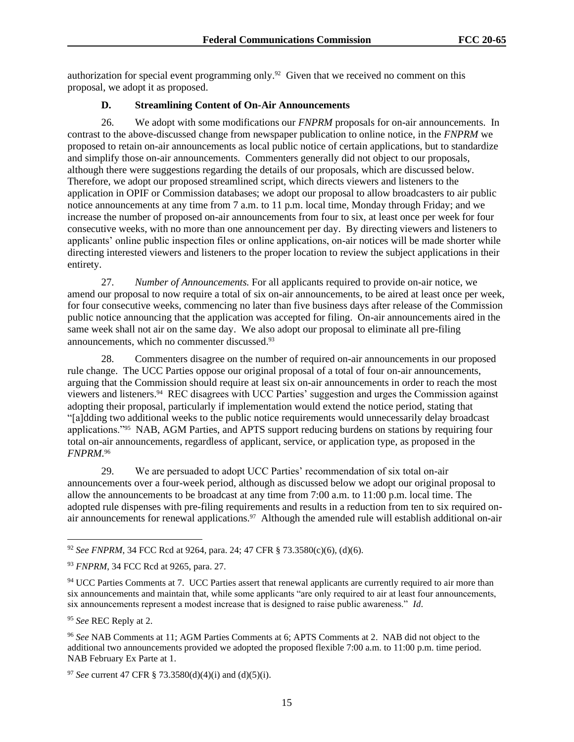authorization for special event programming only.[92] Given that we received no comment on this proposal, we adopt it as proposed.

### D. Streamlining Content of On-Air Announcements

26. We adopt with some modifications our *FNPRM* proposals for on-air announcements. In contrast to the above-discussed change from newspaper publication to online notice, in the *FNPRM* we proposed to retain on-air announcements as local public notice of certain applications, but to standardize and simplify those on-air announcements. Commenters generally did not object to our proposals, although there were suggestions regarding the details of our proposals, which are discussed below. Therefore, we adopt our proposed streamlined script, which directs viewers and listeners to the application in OPIF or Commission databases; we adopt our proposal to allow broadcasters to air public notice announcements at any time from 7 a.m. to 11 p.m. local time, Monday through Friday; and we increase the number of proposed on-air announcements from four to six, at least once per week for four consecutive weeks, with no more than one announcement per day. By directing viewers and listeners to applicants' online public inspection files or online applications, on-air notices will be made shorter while directing interested viewers and listeners to the proper location to review the subject applications in their entirety.

27. *Number of Announcements.* For all applicants required to provide on-air notice, we amend our proposal to now require a total of six on-air announcements, to be aired at least once per week, for four consecutive weeks, commencing no later than five business days after release of the Commission public notice announcing that the application was accepted for filing. On-air announcements aired in the same week shall not air on the same day. We also adopt our proposal to eliminate all pre-filing announcements, which no commenter discussed.[93]

28. Commenters disagree on the number of required on-air announcements in our proposed rule change. The UCC Parties oppose our original proposal of a total of four on-air announcements, arguing that the Commission should require at least six on-air announcements in order to reach the most viewers and listeners.[94] REC disagrees with UCC Parties' suggestion and urges the Commission against adopting their proposal, particularly if implementation would extend the notice period, stating that "[a]dding two additional weeks to the public notice requirements would unnecessarily delay broadcast applications."[95] NAB, AGM Parties, and APTS support reducing burdens on stations by requiring four total on-air announcements, regardless of applicant, service, or application type, as proposed in the *FNPRM*.[96]

29. We are persuaded to adopt UCC Parties' recommendation of six total on-air announcements over a four-week period, although as discussed below we adopt our original proposal to allow the announcements to be broadcast at any time from 7:00 a.m. to 11:00 p.m. local time. The adopted rule dispenses with pre-filing requirements and results in a reduction from ten to six required on-air announcements for renewal applications.[97] Although the amended rule will establish additional on-air

---

[92] *See FNPRM*, 34 FCC Rcd at 9264, para. 24; 47 CFR § 73.3580(c)(6), (d)(6).

[93] *FNPRM*, 34 FCC Rcd at 9265, para. 27.

[94] UCC Parties Comments at 7. UCC Parties assert that renewal applicants are currently required to air more than six announcements and maintain that, while some applicants "are only required to air at least four announcements, six announcements represent a modest increase that is designed to raise public awareness." *Id*.

[95] *See* REC Reply at 2.

[96] *See* NAB Comments at 11; AGM Parties Comments at 6; APTS Comments at 2. NAB did not object to the additional two announcements provided we adopted the proposed flexible 7:00 a.m. to 11:00 p.m. time period. NAB February Ex Parte at 1.

[97] *See* current 47 CFR § 73.3580(d)(4)(i) and (d)(5)(i).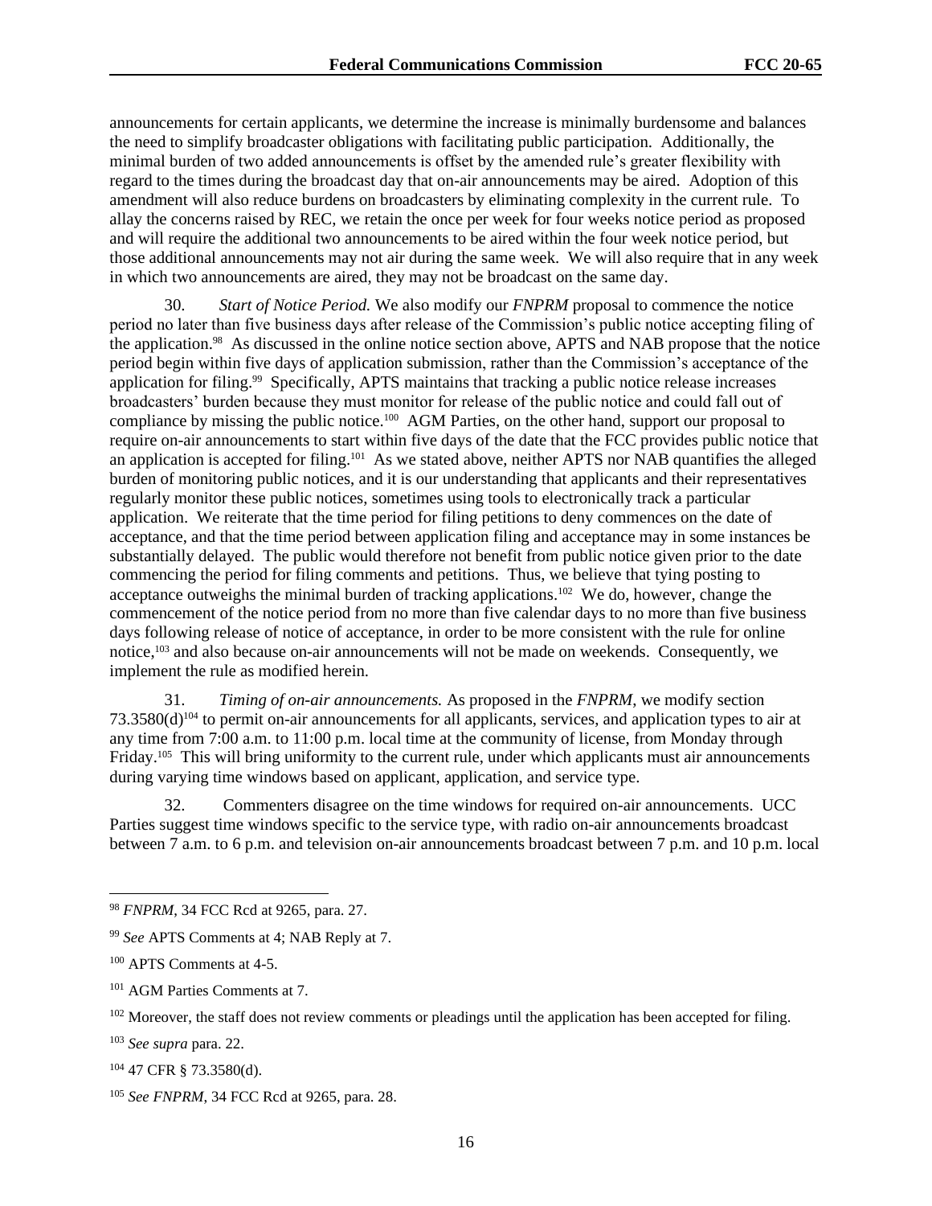announcements for certain applicants, we determine the increase is minimally burdensome and balances the need to simplify broadcaster obligations with facilitating public participation. Additionally, the minimal burden of two added announcements is offset by the amended rule's greater flexibility with regard to the times during the broadcast day that on-air announcements may be aired. Adoption of this amendment will also reduce burdens on broadcasters by eliminating complexity in the current rule. To allay the concerns raised by REC, we retain the once per week for four weeks notice period as proposed and will require the additional two announcements to be aired within the four week notice period, but those additional announcements may not air during the same week. We will also require that in any week in which two announcements are aired, they may not be broadcast on the same day.

30. *Start of Notice Period.* We also modify our *FNPRM* proposal to commence the notice period no later than five business days after release of the Commission's public notice accepting filing of the application.[98] As discussed in the online notice section above, APTS and NAB propose that the notice period begin within five days of application submission, rather than the Commission's acceptance of the application for filing.[99] Specifically, APTS maintains that tracking a public notice release increases broadcasters' burden because they must monitor for release of the public notice and could fall out of compliance by missing the public notice.[100] AGM Parties, on the other hand, support our proposal to require on-air announcements to start within five days of the date that the FCC provides public notice that an application is accepted for filing.[101] As we stated above, neither APTS nor NAB quantifies the alleged burden of monitoring public notices, and it is our understanding that applicants and their representatives regularly monitor these public notices, sometimes using tools to electronically track a particular application. We reiterate that the time period for filing petitions to deny commences on the date of acceptance, and that the time period between application filing and acceptance may in some instances be substantially delayed. The public would therefore not benefit from public notice given prior to the date commencing the period for filing comments and petitions. Thus, we believe that tying posting to acceptance outweighs the minimal burden of tracking applications.[102] We do, however, change the commencement of the notice period from no more than five calendar days to no more than five business days following release of notice of acceptance, in order to be more consistent with the rule for online notice,[103] and also because on-air announcements will not be made on weekends. Consequently, we implement the rule as modified herein.

31. *Timing of on-air announcements.* As proposed in the *FNPRM*, we modify section 73.3580(d)[104] to permit on-air announcements for all applicants, services, and application types to air at any time from 7:00 a.m. to 11:00 p.m. local time at the community of license, from Monday through Friday.[105] This will bring uniformity to the current rule, under which applicants must air announcements during varying time windows based on applicant, application, and service type.

32. Commenters disagree on the time windows for required on-air announcements. UCC Parties suggest time windows specific to the service type, with radio on-air announcements broadcast between 7 a.m. to 6 p.m. and television on-air announcements broadcast between 7 p.m. and 10 p.m. local

---

[98] *FNPRM*, 34 FCC Rcd at 9265, para. 27.

[99] *See* APTS Comments at 4; NAB Reply at 7.

[100] APTS Comments at 4-5.

[101] AGM Parties Comments at 7.

[102] Moreover, the staff does not review comments or pleadings until the application has been accepted for filing.

[103] *See supra* para. 22.

[104] 47 CFR § 73.3580(d).

[105] *See FNPRM*, 34 FCC Rcd at 9265, para. 28.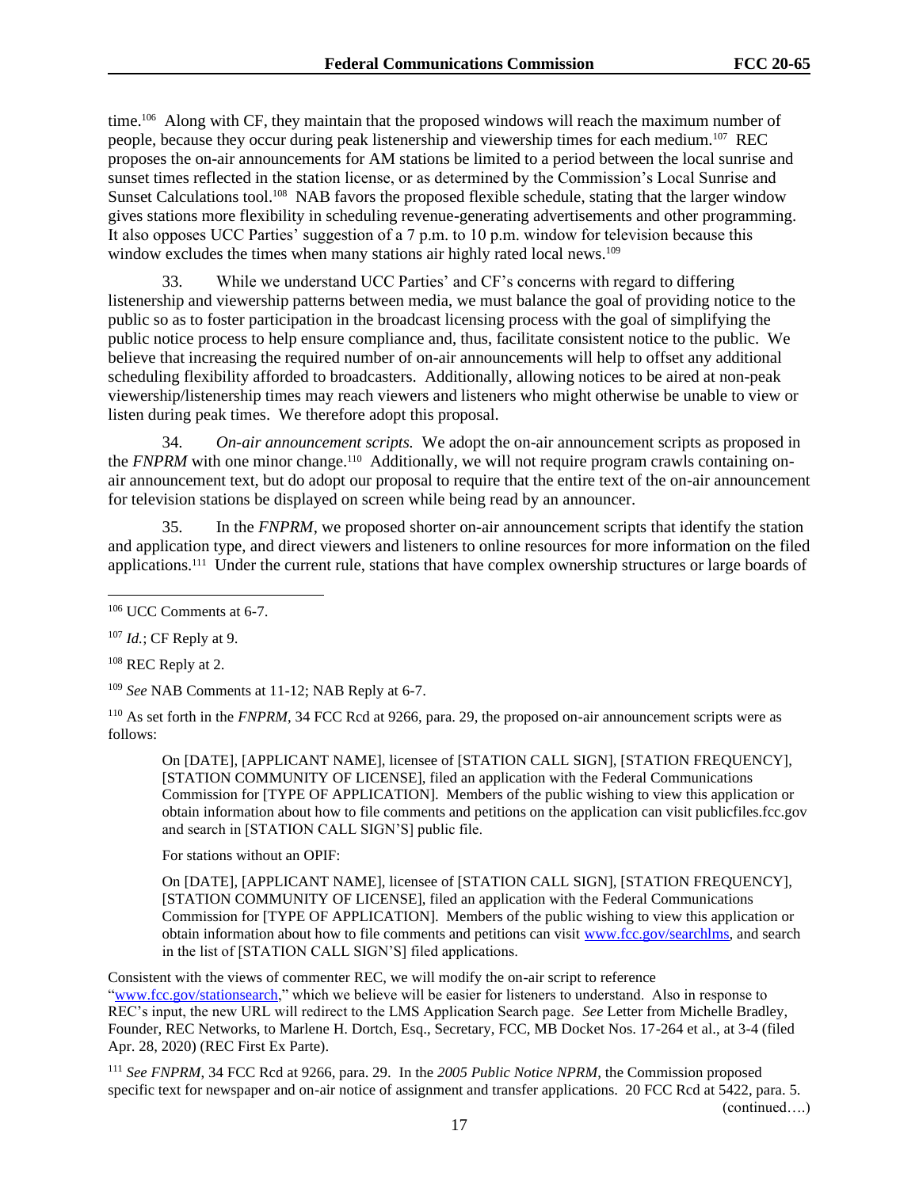time.[106] Along with CF, they maintain that the proposed windows will reach the maximum number of people, because they occur during peak listenership and viewership times for each medium.[107] REC proposes the on-air announcements for AM stations be limited to a period between the local sunrise and sunset times reflected in the station license, or as determined by the Commission's Local Sunrise and Sunset Calculations tool.[108] NAB favors the proposed flexible schedule, stating that the larger window gives stations more flexibility in scheduling revenue-generating advertisements and other programming. It also opposes UCC Parties' suggestion of a 7 p.m. to 10 p.m. window for television because this window excludes the times when many stations air highly rated local news.[109]

33. While we understand UCC Parties' and CF's concerns with regard to differing listenership and viewership patterns between media, we must balance the goal of providing notice to the public so as to foster participation in the broadcast licensing process with the goal of simplifying the public notice process to help ensure compliance and, thus, facilitate consistent notice to the public. We believe that increasing the required number of on-air announcements will help to offset any additional scheduling flexibility afforded to broadcasters. Additionally, allowing notices to be aired at non-peak viewership/listenership times may reach viewers and listeners who might otherwise be unable to view or listen during peak times. We therefore adopt this proposal.

34. *On-air announcement scripts.* We adopt the on-air announcement scripts as proposed in the *FNPRM* with one minor change.[110] Additionally, we will not require program crawls containing on-air announcement text, but do adopt our proposal to require that the entire text of the on-air announcement for television stations be displayed on screen while being read by an announcer.

35. In the *FNPRM*, we proposed shorter on-air announcement scripts that identify the station and application type, and direct viewers and listeners to online resources for more information on the filed applications.[111] Under the current rule, stations that have complex ownership structures or large boards of

---

[106] UCC Comments at 6-7.

[107] *Id.*; CF Reply at 9.

[108] REC Reply at 2.

[109] *See* NAB Comments at 11-12; NAB Reply at 6-7.

[110] As set forth in the *FNPRM*, 34 FCC Rcd at 9266, para. 29, the proposed on-air announcement scripts were as follows:

> On [DATE], [APPLICANT NAME], licensee of [STATION CALL SIGN], [STATION FREQUENCY], [STATION COMMUNITY OF LICENSE], filed an application with the Federal Communications Commission for [TYPE OF APPLICATION]. Members of the public wishing to view this application or obtain information about how to file comments and petitions on the application can visit publicfiles.fcc.gov and search in [STATION CALL SIGN'S] public file.
>
> For stations without an OPIF:
>
> On [DATE], [APPLICANT NAME], licensee of [STATION CALL SIGN], [STATION FREQUENCY], [STATION COMMUNITY OF LICENSE], filed an application with the Federal Communications Commission for [TYPE OF APPLICATION]. Members of the public wishing to view this application or obtain information about how to file comments and petitions can visit www.fcc.gov/searchlms, and search in the list of [STATION CALL SIGN'S] filed applications.

Consistent with the views of commenter REC, we will modify the on-air script to reference "www.fcc.gov/stationsearch," which we believe will be easier for listeners to understand. Also in response to REC's input, the new URL will redirect to the LMS Application Search page. *See* Letter from Michelle Bradley, Founder, REC Networks, to Marlene H. Dortch, Esq., Secretary, FCC, MB Docket Nos. 17-264 et al., at 3-4 (filed Apr. 28, 2020) (REC First Ex Parte).

[111] *See FNPRM*, 34 FCC Rcd at 9266, para. 29. In the *2005 Public Notice NPRM*, the Commission proposed specific text for newspaper and on-air notice of assignment and transfer applications. 20 FCC Rcd at 5422, para. 5.

(continued….)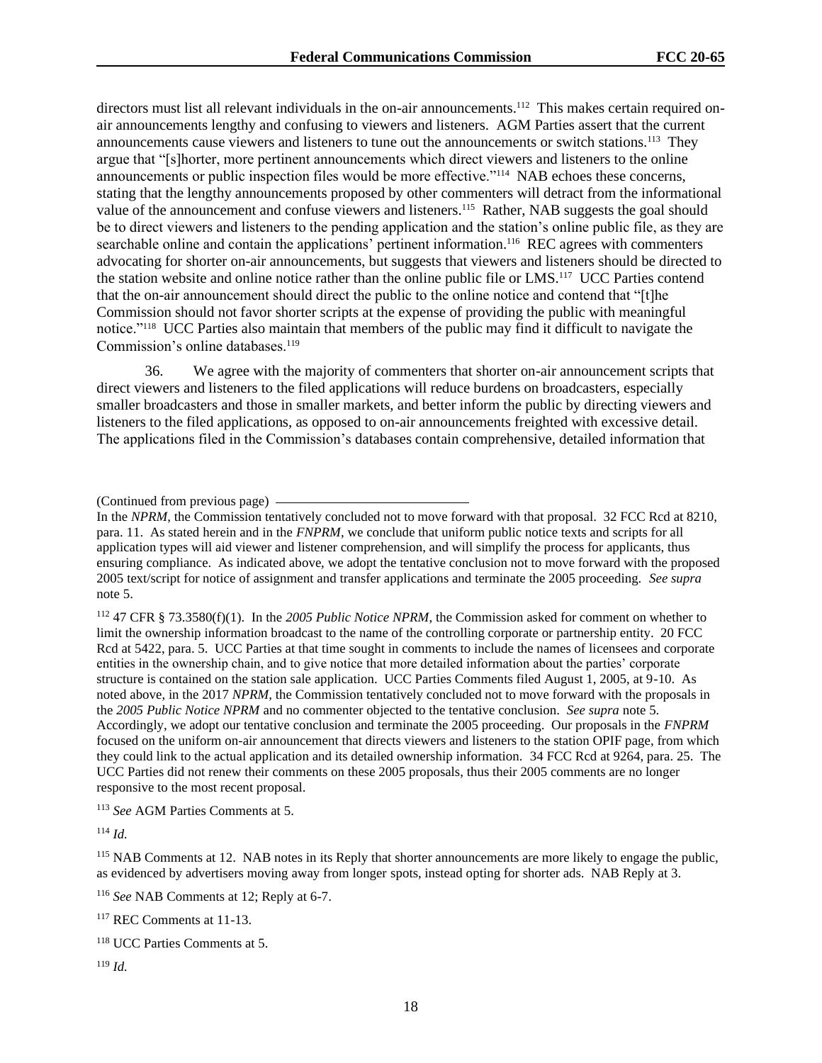directors must list all relevant individuals in the on-air announcements.[112] This makes certain required on-air announcements lengthy and confusing to viewers and listeners. AGM Parties assert that the current announcements cause viewers and listeners to tune out the announcements or switch stations.[113] They argue that "[s]horter, more pertinent announcements which direct viewers and listeners to the online announcements or public inspection files would be more effective."[114] NAB echoes these concerns, stating that the lengthy announcements proposed by other commenters will detract from the informational value of the announcement and confuse viewers and listeners.[115] Rather, NAB suggests the goal should be to direct viewers and listeners to the pending application and the station's online public file, as they are searchable online and contain the applications' pertinent information.[116] REC agrees with commenters advocating for shorter on-air announcements, but suggests that viewers and listeners should be directed to the station website and online notice rather than the online public file or LMS.[117] UCC Parties contend that the on-air announcement should direct the public to the online notice and contend that "[t]he Commission should not favor shorter scripts at the expense of providing the public with meaningful notice."[118] UCC Parties also maintain that members of the public may find it difficult to navigate the Commission's online databases.[119]

36. We agree with the majority of commenters that shorter on-air announcement scripts that direct viewers and listeners to the filed applications will reduce burdens on broadcasters, especially smaller broadcasters and those in smaller markets, and better inform the public by directing viewers and listeners to the filed applications, as opposed to on-air announcements freighted with excessive detail. The applications filed in the Commission's databases contain comprehensive, detailed information that

(Continued from previous page)

In the *NPRM*, the Commission tentatively concluded not to move forward with that proposal. 32 FCC Rcd at 8210, para. 11. As stated herein and in the *FNPRM*, we conclude that uniform public notice texts and scripts for all application types will aid viewer and listener comprehension, and will simplify the process for applicants, thus ensuring compliance. As indicated above, we adopt the tentative conclusion not to move forward with the proposed 2005 text/script for notice of assignment and transfer applications and terminate the 2005 proceeding. *See supra* note 5.

[112] 47 CFR § 73.3580(f)(1). In the *2005 Public Notice NPRM*, the Commission asked for comment on whether to limit the ownership information broadcast to the name of the controlling corporate or partnership entity. 20 FCC Rcd at 5422, para. 5. UCC Parties at that time sought in comments to include the names of licensees and corporate entities in the ownership chain, and to give notice that more detailed information about the parties' corporate structure is contained on the station sale application. UCC Parties Comments filed August 1, 2005, at 9-10. As noted above, in the 2017 *NPRM*, the Commission tentatively concluded not to move forward with the proposals in the *2005 Public Notice NPRM* and no commenter objected to the tentative conclusion. *See supra* note 5. Accordingly, we adopt our tentative conclusion and terminate the 2005 proceeding. Our proposals in the *FNPRM* focused on the uniform on-air announcement that directs viewers and listeners to the station OPIF page, from which they could link to the actual application and its detailed ownership information. 34 FCC Rcd at 9264, para. 25. The UCC Parties did not renew their comments on these 2005 proposals, thus their 2005 comments are no longer responsive to the most recent proposal.

[113] *See* AGM Parties Comments at 5.

[114] *Id.*

[115] NAB Comments at 12. NAB notes in its Reply that shorter announcements are more likely to engage the public, as evidenced by advertisers moving away from longer spots, instead opting for shorter ads. NAB Reply at 3.

[116] *See* NAB Comments at 12; Reply at 6-7.

[117] REC Comments at 11-13.

[118] UCC Parties Comments at 5.

[119] *Id.*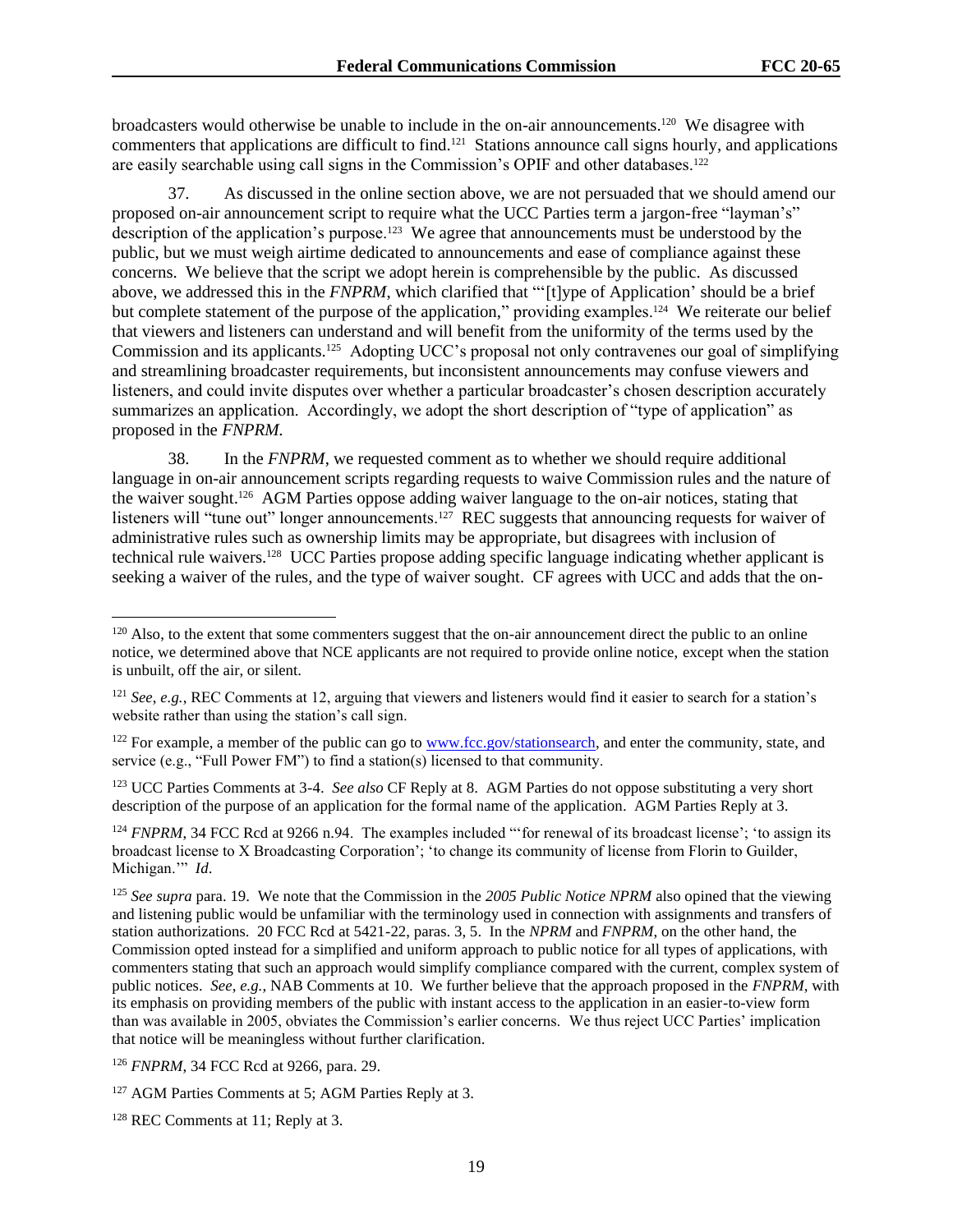broadcasters would otherwise be unable to include in the on-air announcements.[120] We disagree with commenters that applications are difficult to find.[121] Stations announce call signs hourly, and applications are easily searchable using call signs in the Commission's OPIF and other databases.[122]

37. As discussed in the online section above, we are not persuaded that we should amend our proposed on-air announcement script to require what the UCC Parties term a jargon-free "layman's" description of the application's purpose.[123] We agree that announcements must be understood by the public, but we must weigh airtime dedicated to announcements and ease of compliance against these concerns. We believe that the script we adopt herein is comprehensible by the public. As discussed above, we addressed this in the *FNPRM*, which clarified that "'[t]ype of Application' should be a brief but complete statement of the purpose of the application," providing examples.[124] We reiterate our belief that viewers and listeners can understand and will benefit from the uniformity of the terms used by the Commission and its applicants.[125] Adopting UCC's proposal not only contravenes our goal of simplifying and streamlining broadcaster requirements, but inconsistent announcements may confuse viewers and listeners, and could invite disputes over whether a particular broadcaster's chosen description accurately summarizes an application. Accordingly, we adopt the short description of "type of application" as proposed in the *FNPRM*.

38. In the *FNPRM*, we requested comment as to whether we should require additional language in on-air announcement scripts regarding requests to waive Commission rules and the nature of the waiver sought.[126] AGM Parties oppose adding waiver language to the on-air notices, stating that listeners will "tune out" longer announcements.[127] REC suggests that announcing requests for waiver of administrative rules such as ownership limits may be appropriate, but disagrees with inclusion of technical rule waivers.[128] UCC Parties propose adding specific language indicating whether applicant is seeking a waiver of the rules, and the type of waiver sought. CF agrees with UCC and adds that the on-

---

[120] Also, to the extent that some commenters suggest that the on-air announcement direct the public to an online notice, we determined above that NCE applicants are not required to provide online notice, except when the station is unbuilt, off the air, or silent.

[121] *See, e.g.*, REC Comments at 12, arguing that viewers and listeners would find it easier to search for a station's website rather than using the station's call sign.

[122] For example, a member of the public can go to www.fcc.gov/stationsearch, and enter the community, state, and service (e.g., "Full Power FM") to find a station(s) licensed to that community.

[123] UCC Parties Comments at 3-4. *See also* CF Reply at 8. AGM Parties do not oppose substituting a very short description of the purpose of an application for the formal name of the application. AGM Parties Reply at 3.

[124] *FNPRM*, 34 FCC Rcd at 9266 n.94. The examples included "'for renewal of its broadcast license'; 'to assign its broadcast license to X Broadcasting Corporation'; 'to change its community of license from Florin to Guilder, Michigan.'" *Id.*

[125] *See supra* para. 19. We note that the Commission in the *2005 Public Notice NPRM* also opined that the viewing and listening public would be unfamiliar with the terminology used in connection with assignments and transfers of station authorizations. 20 FCC Rcd at 5421-22, paras. 3, 5. In the *NPRM* and *FNPRM*, on the other hand, the Commission opted instead for a simplified and uniform approach to public notice for all types of applications, with commenters stating that such an approach would simplify compliance compared with the current, complex system of public notices. *See, e.g.*, NAB Comments at 10. We further believe that the approach proposed in the *FNPRM*, with its emphasis on providing members of the public with instant access to the application in an easier-to-view form than was available in 2005, obviates the Commission's earlier concerns. We thus reject UCC Parties' implication that notice will be meaningless without further clarification.

[126] *FNPRM*, 34 FCC Rcd at 9266, para. 29.

[127] AGM Parties Comments at 5; AGM Parties Reply at 3.

[128] REC Comments at 11; Reply at 3.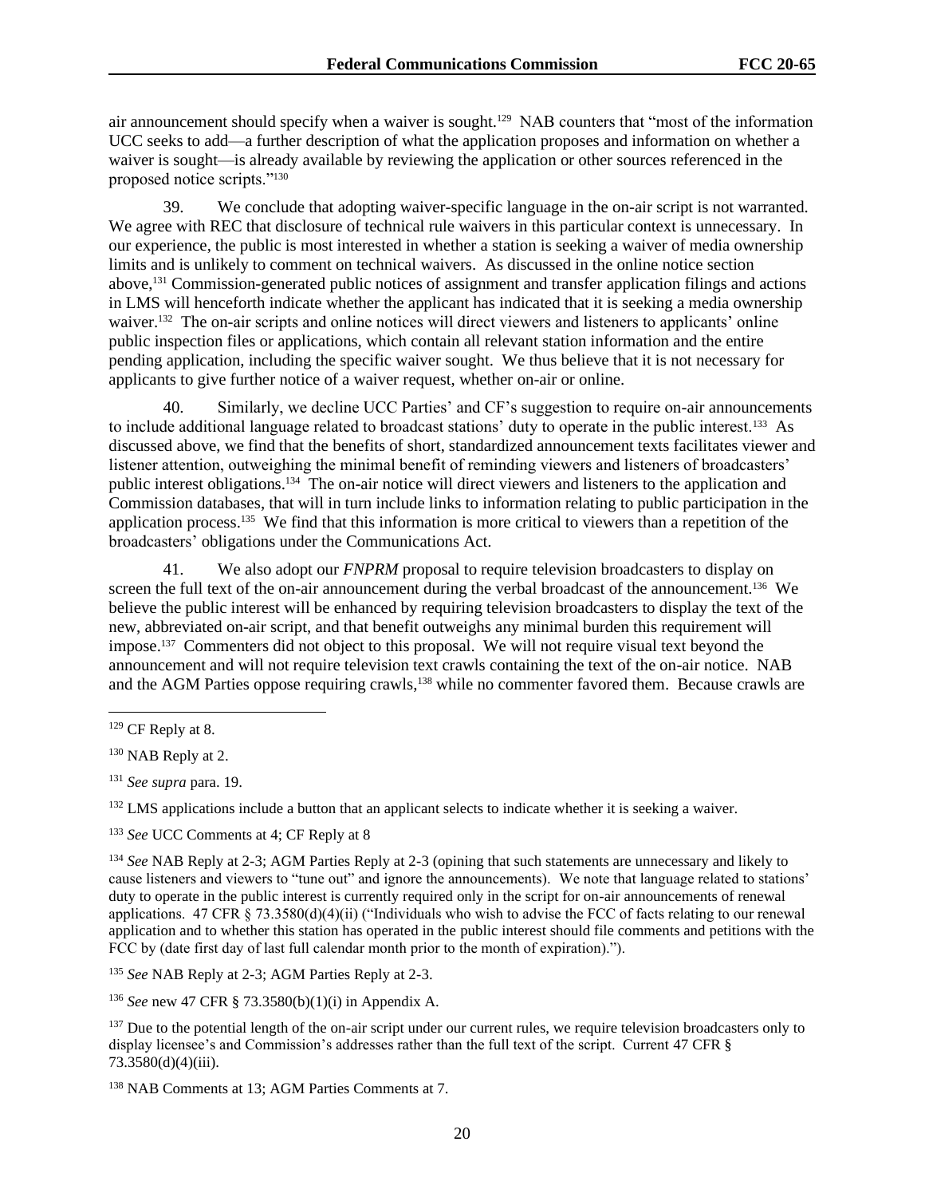air announcement should specify when a waiver is sought.[129] NAB counters that "most of the information UCC seeks to add—a further description of what the application proposes and information on whether a waiver is sought—is already available by reviewing the application or other sources referenced in the proposed notice scripts."[130]

39. We conclude that adopting waiver-specific language in the on-air script is not warranted. We agree with REC that disclosure of technical rule waivers in this particular context is unnecessary. In our experience, the public is most interested in whether a station is seeking a waiver of media ownership limits and is unlikely to comment on technical waivers. As discussed in the online notice section above,[131] Commission-generated public notices of assignment and transfer application filings and actions in LMS will henceforth indicate whether the applicant has indicated that it is seeking a media ownership waiver.[132] The on-air scripts and online notices will direct viewers and listeners to applicants' online public inspection files or applications, which contain all relevant station information and the entire pending application, including the specific waiver sought. We thus believe that it is not necessary for applicants to give further notice of a waiver request, whether on-air or online.

40. Similarly, we decline UCC Parties' and CF's suggestion to require on-air announcements to include additional language related to broadcast stations' duty to operate in the public interest.[133] As discussed above, we find that the benefits of short, standardized announcement texts facilitates viewer and listener attention, outweighing the minimal benefit of reminding viewers and listeners of broadcasters' public interest obligations.[134] The on-air notice will direct viewers and listeners to the application and Commission databases, that will in turn include links to information relating to public participation in the application process.[135] We find that this information is more critical to viewers than a repetition of the broadcasters' obligations under the Communications Act.

41. We also adopt our *FNPRM* proposal to require television broadcasters to display on screen the full text of the on-air announcement during the verbal broadcast of the announcement.[136] We believe the public interest will be enhanced by requiring television broadcasters to display the text of the new, abbreviated on-air script, and that benefit outweighs any minimal burden this requirement will impose.[137] Commenters did not object to this proposal. We will not require visual text beyond the announcement and will not require television text crawls containing the text of the on-air notice. NAB and the AGM Parties oppose requiring crawls,[138] while no commenter favored them. Because crawls are

---

[129] CF Reply at 8.

[130] NAB Reply at 2.

[131] *See supra* para. 19.

[132] LMS applications include a button that an applicant selects to indicate whether it is seeking a waiver.

[133] *See* UCC Comments at 4; CF Reply at 8

[134] *See* NAB Reply at 2-3; AGM Parties Reply at 2-3 (opining that such statements are unnecessary and likely to cause listeners and viewers to "tune out" and ignore the announcements). We note that language related to stations' duty to operate in the public interest is currently required only in the script for on-air announcements of renewal applications. 47 CFR § 73.3580(d)(4)(ii) ("Individuals who wish to advise the FCC of facts relating to our renewal application and to whether this station has operated in the public interest should file comments and petitions with the FCC by (date first day of last full calendar month prior to the month of expiration).").

[135] *See* NAB Reply at 2-3; AGM Parties Reply at 2-3.

[136] *See* new 47 CFR § 73.3580(b)(1)(i) in Appendix A.

[137] Due to the potential length of the on-air script under our current rules, we require television broadcasters only to display licensee's and Commission's addresses rather than the full text of the script. Current 47 CFR § 73.3580(d)(4)(iii).

[138] NAB Comments at 13; AGM Parties Comments at 7.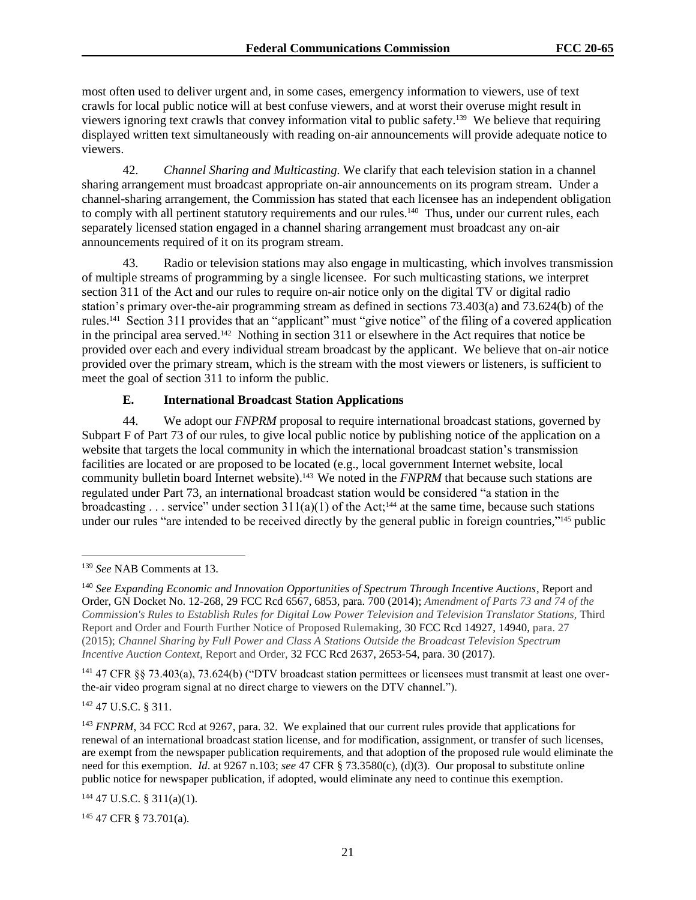most often used to deliver urgent and, in some cases, emergency information to viewers, use of text crawls for local public notice will at best confuse viewers, and at worst their overuse might result in viewers ignoring text crawls that convey information vital to public safety.[139] We believe that requiring displayed written text simultaneously with reading on-air announcements will provide adequate notice to viewers.

42. *Channel Sharing and Multicasting.* We clarify that each television station in a channel sharing arrangement must broadcast appropriate on-air announcements on its program stream. Under a channel-sharing arrangement, the Commission has stated that each licensee has an independent obligation to comply with all pertinent statutory requirements and our rules.[140] Thus, under our current rules, each separately licensed station engaged in a channel sharing arrangement must broadcast any on-air announcements required of it on its program stream.

43. Radio or television stations may also engage in multicasting, which involves transmission of multiple streams of programming by a single licensee. For such multicasting stations, we interpret section 311 of the Act and our rules to require on-air notice only on the digital TV or digital radio station's primary over-the-air programming stream as defined in sections 73.403(a) and 73.624(b) of the rules.[141] Section 311 provides that an "applicant" must "give notice" of the filing of a covered application in the principal area served.[142] Nothing in section 311 or elsewhere in the Act requires that notice be provided over each and every individual stream broadcast by the applicant. We believe that on-air notice provided over the primary stream, which is the stream with the most viewers or listeners, is sufficient to meet the goal of section 311 to inform the public.

### E. International Broadcast Station Applications

44. We adopt our *FNPRM* proposal to require international broadcast stations, governed by Subpart F of Part 73 of our rules, to give local public notice by publishing notice of the application on a website that targets the local community in which the international broadcast station's transmission facilities are located or are proposed to be located (e.g., local government Internet website, local community bulletin board Internet website).[143] We noted in the *FNPRM* that because such stations are regulated under Part 73, an international broadcast station would be considered "a station in the broadcasting . . . service" under section 311(a)(1) of the Act;[144] at the same time, because such stations under our rules "are intended to be received directly by the general public in foreign countries,"[145] public

---

[139] *See* NAB Comments at 13.

[140] *See Expanding Economic and Innovation Opportunities of Spectrum Through Incentive Auctions*, Report and Order, GN Docket No. 12-268, 29 FCC Rcd 6567, 6853, para. 700 (2014); *Amendment of Parts 73 and 74 of the Commission's Rules to Establish Rules for Digital Low Power Television and Television Translator Stations*, Third Report and Order and Fourth Further Notice of Proposed Rulemaking, 30 FCC Rcd 14927, 14940, para. 27 (2015); *Channel Sharing by Full Power and Class A Stations Outside the Broadcast Television Spectrum Incentive Auction Context*, Report and Order, 32 FCC Rcd 2637, 2653-54, para. 30 (2017).

[141] 47 CFR §§ 73.403(a), 73.624(b) ("DTV broadcast station permittees or licensees must transmit at least one over-the-air video program signal at no direct charge to viewers on the DTV channel.").

[142] 47 U.S.C. § 311.

[143] *FNPRM*, 34 FCC Rcd at 9267, para. 32. We explained that our current rules provide that applications for renewal of an international broadcast station license, and for modification, assignment, or transfer of such licenses, are exempt from the newspaper publication requirements, and that adoption of the proposed rule would eliminate the need for this exemption. *Id*. at 9267 n.103; *see* 47 CFR § 73.3580(c), (d)(3). Our proposal to substitute online public notice for newspaper publication, if adopted, would eliminate any need to continue this exemption.

[144] 47 U.S.C. § 311(a)(1).

[145] 47 CFR § 73.701(a).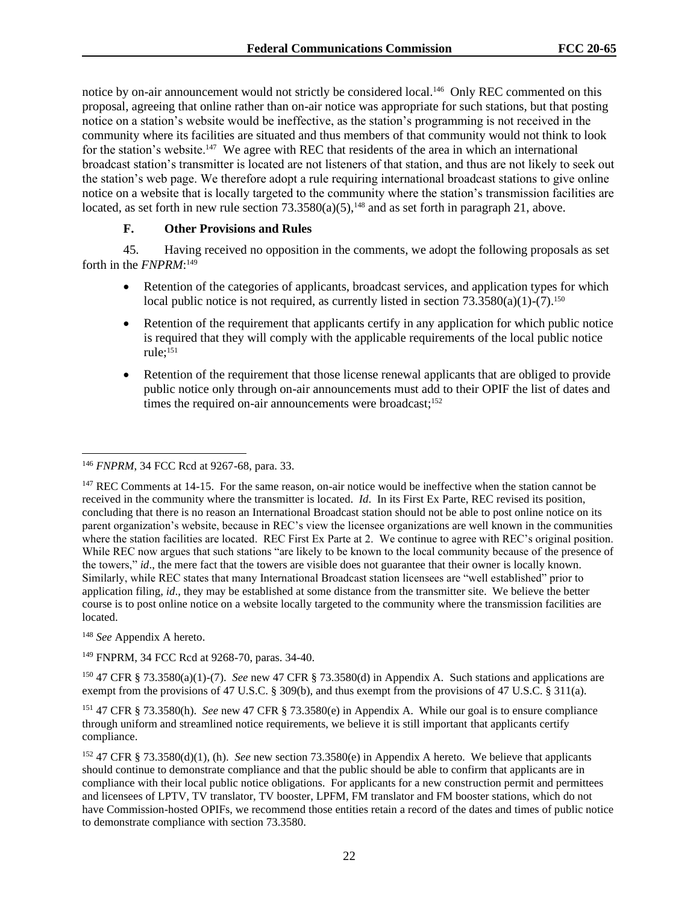notice by on-air announcement would not strictly be considered local.[146] Only REC commented on this proposal, agreeing that online rather than on-air notice was appropriate for such stations, but that posting notice on a station's website would be ineffective, as the station's programming is not received in the community where its facilities are situated and thus members of that community would not think to look for the station's website.[147] We agree with REC that residents of the area in which an international broadcast station's transmitter is located are not listeners of that station, and thus are not likely to seek out the station's web page. We therefore adopt a rule requiring international broadcast stations to give online notice on a website that is locally targeted to the community where the station's transmission facilities are located, as set forth in new rule section 73.3580(a)(5),[148] and as set forth in paragraph 21, above.

### F. Other Provisions and Rules

45. Having received no opposition in the comments, we adopt the following proposals as set forth in the *FNPRM*:[149]

- Retention of the categories of applicants, broadcast services, and application types for which local public notice is not required, as currently listed in section 73.3580(a)(1)-(7).[150]
- Retention of the requirement that applicants certify in any application for which public notice is required that they will comply with the applicable requirements of the local public notice rule;[151]
- Retention of the requirement that those license renewal applicants that are obliged to provide public notice only through on-air announcements must add to their OPIF the list of dates and times the required on-air announcements were broadcast;[152]

---

[146] *FNPRM*, 34 FCC Rcd at 9267-68, para. 33.

[147] REC Comments at 14-15. For the same reason, on-air notice would be ineffective when the station cannot be received in the community where the transmitter is located. *Id*. In its First Ex Parte, REC revised its position, concluding that there is no reason an International Broadcast station should not be able to post online notice on its parent organization's website, because in REC's view the licensee organizations are well known in the communities where the station facilities are located. REC First Ex Parte at 2. We continue to agree with REC's original position. While REC now argues that such stations "are likely to be known to the local community because of the presence of the towers," *id*., the mere fact that the towers are visible does not guarantee that their owner is locally known. Similarly, while REC states that many International Broadcast station licensees are "well established" prior to application filing, *id*., they may be established at some distance from the transmitter site. We believe the better course is to post online notice on a website locally targeted to the community where the transmission facilities are located.

[148] *See* Appendix A hereto.

[149] FNPRM, 34 FCC Rcd at 9268-70, paras. 34-40.

[150] 47 CFR § 73.3580(a)(1)-(7). *See* new 47 CFR § 73.3580(d) in Appendix A. Such stations and applications are exempt from the provisions of 47 U.S.C. § 309(b), and thus exempt from the provisions of 47 U.S.C. § 311(a).

[151] 47 CFR § 73.3580(h). *See* new 47 CFR § 73.3580(e) in Appendix A. While our goal is to ensure compliance through uniform and streamlined notice requirements, we believe it is still important that applicants certify compliance.

[152] 47 CFR § 73.3580(d)(1), (h). *See* new section 73.3580(e) in Appendix A hereto. We believe that applicants should continue to demonstrate compliance and that the public should be able to confirm that applicants are in compliance with their local public notice obligations. For applicants for a new construction permit and permittees and licensees of LPTV, TV translator, TV booster, LPFM, FM translator and FM booster stations, which do not have Commission-hosted OPIFs, we recommend those entities retain a record of the dates and times of public notice to demonstrate compliance with section 73.3580.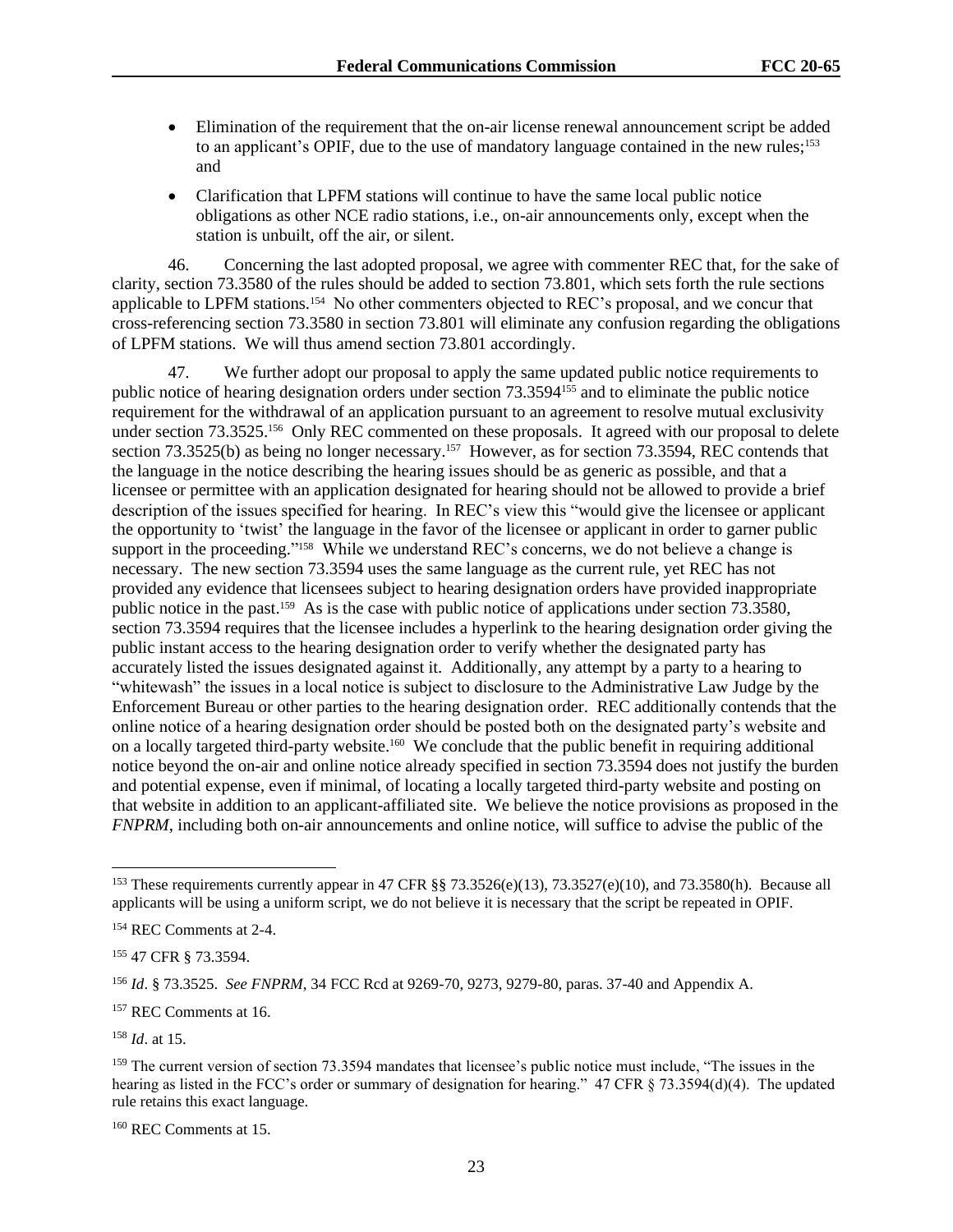- Elimination of the requirement that the on-air license renewal announcement script be added to an applicant's OPIF, due to the use of mandatory language contained in the new rules;[153] and
- Clarification that LPFM stations will continue to have the same local public notice obligations as other NCE radio stations, i.e., on-air announcements only, except when the station is unbuilt, off the air, or silent.

46. Concerning the last adopted proposal, we agree with commenter REC that, for the sake of clarity, section 73.3580 of the rules should be added to section 73.801, which sets forth the rule sections applicable to LPFM stations.[154] No other commenters objected to REC's proposal, and we concur that cross-referencing section 73.3580 in section 73.801 will eliminate any confusion regarding the obligations of LPFM stations. We will thus amend section 73.801 accordingly.

47. We further adopt our proposal to apply the same updated public notice requirements to public notice of hearing designation orders under section 73.3594[155] and to eliminate the public notice requirement for the withdrawal of an application pursuant to an agreement to resolve mutual exclusivity under section 73.3525.[156] Only REC commented on these proposals. It agreed with our proposal to delete section 73.3525(b) as being no longer necessary.[157] However, as for section 73.3594, REC contends that the language in the notice describing the hearing issues should be as generic as possible, and that a licensee or permittee with an application designated for hearing should not be allowed to provide a brief description of the issues specified for hearing. In REC's view this "would give the licensee or applicant the opportunity to 'twist' the language in the favor of the licensee or applicant in order to garner public support in the proceeding."[158] While we understand REC's concerns, we do not believe a change is necessary. The new section 73.3594 uses the same language as the current rule, yet REC has not provided any evidence that licensees subject to hearing designation orders have provided inappropriate public notice in the past.[159] As is the case with public notice of applications under section 73.3580, section 73.3594 requires that the licensee includes a hyperlink to the hearing designation order giving the public instant access to the hearing designation order to verify whether the designated party has accurately listed the issues designated against it. Additionally, any attempt by a party to a hearing to "whitewash" the issues in a local notice is subject to disclosure to the Administrative Law Judge by the Enforcement Bureau or other parties to the hearing designation order. REC additionally contends that the online notice of a hearing designation order should be posted both on the designated party's website and on a locally targeted third-party website.[160] We conclude that the public benefit in requiring additional notice beyond the on-air and online notice already specified in section 73.3594 does not justify the burden and potential expense, even if minimal, of locating a locally targeted third-party website and posting on that website in addition to an applicant-affiliated site. We believe the notice provisions as proposed in the *FNPRM*, including both on-air announcements and online notice, will suffice to advise the public of the

---

[153] These requirements currently appear in 47 CFR §§ 73.3526(e)(13), 73.3527(e)(10), and 73.3580(h). Because all applicants will be using a uniform script, we do not believe it is necessary that the script be repeated in OPIF.

[154] REC Comments at 2-4.

[155] 47 CFR § 73.3594.

[156] *Id*. § 73.3525. *See FNPRM*, 34 FCC Rcd at 9269-70, 9273, 9279-80, paras. 37-40 and Appendix A.

[157] REC Comments at 16.

[158] *Id*. at 15.

[159] The current version of section 73.3594 mandates that licensee's public notice must include, "The issues in the hearing as listed in the FCC's order or summary of designation for hearing." 47 CFR § 73.3594(d)(4). The updated rule retains this exact language.

[160] REC Comments at 15.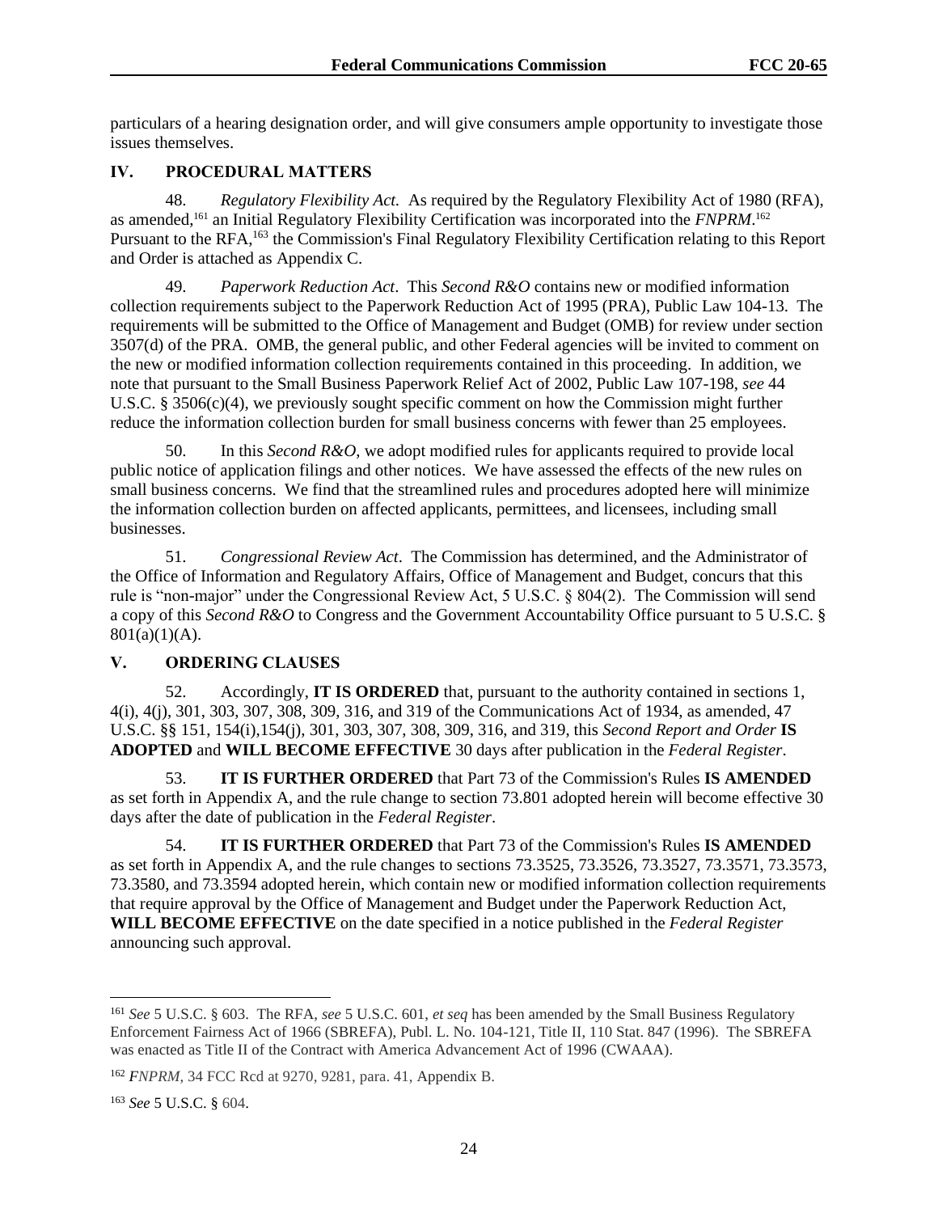particulars of a hearing designation order, and will give consumers ample opportunity to investigate those issues themselves.

## IV. PROCEDURAL MATTERS

48. *Regulatory Flexibility Act*. As required by the Regulatory Flexibility Act of 1980 (RFA), as amended,[161] an Initial Regulatory Flexibility Certification was incorporated into the *FNPRM*.[162] Pursuant to the RFA,[163] the Commission's Final Regulatory Flexibility Certification relating to this Report and Order is attached as Appendix C.

49. *Paperwork Reduction Act*. This *Second R&O* contains new or modified information collection requirements subject to the Paperwork Reduction Act of 1995 (PRA), Public Law 104-13. The requirements will be submitted to the Office of Management and Budget (OMB) for review under section 3507(d) of the PRA. OMB, the general public, and other Federal agencies will be invited to comment on the new or modified information collection requirements contained in this proceeding. In addition, we note that pursuant to the Small Business Paperwork Relief Act of 2002, Public Law 107-198, *see* 44 U.S.C. § 3506(c)(4), we previously sought specific comment on how the Commission might further reduce the information collection burden for small business concerns with fewer than 25 employees.

50. In this *Second R&O*, we adopt modified rules for applicants required to provide local public notice of application filings and other notices. We have assessed the effects of the new rules on small business concerns. We find that the streamlined rules and procedures adopted here will minimize the information collection burden on affected applicants, permittees, and licensees, including small businesses.

51. *Congressional Review Act*. The Commission has determined, and the Administrator of the Office of Information and Regulatory Affairs, Office of Management and Budget, concurs that this rule is "non-major" under the Congressional Review Act, 5 U.S.C. § 804(2). The Commission will send a copy of this *Second R&O* to Congress and the Government Accountability Office pursuant to 5 U.S.C. § 801(a)(1)(A).

## V. ORDERING CLAUSES

52. Accordingly, **IT IS ORDERED** that, pursuant to the authority contained in sections 1, 4(i), 4(j), 301, 303, 307, 308, 309, 316, and 319 of the Communications Act of 1934, as amended, 47 U.S.C. §§ 151, 154(i),154(j), 301, 303, 307, 308, 309, 316, and 319, this *Second Report and Order* **IS ADOPTED** and **WILL BECOME EFFECTIVE** 30 days after publication in the *Federal Register*.

53. **IT IS FURTHER ORDERED** that Part 73 of the Commission's Rules **IS AMENDED** as set forth in Appendix A, and the rule change to section 73.801 adopted herein will become effective 30 days after the date of publication in the *Federal Register*.

54. **IT IS FURTHER ORDERED** that Part 73 of the Commission's Rules **IS AMENDED** as set forth in Appendix A, and the rule changes to sections 73.3525, 73.3526, 73.3527, 73.3571, 73.3573, 73.3580, and 73.3594 adopted herein, which contain new or modified information collection requirements that require approval by the Office of Management and Budget under the Paperwork Reduction Act, **WILL BECOME EFFECTIVE** on the date specified in a notice published in the *Federal Register* announcing such approval.

---

[161] *See* 5 U.S.C. § 603. The RFA, *see* 5 U.S.C. 601, *et seq* has been amended by the Small Business Regulatory Enforcement Fairness Act of 1966 (SBREFA), Publ. L. No. 104-121, Title II, 110 Stat. 847 (1996). The SBREFA was enacted as Title II of the Contract with America Advancement Act of 1996 (CWAAA).

[162] *FNPRM*, 34 FCC Rcd at 9270, 9281, para. 41, Appendix B.

[163] *See* 5 U.S.C. § 604.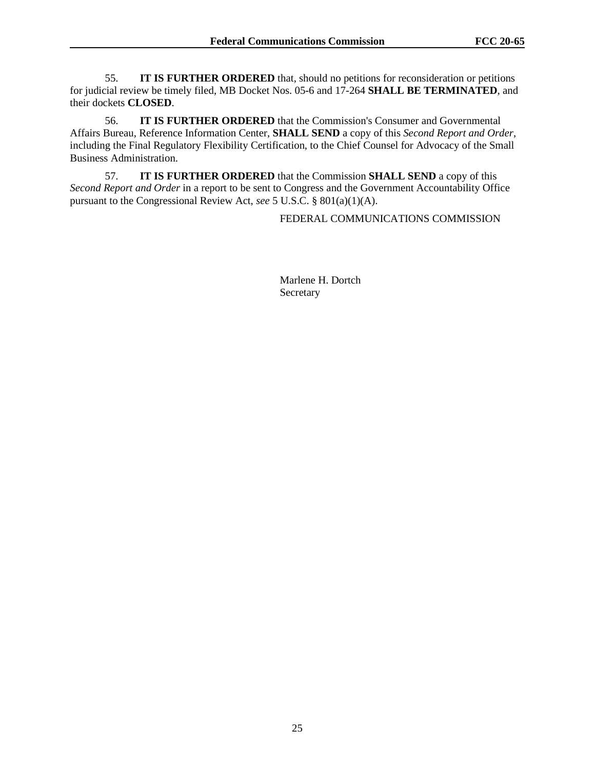55. **IT IS FURTHER ORDERED** that, should no petitions for reconsideration or petitions for judicial review be timely filed, MB Docket Nos. 05-6 and 17-264 **SHALL BE TERMINATED**, and their dockets **CLOSED**.

56. **IT IS FURTHER ORDERED** that the Commission's Consumer and Governmental Affairs Bureau, Reference Information Center, **SHALL SEND** a copy of this *Second Report and Order*, including the Final Regulatory Flexibility Certification, to the Chief Counsel for Advocacy of the Small Business Administration.

57. **IT IS FURTHER ORDERED** that the Commission **SHALL SEND** a copy of this *Second Report and Order* in a report to be sent to Congress and the Government Accountability Office pursuant to the Congressional Review Act, *see* 5 U.S.C. § 801(a)(1)(A).

FEDERAL COMMUNICATIONS COMMISSION

Marlene H. Dortch
Secretary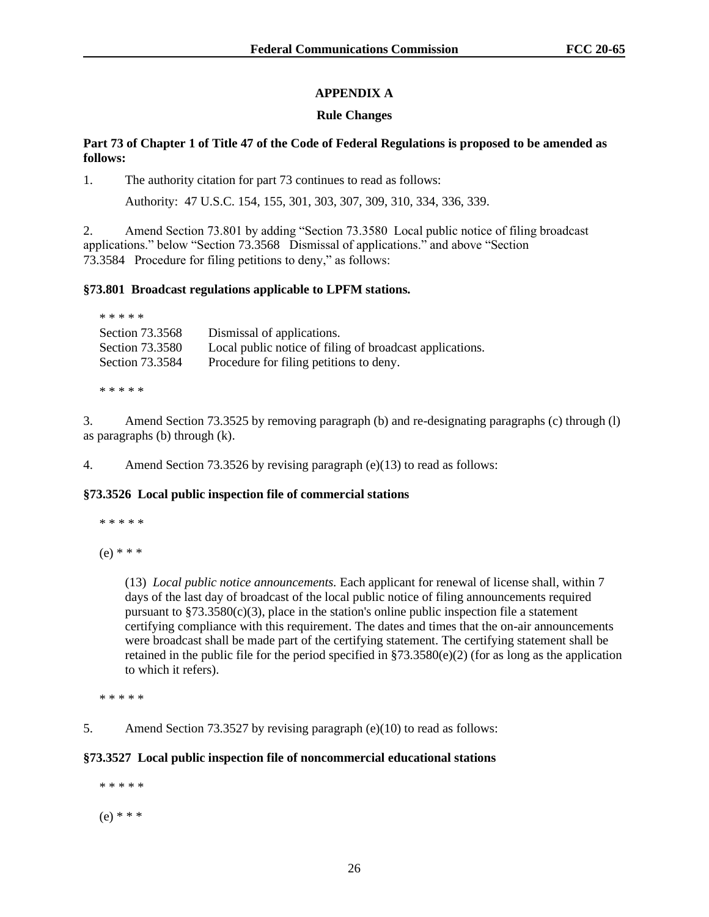## APPENDIX A

### Rule Changes

**Part 73 of Chapter 1 of Title 47 of the Code of Federal Regulations is proposed to be amended as follows:**

1. The authority citation for part 73 continues to read as follows:

   Authority: 47 U.S.C. 154, 155, 301, 303, 307, 309, 310, 334, 336, 339.

2. Amend Section 73.801 by adding "Section 73.3580 Local public notice of filing broadcast applications." below "Section 73.3568 Dismissal of applications." and above "Section 73.3584 Procedure for filing petitions to deny," as follows:

**§73.801 Broadcast regulations applicable to LPFM stations.**

\* \* \* \* \*

| | |
|---|---|
| Section 73.3568 | Dismissal of applications. |
| Section 73.3580 | Local public notice of filing broadcast applications. |
| Section 73.3584 | Procedure for filing petitions to deny. |

\* \* \* \* \*

3. Amend Section 73.3525 by removing paragraph (b) and re-designating paragraphs (c) through (l) as paragraphs (b) through (k).

4. Amend Section 73.3526 by revising paragraph (e)(13) to read as follows:

**§73.3526 Local public inspection file of commercial stations**

\* \* \* \* \*

(e) \* \* \*

(13) *Local public notice announcements.* Each applicant for renewal of license shall, within 7 days of the last day of broadcast of the local public notice of filing announcements required pursuant to §73.3580(c)(3), place in the station's online public inspection file a statement certifying compliance with this requirement. The dates and times that the on-air announcements were broadcast shall be made part of the certifying statement. The certifying statement shall be retained in the public file for the period specified in §73.3580(e)(2) (for as long as the application to which it refers).

\* \* \* \* \*

5. Amend Section 73.3527 by revising paragraph (e)(10) to read as follows:

**§73.3527 Local public inspection file of noncommercial educational stations**

\* \* \* \* \*

(e) \* \* \*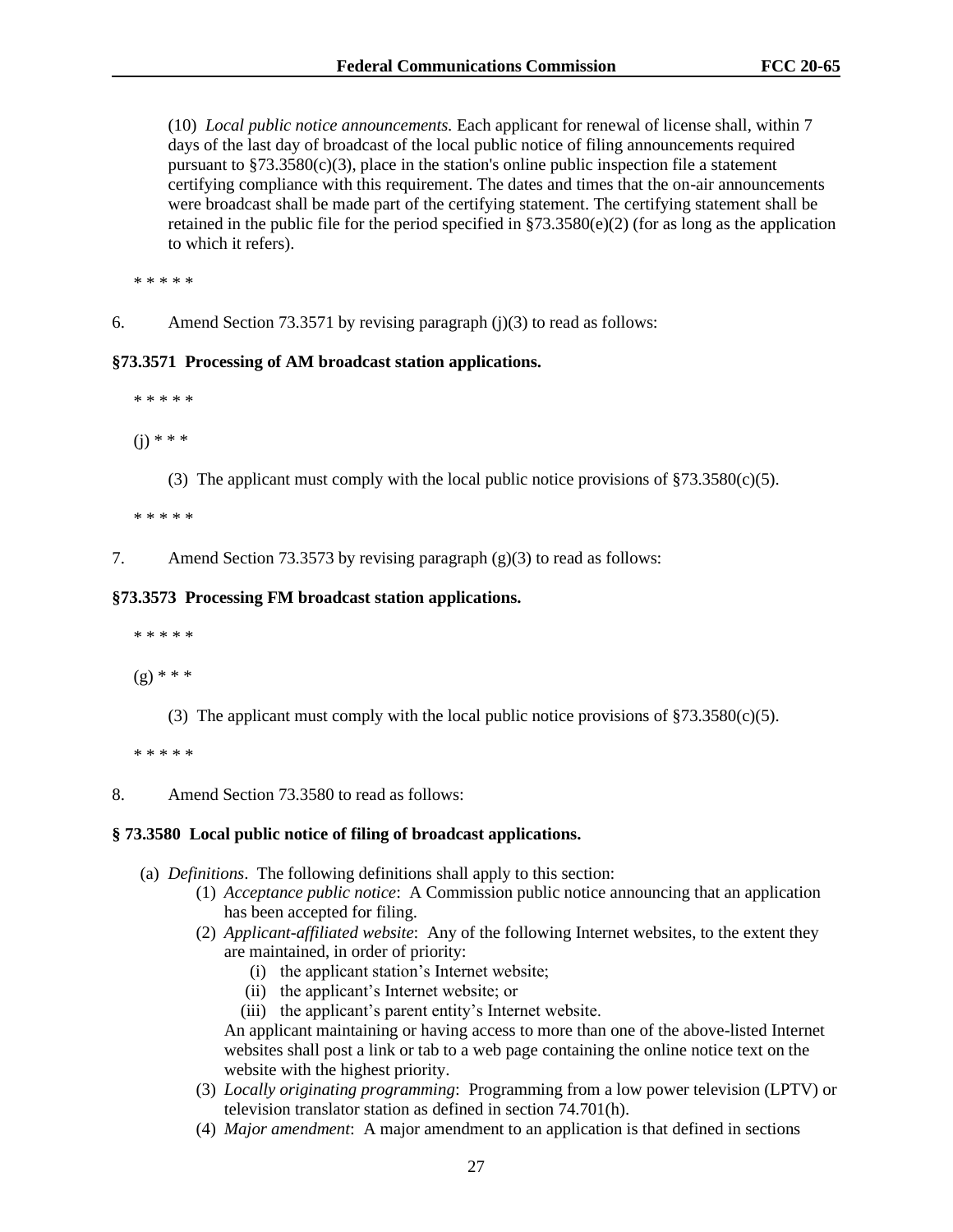(10) *Local public notice announcements.* Each applicant for renewal of license shall, within 7 days of the last day of broadcast of the local public notice of filing announcements required pursuant to §73.3580(c)(3), place in the station's online public inspection file a statement certifying compliance with this requirement. The dates and times that the on-air announcements were broadcast shall be made part of the certifying statement. The certifying statement shall be retained in the public file for the period specified in §73.3580(e)(2) (for as long as the application to which it refers).

\* \* \* \* \*

6. Amend Section 73.3571 by revising paragraph (j)(3) to read as follows:

**§73.3571 Processing of AM broadcast station applications.**

\* \* \* \* \*

(j) \* \* \*

(3) The applicant must comply with the local public notice provisions of §73.3580(c)(5).

\* \* \* \* \*

7. Amend Section 73.3573 by revising paragraph (g)(3) to read as follows:

**§73.3573 Processing FM broadcast station applications.**

\* \* \* \* \*

(g) \* \* \*

(3) The applicant must comply with the local public notice provisions of §73.3580(c)(5).

\* \* \* \* \*

8. Amend Section 73.3580 to read as follows:

**§ 73.3580 Local public notice of filing of broadcast applications.**

(a) *Definitions*. The following definitions shall apply to this section:

(1) *Acceptance public notice*: A Commission public notice announcing that an application has been accepted for filing.

(2) *Applicant-affiliated website*: Any of the following Internet websites, to the extent they are maintained, in order of priority:

(i) the applicant station's Internet website;

(ii) the applicant's Internet website; or

(iii) the applicant's parent entity's Internet website.

An applicant maintaining or having access to more than one of the above-listed Internet websites shall post a link or tab to a web page containing the online notice text on the website with the highest priority.

(3) *Locally originating programming*: Programming from a low power television (LPTV) or television translator station as defined in section 74.701(h).

(4) *Major amendment*: A major amendment to an application is that defined in sections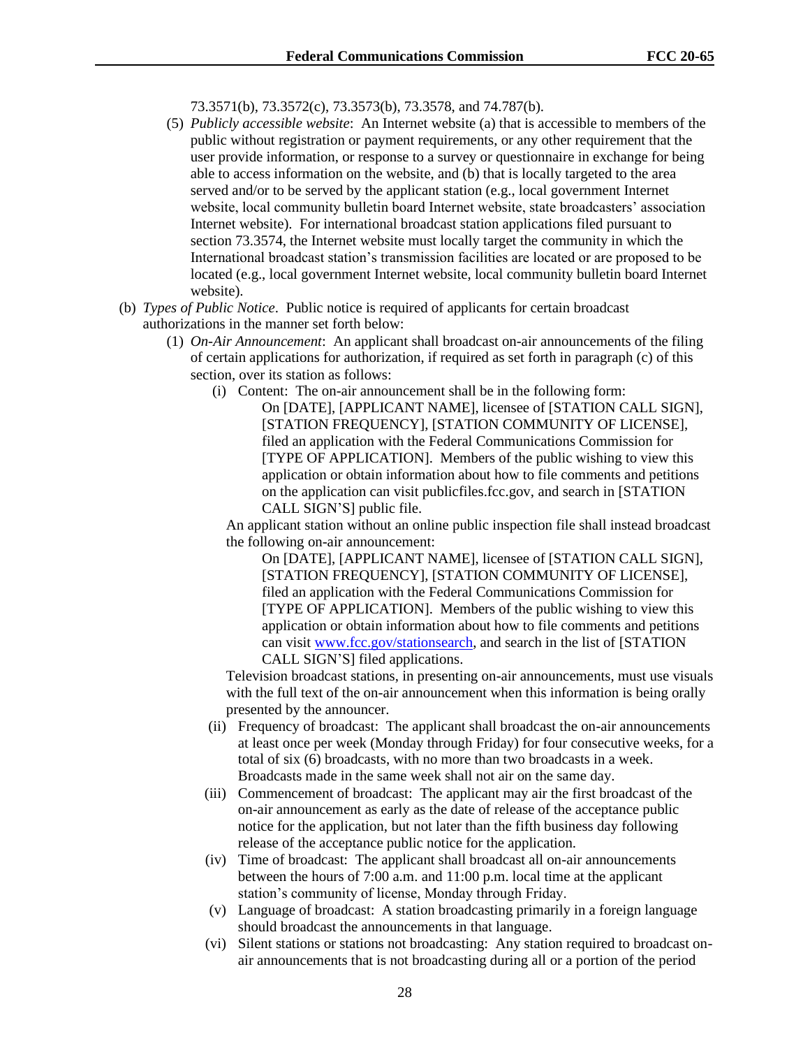73.3571(b), 73.3572(c), 73.3573(b), 73.3578, and 74.787(b).

(5) *Publicly accessible website*: An Internet website (a) that is accessible to members of the public without registration or payment requirements, or any other requirement that the user provide information, or response to a survey or questionnaire in exchange for being able to access information on the website, and (b) that is locally targeted to the area served and/or to be served by the applicant station (e.g., local government Internet website, local community bulletin board Internet website, state broadcasters' association Internet website). For international broadcast station applications filed pursuant to section 73.3574, the Internet website must locally target the community in which the International broadcast station's transmission facilities are located or are proposed to be located (e.g., local government Internet website, local community bulletin board Internet website).

(b) *Types of Public Notice*. Public notice is required of applicants for certain broadcast authorizations in the manner set forth below:

(1) *On-Air Announcement*: An applicant shall broadcast on-air announcements of the filing of certain applications for authorization, if required as set forth in paragraph (c) of this section, over its station as follows:

(i) Content: The on-air announcement shall be in the following form:

> On [DATE], [APPLICANT NAME], licensee of [STATION CALL SIGN], [STATION FREQUENCY], [STATION COMMUNITY OF LICENSE], filed an application with the Federal Communications Commission for [TYPE OF APPLICATION]. Members of the public wishing to view this application or obtain information about how to file comments and petitions on the application can visit publicfiles.fcc.gov, and search in [STATION CALL SIGN'S] public file.

An applicant station without an online public inspection file shall instead broadcast the following on-air announcement:

> On [DATE], [APPLICANT NAME], licensee of [STATION CALL SIGN], [STATION FREQUENCY], [STATION COMMUNITY OF LICENSE], filed an application with the Federal Communications Commission for [TYPE OF APPLICATION]. Members of the public wishing to view this application or obtain information about how to file comments and petitions can visit www.fcc.gov/stationsearch, and search in the list of [STATION CALL SIGN'S] filed applications.

Television broadcast stations, in presenting on-air announcements, must use visuals with the full text of the on-air announcement when this information is being orally presented by the announcer.

(ii) Frequency of broadcast: The applicant shall broadcast the on-air announcements at least once per week (Monday through Friday) for four consecutive weeks, for a total of six (6) broadcasts, with no more than two broadcasts in a week. Broadcasts made in the same week shall not air on the same day.

(iii) Commencement of broadcast: The applicant may air the first broadcast of the on-air announcement as early as the date of release of the acceptance public notice for the application, but not later than the fifth business day following release of the acceptance public notice for the application.

(iv) Time of broadcast: The applicant shall broadcast all on-air announcements between the hours of 7:00 a.m. and 11:00 p.m. local time at the applicant station's community of license, Monday through Friday.

(v) Language of broadcast: A station broadcasting primarily in a foreign language should broadcast the announcements in that language.

(vi) Silent stations or stations not broadcasting: Any station required to broadcast on-air announcements that is not broadcasting during all or a portion of the period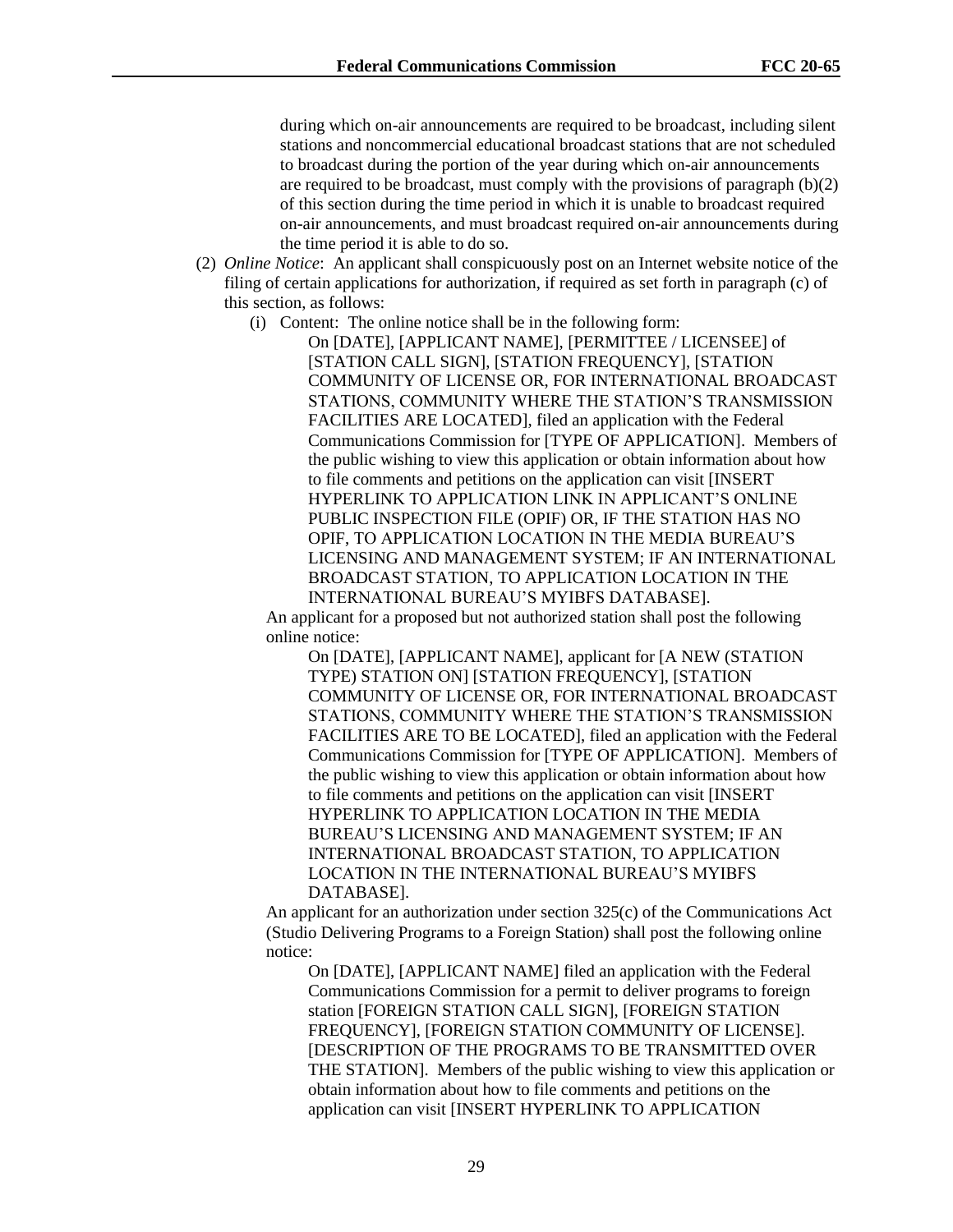during which on-air announcements are required to be broadcast, including silent stations and noncommercial educational broadcast stations that are not scheduled to broadcast during the portion of the year during which on-air announcements are required to be broadcast, must comply with the provisions of paragraph (b)(2) of this section during the time period in which it is unable to broadcast required on-air announcements, and must broadcast required on-air announcements during the time period it is able to do so.

(2) *Online Notice*: An applicant shall conspicuously post on an Internet website notice of the filing of certain applications for authorization, if required as set forth in paragraph (c) of this section, as follows:

(i) Content: The online notice shall be in the following form:

> On [DATE], [APPLICANT NAME], [PERMITTEE / LICENSEE] of [STATION CALL SIGN], [STATION FREQUENCY], [STATION COMMUNITY OF LICENSE OR, FOR INTERNATIONAL BROADCAST STATIONS, COMMUNITY WHERE THE STATION'S TRANSMISSION FACILITIES ARE LOCATED], filed an application with the Federal Communications Commission for [TYPE OF APPLICATION]. Members of the public wishing to view this application or obtain information about how to file comments and petitions on the application can visit [INSERT HYPERLINK TO APPLICATION LINK IN APPLICANT'S ONLINE PUBLIC INSPECTION FILE (OPIF) OR, IF THE STATION HAS NO OPIF, TO APPLICATION LOCATION IN THE MEDIA BUREAU'S LICENSING AND MANAGEMENT SYSTEM; IF AN INTERNATIONAL BROADCAST STATION, TO APPLICATION LOCATION IN THE INTERNATIONAL BUREAU'S MYIBFS DATABASE].

An applicant for a proposed but not authorized station shall post the following online notice:

> On [DATE], [APPLICANT NAME], applicant for [A NEW (STATION TYPE) STATION ON] [STATION FREQUENCY], [STATION COMMUNITY OF LICENSE OR, FOR INTERNATIONAL BROADCAST STATIONS, COMMUNITY WHERE THE STATION'S TRANSMISSION FACILITIES ARE TO BE LOCATED], filed an application with the Federal Communications Commission for [TYPE OF APPLICATION]. Members of the public wishing to view this application or obtain information about how to file comments and petitions on the application can visit [INSERT HYPERLINK TO APPLICATION LOCATION IN THE MEDIA BUREAU'S LICENSING AND MANAGEMENT SYSTEM; IF AN INTERNATIONAL BROADCAST STATION, TO APPLICATION LOCATION IN THE INTERNATIONAL BUREAU'S MYIBFS DATABASE].

An applicant for an authorization under section 325(c) of the Communications Act (Studio Delivering Programs to a Foreign Station) shall post the following online notice:

> On [DATE], [APPLICANT NAME] filed an application with the Federal Communications Commission for a permit to deliver programs to foreign station [FOREIGN STATION CALL SIGN], [FOREIGN STATION FREQUENCY], [FOREIGN STATION COMMUNITY OF LICENSE]. [DESCRIPTION OF THE PROGRAMS TO BE TRANSMITTED OVER THE STATION]. Members of the public wishing to view this application or obtain information about how to file comments and petitions on the application can visit [INSERT HYPERLINK TO APPLICATION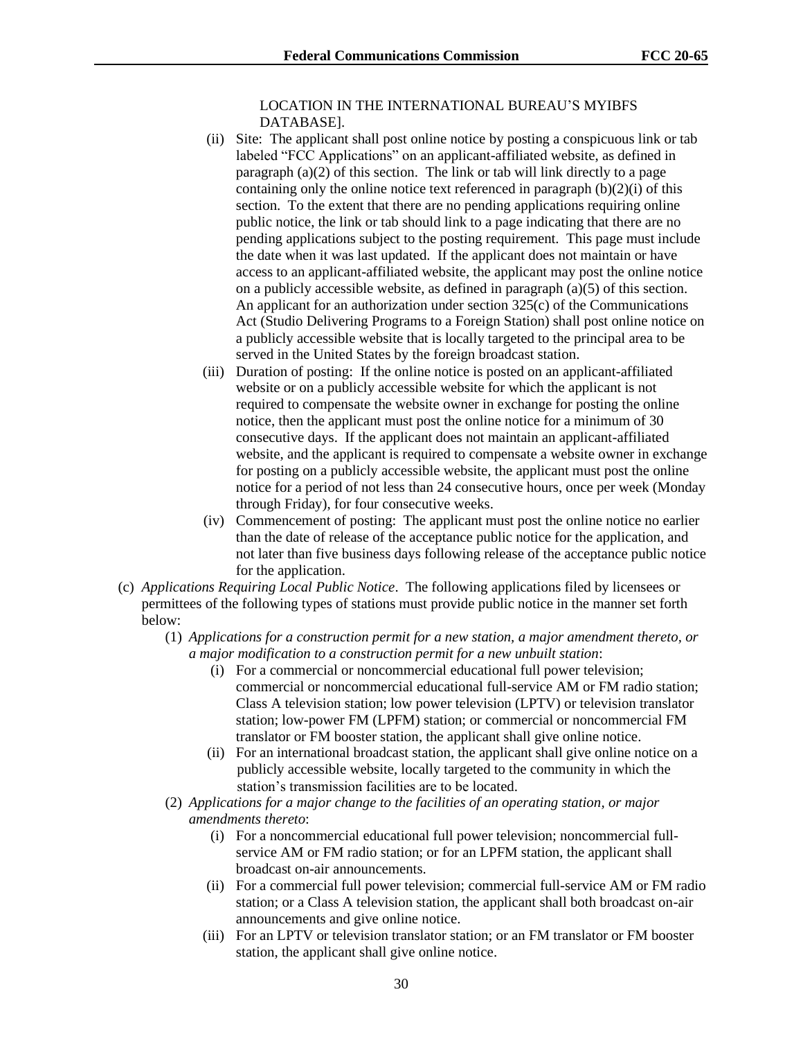LOCATION IN THE INTERNATIONAL BUREAU'S MYIBFS DATABASE].

(ii) Site: The applicant shall post online notice by posting a conspicuous link or tab labeled "FCC Applications" on an applicant-affiliated website, as defined in paragraph (a)(2) of this section. The link or tab will link directly to a page containing only the online notice text referenced in paragraph (b)(2)(i) of this section. To the extent that there are no pending applications requiring online public notice, the link or tab should link to a page indicating that there are no pending applications subject to the posting requirement. This page must include the date when it was last updated. If the applicant does not maintain or have access to an applicant-affiliated website, the applicant may post the online notice on a publicly accessible website, as defined in paragraph (a)(5) of this section. An applicant for an authorization under section 325(c) of the Communications Act (Studio Delivering Programs to a Foreign Station) shall post online notice on a publicly accessible website that is locally targeted to the principal area to be served in the United States by the foreign broadcast station.

(iii) Duration of posting: If the online notice is posted on an applicant-affiliated website or on a publicly accessible website for which the applicant is not required to compensate the website owner in exchange for posting the online notice, then the applicant must post the online notice for a minimum of 30 consecutive days. If the applicant does not maintain an applicant-affiliated website, and the applicant is required to compensate a website owner in exchange for posting on a publicly accessible website, the applicant must post the online notice for a period of not less than 24 consecutive hours, once per week (Monday through Friday), for four consecutive weeks.

(iv) Commencement of posting: The applicant must post the online notice no earlier than the date of release of the acceptance public notice for the application, and not later than five business days following release of the acceptance public notice for the application.

(c) *Applications Requiring Local Public Notice*. The following applications filed by licensees or permittees of the following types of stations must provide public notice in the manner set forth below:

(1) *Applications for a construction permit for a new station, a major amendment thereto, or a major modification to a construction permit for a new unbuilt station*:

(i) For a commercial or noncommercial educational full power television; commercial or noncommercial educational full-service AM or FM radio station; Class A television station; low power television (LPTV) or television translator station; low-power FM (LPFM) station; or commercial or noncommercial FM translator or FM booster station, the applicant shall give online notice.

(ii) For an international broadcast station, the applicant shall give online notice on a publicly accessible website, locally targeted to the community in which the station's transmission facilities are to be located.

(2) *Applications for a major change to the facilities of an operating station, or major amendments thereto*:

(i) For a noncommercial educational full power television; noncommercial full-service AM or FM radio station; or for an LPFM station, the applicant shall broadcast on-air announcements.

(ii) For a commercial full power television; commercial full-service AM or FM radio station; or a Class A television station, the applicant shall both broadcast on-air announcements and give online notice.

(iii) For an LPTV or television translator station; or an FM translator or FM booster station, the applicant shall give online notice.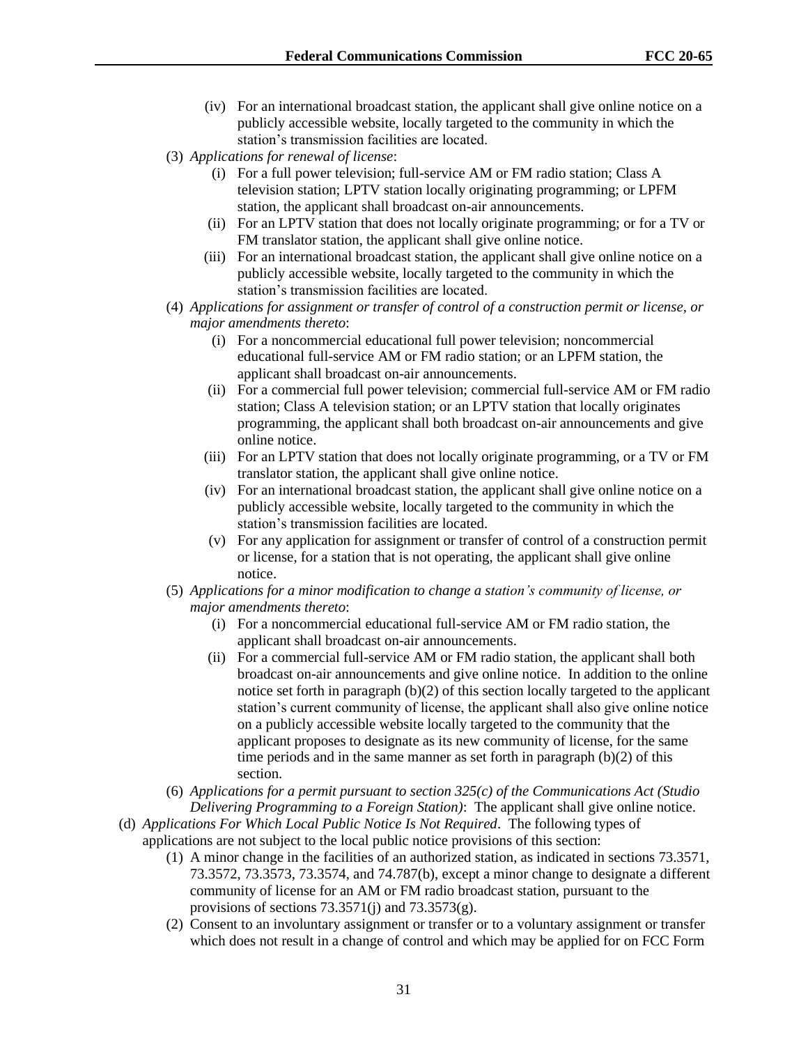(iv) For an international broadcast station, the applicant shall give online notice on a publicly accessible website, locally targeted to the community in which the station's transmission facilities are located.

(3) *Applications for renewal of license*:

(i) For a full power television; full-service AM or FM radio station; Class A television station; LPTV station locally originating programming; or LPFM station, the applicant shall broadcast on-air announcements.

(ii) For an LPTV station that does not locally originate programming; or for a TV or FM translator station, the applicant shall give online notice.

(iii) For an international broadcast station, the applicant shall give online notice on a publicly accessible website, locally targeted to the community in which the station's transmission facilities are located.

(4) *Applications for assignment or transfer of control of a construction permit or license, or major amendments thereto*:

(i) For a noncommercial educational full power television; noncommercial educational full-service AM or FM radio station; or an LPFM station, the applicant shall broadcast on-air announcements.

(ii) For a commercial full power television; commercial full-service AM or FM radio station; Class A television station; or an LPTV station that locally originates programming, the applicant shall both broadcast on-air announcements and give online notice.

(iii) For an LPTV station that does not locally originate programming, or a TV or FM translator station, the applicant shall give online notice.

(iv) For an international broadcast station, the applicant shall give online notice on a publicly accessible website, locally targeted to the community in which the station's transmission facilities are located.

(v) For any application for assignment or transfer of control of a construction permit or license, for a station that is not operating, the applicant shall give online notice.

(5) *Applications for a minor modification to change a station's community of license, or major amendments thereto*:

(i) For a noncommercial educational full-service AM or FM radio station, the applicant shall broadcast on-air announcements.

(ii) For a commercial full-service AM or FM radio station, the applicant shall both broadcast on-air announcements and give online notice. In addition to the online notice set forth in paragraph (b)(2) of this section locally targeted to the applicant station's current community of license, the applicant shall also give online notice on a publicly accessible website locally targeted to the community that the applicant proposes to designate as its new community of license, for the same time periods and in the same manner as set forth in paragraph (b)(2) of this section.

(6) *Applications for a permit pursuant to section 325(c) of the Communications Act (Studio Delivering Programming to a Foreign Station)*: The applicant shall give online notice.

(d) *Applications For Which Local Public Notice Is Not Required*. The following types of applications are not subject to the local public notice provisions of this section:

(1) A minor change in the facilities of an authorized station, as indicated in sections 73.3571, 73.3572, 73.3573, 73.3574, and 74.787(b), except a minor change to designate a different community of license for an AM or FM radio broadcast station, pursuant to the provisions of sections 73.3571(j) and 73.3573(g).

(2) Consent to an involuntary assignment or transfer or to a voluntary assignment or transfer which does not result in a change of control and which may be applied for on FCC Form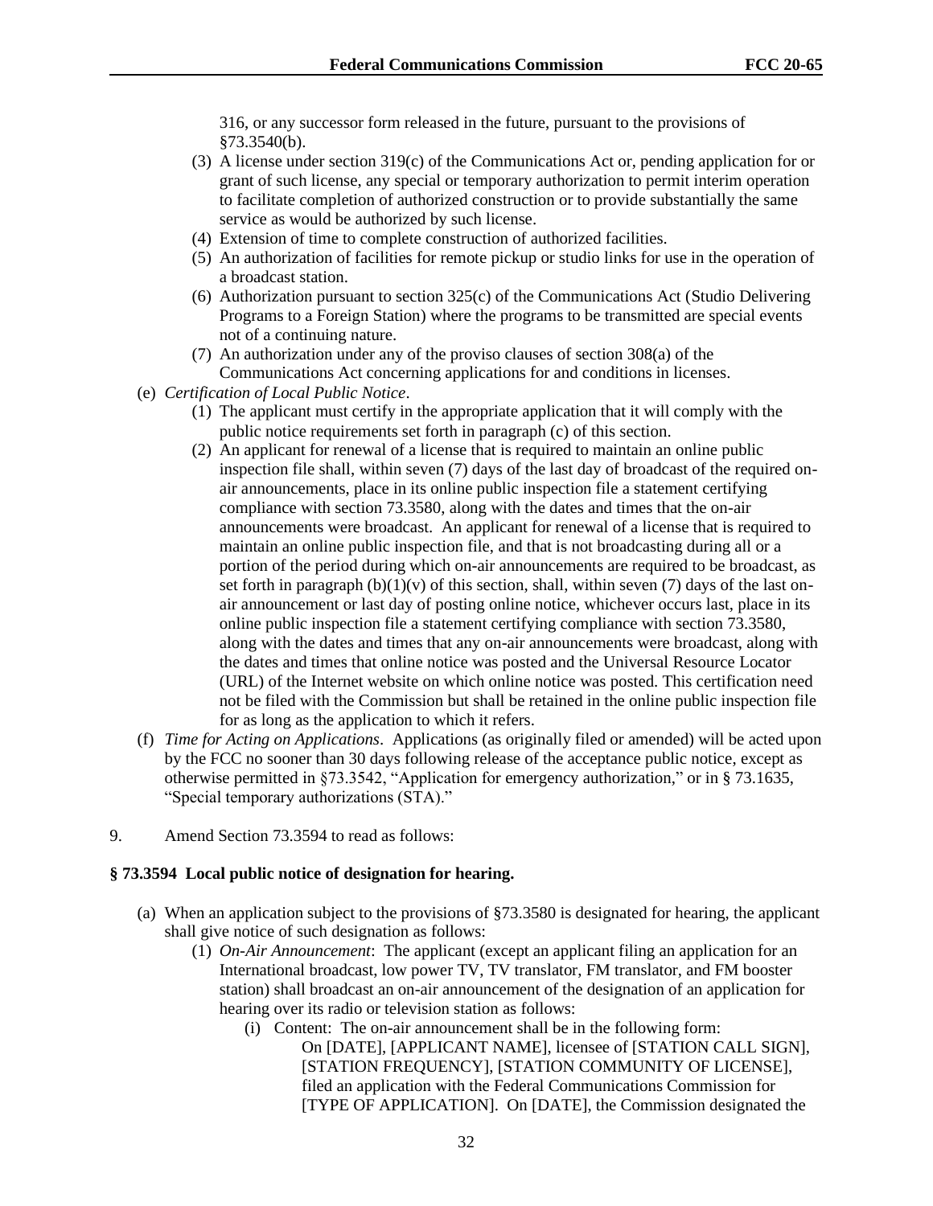316, or any successor form released in the future, pursuant to the provisions of §73.3540(b).

(3) A license under section 319(c) of the Communications Act or, pending application for or grant of such license, any special or temporary authorization to permit interim operation to facilitate completion of authorized construction or to provide substantially the same service as would be authorized by such license.

(4) Extension of time to complete construction of authorized facilities.

(5) An authorization of facilities for remote pickup or studio links for use in the operation of a broadcast station.

(6) Authorization pursuant to section 325(c) of the Communications Act (Studio Delivering Programs to a Foreign Station) where the programs to be transmitted are special events not of a continuing nature.

(7) An authorization under any of the proviso clauses of section 308(a) of the Communications Act concerning applications for and conditions in licenses.

(e) *Certification of Local Public Notice*.

(1) The applicant must certify in the appropriate application that it will comply with the public notice requirements set forth in paragraph (c) of this section.

(2) An applicant for renewal of a license that is required to maintain an online public inspection file shall, within seven (7) days of the last day of broadcast of the required on-air announcements, place in its online public inspection file a statement certifying compliance with section 73.3580, along with the dates and times that the on-air announcements were broadcast. An applicant for renewal of a license that is required to maintain an online public inspection file, and that is not broadcasting during all or a portion of the period during which on-air announcements are required to be broadcast, as set forth in paragraph (b)(1)(v) of this section, shall, within seven (7) days of the last on-air announcement or last day of posting online notice, whichever occurs last, place in its online public inspection file a statement certifying compliance with section 73.3580, along with the dates and times that any on-air announcements were broadcast, along with the dates and times that online notice was posted and the Universal Resource Locator (URL) of the Internet website on which online notice was posted. This certification need not be filed with the Commission but shall be retained in the online public inspection file for as long as the application to which it refers.

(f) *Time for Acting on Applications*. Applications (as originally filed or amended) will be acted upon by the FCC no sooner than 30 days following release of the acceptance public notice, except as otherwise permitted in §73.3542, "Application for emergency authorization," or in § 73.1635, "Special temporary authorizations (STA)."

9. Amend Section 73.3594 to read as follows:

**§ 73.3594 Local public notice of designation for hearing.**

(a) When an application subject to the provisions of §73.3580 is designated for hearing, the applicant shall give notice of such designation as follows:

(1) *On-Air Announcement*: The applicant (except an applicant filing an application for an International broadcast, low power TV, TV translator, FM translator, and FM booster station) shall broadcast an on-air announcement of the designation of an application for hearing over its radio or television station as follows:

(i) Content: The on-air announcement shall be in the following form:

On [DATE], [APPLICANT NAME], licensee of [STATION CALL SIGN], [STATION FREQUENCY], [STATION COMMUNITY OF LICENSE], filed an application with the Federal Communications Commission for [TYPE OF APPLICATION]. On [DATE], the Commission designated the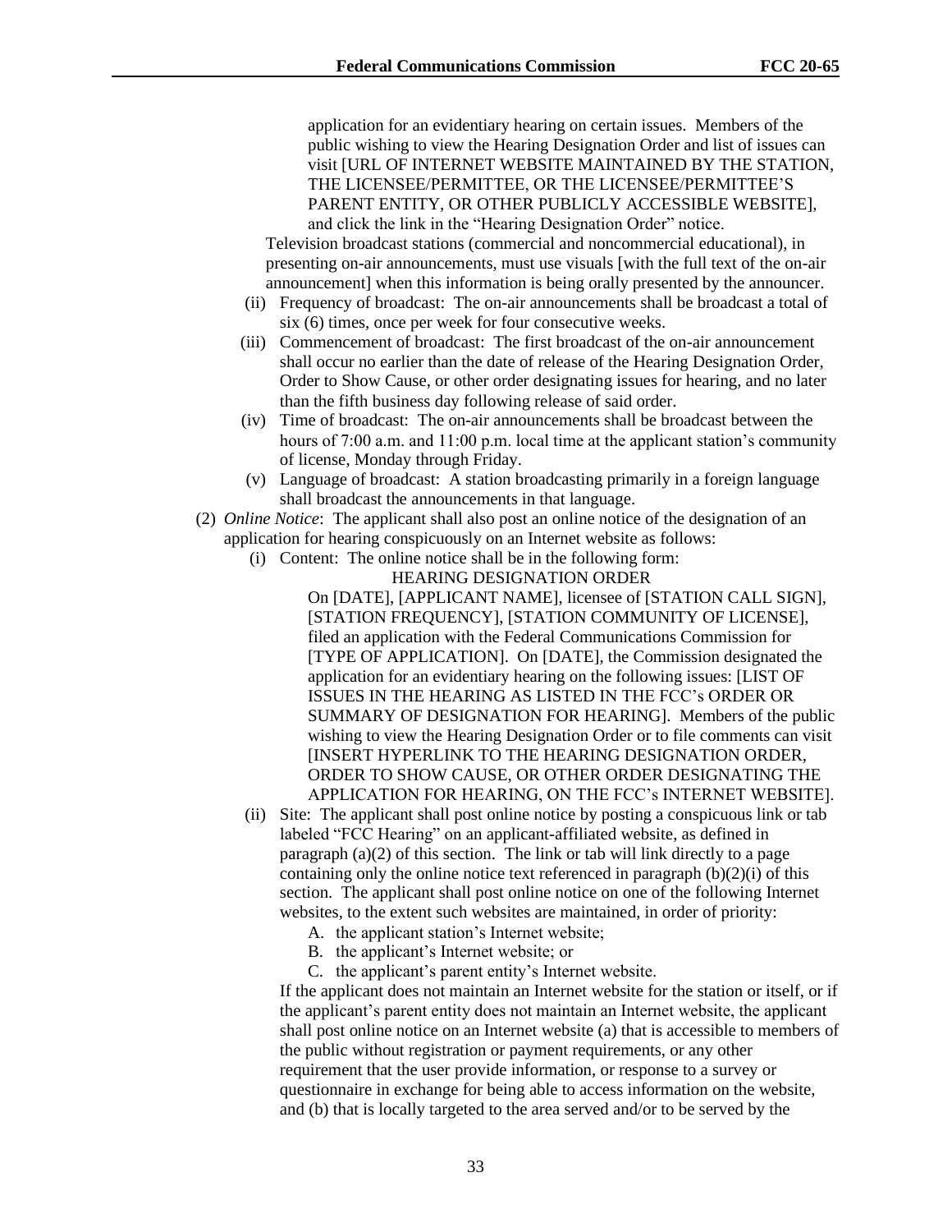application for an evidentiary hearing on certain issues. Members of the public wishing to view the Hearing Designation Order and list of issues can visit [URL OF INTERNET WEBSITE MAINTAINED BY THE STATION, THE LICENSEE/PERMITTEE, OR THE LICENSEE/PERMITTEE'S PARENT ENTITY, OR OTHER PUBLICLY ACCESSIBLE WEBSITE], and click the link in the "Hearing Designation Order" notice.

Television broadcast stations (commercial and noncommercial educational), in presenting on-air announcements, must use visuals [with the full text of the on-air announcement] when this information is being orally presented by the announcer.

(ii) Frequency of broadcast: The on-air announcements shall be broadcast a total of six (6) times, once per week for four consecutive weeks.

(iii) Commencement of broadcast: The first broadcast of the on-air announcement shall occur no earlier than the date of release of the Hearing Designation Order, Order to Show Cause, or other order designating issues for hearing, and no later than the fifth business day following release of said order.

(iv) Time of broadcast: The on-air announcements shall be broadcast between the hours of 7:00 a.m. and 11:00 p.m. local time at the applicant station's community of license, Monday through Friday.

(v) Language of broadcast: A station broadcasting primarily in a foreign language shall broadcast the announcements in that language.

(2) *Online Notice*: The applicant shall also post an online notice of the designation of an application for hearing conspicuously on an Internet website as follows:

(i) Content: The online notice shall be in the following form:

HEARING DESIGNATION ORDER

On [DATE], [APPLICANT NAME], licensee of [STATION CALL SIGN], [STATION FREQUENCY], [STATION COMMUNITY OF LICENSE], filed an application with the Federal Communications Commission for [TYPE OF APPLICATION]. On [DATE], the Commission designated the application for an evidentiary hearing on the following issues: [LIST OF ISSUES IN THE HEARING AS LISTED IN THE FCC's ORDER OR SUMMARY OF DESIGNATION FOR HEARING]. Members of the public wishing to view the Hearing Designation Order or to file comments can visit [INSERT HYPERLINK TO THE HEARING DESIGNATION ORDER, ORDER TO SHOW CAUSE, OR OTHER ORDER DESIGNATING THE APPLICATION FOR HEARING, ON THE FCC's INTERNET WEBSITE].

(ii) Site: The applicant shall post online notice by posting a conspicuous link or tab labeled "FCC Hearing" on an applicant-affiliated website, as defined in paragraph (a)(2) of this section. The link or tab will link directly to a page containing only the online notice text referenced in paragraph (b)(2)(i) of this section. The applicant shall post online notice on one of the following Internet websites, to the extent such websites are maintained, in order of priority:

A. the applicant station's Internet website;
B. the applicant's Internet website; or
C. the applicant's parent entity's Internet website.

If the applicant does not maintain an Internet website for the station or itself, or if the applicant's parent entity does not maintain an Internet website, the applicant shall post online notice on an Internet website (a) that is accessible to members of the public without registration or payment requirements, or any other requirement that the user provide information, or response to a survey or questionnaire in exchange for being able to access information on the website, and (b) that is locally targeted to the area served and/or to be served by the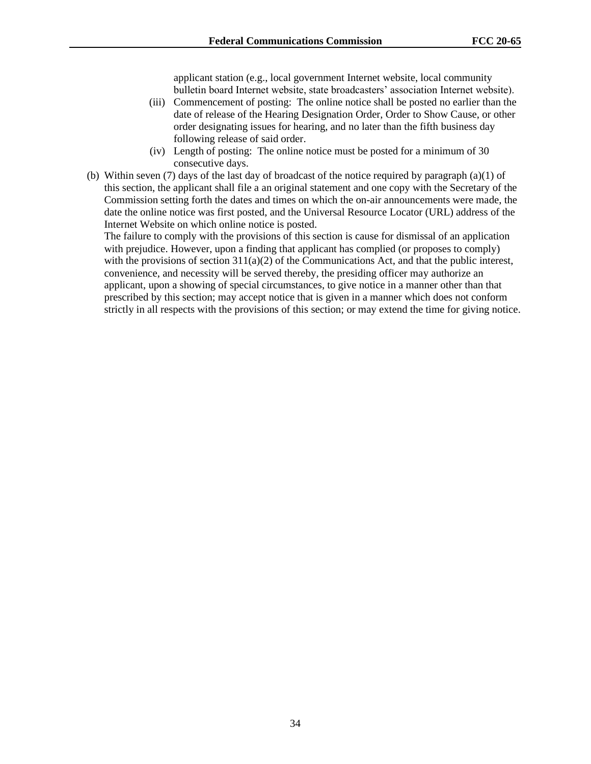applicant station (e.g., local government Internet website, local community bulletin board Internet website, state broadcasters' association Internet website).

(iii) Commencement of posting: The online notice shall be posted no earlier than the date of release of the Hearing Designation Order, Order to Show Cause, or other order designating issues for hearing, and no later than the fifth business day following release of said order.

(iv) Length of posting: The online notice must be posted for a minimum of 30 consecutive days.

(b) Within seven (7) days of the last day of broadcast of the notice required by paragraph (a)(1) of this section, the applicant shall file a an original statement and one copy with the Secretary of the Commission setting forth the dates and times on which the on-air announcements were made, the date the online notice was first posted, and the Universal Resource Locator (URL) address of the Internet Website on which online notice is posted.

The failure to comply with the provisions of this section is cause for dismissal of an application with prejudice. However, upon a finding that applicant has complied (or proposes to comply) with the provisions of section 311(a)(2) of the Communications Act, and that the public interest, convenience, and necessity will be served thereby, the presiding officer may authorize an applicant, upon a showing of special circumstances, to give notice in a manner other than that prescribed by this section; may accept notice that is given in a manner which does not conform strictly in all respects with the provisions of this section; or may extend the time for giving notice.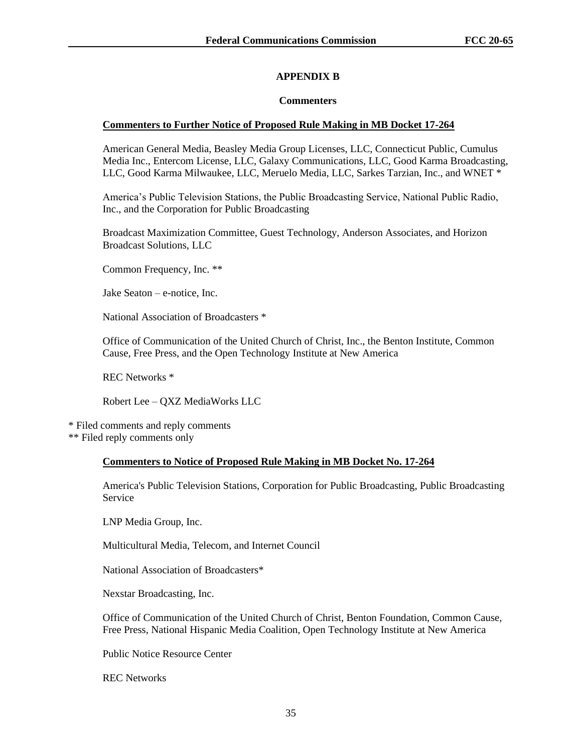# APPENDIX B

## Commenters

### Commenters to Further Notice of Proposed Rule Making in MB Docket 17-264

American General Media, Beasley Media Group Licenses, LLC, Connecticut Public, Cumulus Media Inc., Entercom License, LLC, Galaxy Communications, LLC, Good Karma Broadcasting, LLC, Good Karma Milwaukee, LLC, Meruelo Media, LLC, Sarkes Tarzian, Inc., and WNET *

America's Public Television Stations, the Public Broadcasting Service, National Public Radio, Inc., and the Corporation for Public Broadcasting

Broadcast Maximization Committee, Guest Technology, Anderson Associates, and Horizon Broadcast Solutions, LLC

Common Frequency, Inc. **

Jake Seaton – e-notice, Inc.

National Association of Broadcasters *

Office of Communication of the United Church of Christ, Inc., the Benton Institute, Common Cause, Free Press, and the Open Technology Institute at New America

REC Networks *

Robert Lee – QXZ MediaWorks LLC

\* Filed comments and reply comments
\*\* Filed reply comments only

### Commenters to Notice of Proposed Rule Making in MB Docket No. 17-264

America's Public Television Stations, Corporation for Public Broadcasting, Public Broadcasting Service

LNP Media Group, Inc.

Multicultural Media, Telecom, and Internet Council

National Association of Broadcasters*

Nexstar Broadcasting, Inc.

Office of Communication of the United Church of Christ, Benton Foundation, Common Cause, Free Press, National Hispanic Media Coalition, Open Technology Institute at New America

Public Notice Resource Center

REC Networks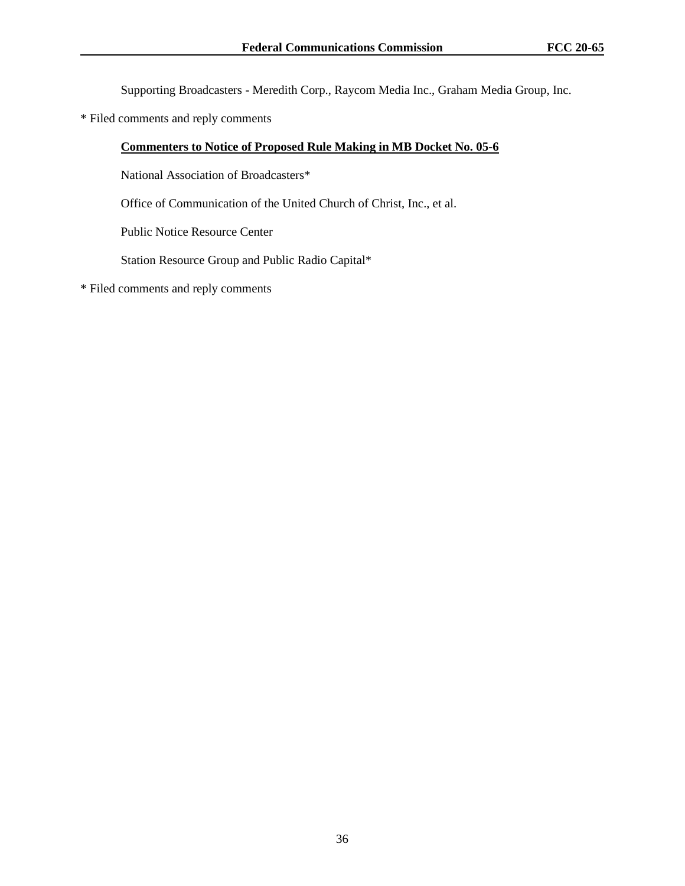Supporting Broadcasters - Meredith Corp., Raycom Media Inc., Graham Media Group, Inc.

* Filed comments and reply comments

**<u>Commenters to Notice of Proposed Rule Making in MB Docket No. 05-6</u>**

National Association of Broadcasters*

Office of Communication of the United Church of Christ, Inc., et al.

Public Notice Resource Center

Station Resource Group and Public Radio Capital*

* Filed comments and reply comments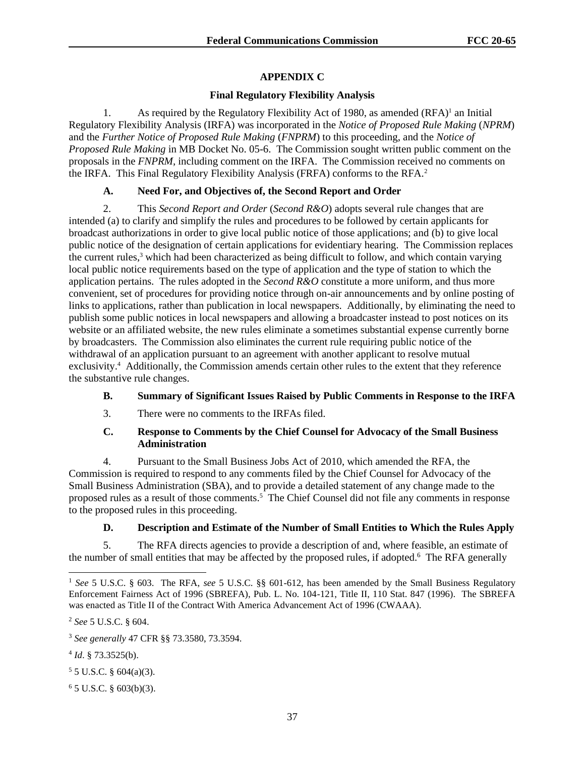## APPENDIX C

### Final Regulatory Flexibility Analysis

1. As required by the Regulatory Flexibility Act of 1980, as amended (RFA)[1] an Initial Regulatory Flexibility Analysis (IRFA) was incorporated in the *Notice of Proposed Rule Making* (*NPRM*) and the *Further Notice of Proposed Rule Making* (*FNPRM*) to this proceeding, and the *Notice of Proposed Rule Making* in MB Docket No. 05-6. The Commission sought written public comment on the proposals in the *FNPRM*, including comment on the IRFA. The Commission received no comments on the IRFA. This Final Regulatory Flexibility Analysis (FRFA) conforms to the RFA.[2]

#### A. Need For, and Objectives of, the Second Report and Order

2. This *Second Report and Order* (*Second R&O*) adopts several rule changes that are intended (a) to clarify and simplify the rules and procedures to be followed by certain applicants for broadcast authorizations in order to give local public notice of those applications; and (b) to give local public notice of the designation of certain applications for evidentiary hearing. The Commission replaces the current rules,[3] which had been characterized as being difficult to follow, and which contain varying local public notice requirements based on the type of application and the type of station to which the application pertains. The rules adopted in the *Second R&O* constitute a more uniform, and thus more convenient, set of procedures for providing notice through on-air announcements and by online posting of links to applications, rather than publication in local newspapers. Additionally, by eliminating the need to publish some public notices in local newspapers and allowing a broadcaster instead to post notices on its website or an affiliated website, the new rules eliminate a sometimes substantial expense currently borne by broadcasters. The Commission also eliminates the current rule requiring public notice of the withdrawal of an application pursuant to an agreement with another applicant to resolve mutual exclusivity.[4] Additionally, the Commission amends certain other rules to the extent that they reference the substantive rule changes.

#### B. Summary of Significant Issues Raised by Public Comments in Response to the IRFA

3. There were no comments to the IRFAs filed.

#### C. Response to Comments by the Chief Counsel for Advocacy of the Small Business Administration

4. Pursuant to the Small Business Jobs Act of 2010, which amended the RFA, the Commission is required to respond to any comments filed by the Chief Counsel for Advocacy of the Small Business Administration (SBA), and to provide a detailed statement of any change made to the proposed rules as a result of those comments.[5] The Chief Counsel did not file any comments in response to the proposed rules in this proceeding.

#### D. Description and Estimate of the Number of Small Entities to Which the Rules Apply

5. The RFA directs agencies to provide a description of and, where feasible, an estimate of the number of small entities that may be affected by the proposed rules, if adopted.[6] The RFA generally

---

[1] *See* 5 U.S.C. § 603. The RFA, *see* 5 U.S.C. §§ 601-612, has been amended by the Small Business Regulatory Enforcement Fairness Act of 1996 (SBREFA), Pub. L. No. 104-121, Title II, 110 Stat. 847 (1996). The SBREFA was enacted as Title II of the Contract With America Advancement Act of 1996 (CWAAA).

[2] *See* 5 U.S.C. § 604.

[3] *See generally* 47 CFR §§ 73.3580, 73.3594.

[4] *Id*. § 73.3525(b).

[5] 5 U.S.C. § 604(a)(3).

[6] 5 U.S.C. § 603(b)(3).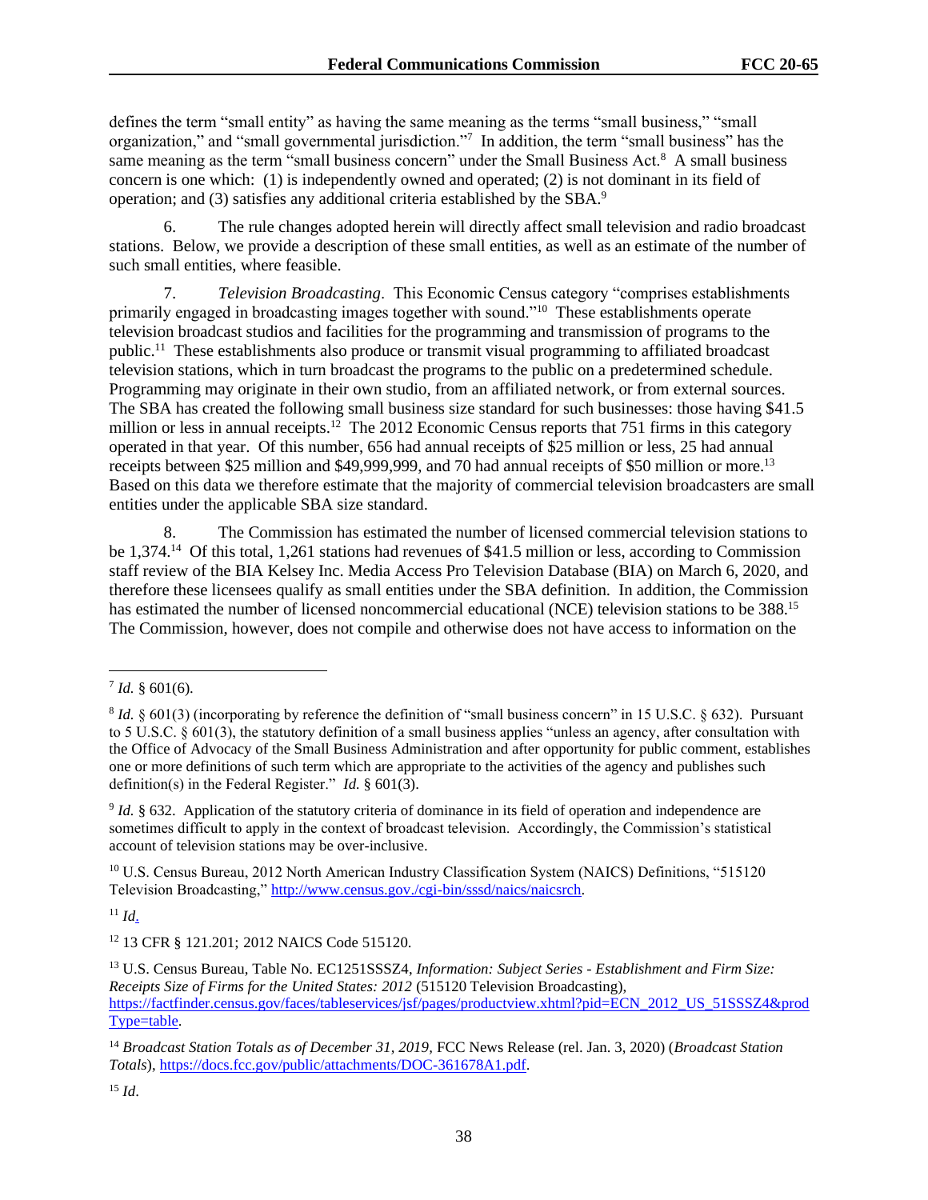defines the term "small entity" as having the same meaning as the terms "small business," "small organization," and "small governmental jurisdiction."[7] In addition, the term "small business" has the same meaning as the term "small business concern" under the Small Business Act.[8] A small business concern is one which: (1) is independently owned and operated; (2) is not dominant in its field of operation; and (3) satisfies any additional criteria established by the SBA.[9]

6. The rule changes adopted herein will directly affect small television and radio broadcast stations. Below, we provide a description of these small entities, as well as an estimate of the number of such small entities, where feasible.

7. *Television Broadcasting*. This Economic Census category "comprises establishments primarily engaged in broadcasting images together with sound."[10] These establishments operate television broadcast studios and facilities for the programming and transmission of programs to the public.[11] These establishments also produce or transmit visual programming to affiliated broadcast television stations, which in turn broadcast the programs to the public on a predetermined schedule. Programming may originate in their own studio, from an affiliated network, or from external sources. The SBA has created the following small business size standard for such businesses: those having $41.5 million or less in annual receipts.[12] The 2012 Economic Census reports that 751 firms in this category operated in that year. Of this number, 656 had annual receipts of $25 million or less, 25 had annual receipts between $25 million and $49,999,999, and 70 had annual receipts of $50 million or more.[13] Based on this data we therefore estimate that the majority of commercial television broadcasters are small entities under the applicable SBA size standard.

8. The Commission has estimated the number of licensed commercial television stations to be 1,374.[14] Of this total, 1,261 stations had revenues of $41.5 million or less, according to Commission staff review of the BIA Kelsey Inc. Media Access Pro Television Database (BIA) on March 6, 2020, and therefore these licensees qualify as small entities under the SBA definition. In addition, the Commission has estimated the number of licensed noncommercial educational (NCE) television stations to be 388.[15] The Commission, however, does not compile and otherwise does not have access to information on the

---

[7] *Id.* § 601(6).

[8] *Id.* § 601(3) (incorporating by reference the definition of "small business concern" in 15 U.S.C. § 632). Pursuant to 5 U.S.C. § 601(3), the statutory definition of a small business applies "unless an agency, after consultation with the Office of Advocacy of the Small Business Administration and after opportunity for public comment, establishes one or more definitions of such term which are appropriate to the activities of the agency and publishes such definition(s) in the Federal Register." *Id.* § 601(3).

[9] *Id.* § 632. Application of the statutory criteria of dominance in its field of operation and independence are sometimes difficult to apply in the context of broadcast television. Accordingly, the Commission's statistical account of television stations may be over-inclusive.

[10] U.S. Census Bureau, 2012 North American Industry Classification System (NAICS) Definitions, "515120 Television Broadcasting," http://www.census.gov./cgi-bin/sssd/naics/naicsrch.

[11] *Id*.

[12] 13 CFR § 121.201; 2012 NAICS Code 515120.

[13] U.S. Census Bureau, Table No. EC1251SSSZ4, *Information: Subject Series - Establishment and Firm Size: Receipts Size of Firms for the United States: 2012* (515120 Television Broadcasting), https://factfinder.census.gov/faces/tableservices/jsf/pages/productview.xhtml?pid=ECN_2012_US_51SSSZ4&prodType=table.

[14] *Broadcast Station Totals as of December 31, 2019,* FCC News Release (rel. Jan. 3, 2020) (*Broadcast Station Totals*), https://docs.fcc.gov/public/attachments/DOC-361678A1.pdf.

[15] *Id*.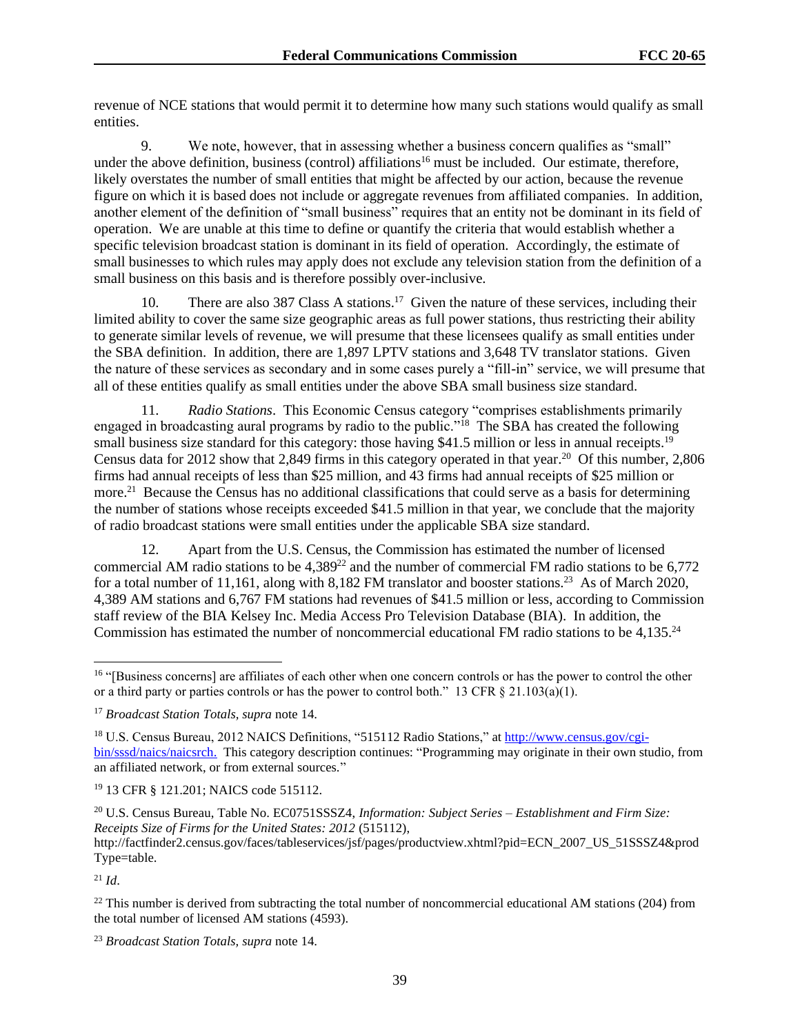revenue of NCE stations that would permit it to determine how many such stations would qualify as small entities.

9. We note, however, that in assessing whether a business concern qualifies as "small" under the above definition, business (control) affiliations[16] must be included. Our estimate, therefore, likely overstates the number of small entities that might be affected by our action, because the revenue figure on which it is based does not include or aggregate revenues from affiliated companies. In addition, another element of the definition of "small business" requires that an entity not be dominant in its field of operation. We are unable at this time to define or quantify the criteria that would establish whether a specific television broadcast station is dominant in its field of operation. Accordingly, the estimate of small businesses to which rules may apply does not exclude any television station from the definition of a small business on this basis and is therefore possibly over-inclusive.

10. There are also 387 Class A stations.[17] Given the nature of these services, including their limited ability to cover the same size geographic areas as full power stations, thus restricting their ability to generate similar levels of revenue, we will presume that these licensees qualify as small entities under the SBA definition. In addition, there are 1,897 LPTV stations and 3,648 TV translator stations. Given the nature of these services as secondary and in some cases purely a "fill-in" service, we will presume that all of these entities qualify as small entities under the above SBA small business size standard.

11. *Radio Stations*. This Economic Census category "comprises establishments primarily engaged in broadcasting aural programs by radio to the public."[18] The SBA has created the following small business size standard for this category: those having $41.5 million or less in annual receipts.[19] Census data for 2012 show that 2,849 firms in this category operated in that year.[20] Of this number, 2,806 firms had annual receipts of less than $25 million, and 43 firms had annual receipts of $25 million or more.[21] Because the Census has no additional classifications that could serve as a basis for determining the number of stations whose receipts exceeded $41.5 million in that year, we conclude that the majority of radio broadcast stations were small entities under the applicable SBA size standard.

12. Apart from the U.S. Census, the Commission has estimated the number of licensed commercial AM radio stations to be 4,389[22] and the number of commercial FM radio stations to be 6,772 for a total number of 11,161, along with 8,182 FM translator and booster stations.[23] As of March 2020, 4,389 AM stations and 6,767 FM stations had revenues of $41.5 million or less, according to Commission staff review of the BIA Kelsey Inc. Media Access Pro Television Database (BIA). In addition, the Commission has estimated the number of noncommercial educational FM radio stations to be 4,135.[24]

---

[16] "[Business concerns] are affiliates of each other when one concern controls or has the power to control the other or a third party or parties controls or has the power to control both." 13 CFR § 21.103(a)(1).

[17] *Broadcast Station Totals, supra* note 14.

[18] U.S. Census Bureau, 2012 NAICS Definitions, "515112 Radio Stations," at http://www.census.gov/cgi-bin/sssd/naics/naicsrch. This category description continues: "Programming may originate in their own studio, from an affiliated network, or from external sources."

[19] 13 CFR § 121.201; NAICS code 515112.

[20] U.S. Census Bureau, Table No. EC0751SSSZ4, *Information: Subject Series – Establishment and Firm Size: Receipts Size of Firms for the United States: 2012* (515112), http://factfinder2.census.gov/faces/tableservices/jsf/pages/productview.xhtml?pid=ECN_2007_US_51SSSZ4&prodType=table.

[21] *Id*.

[22] This number is derived from subtracting the total number of noncommercial educational AM stations (204) from the total number of licensed AM stations (4593).

[23] *Broadcast Station Totals, supra* note 14.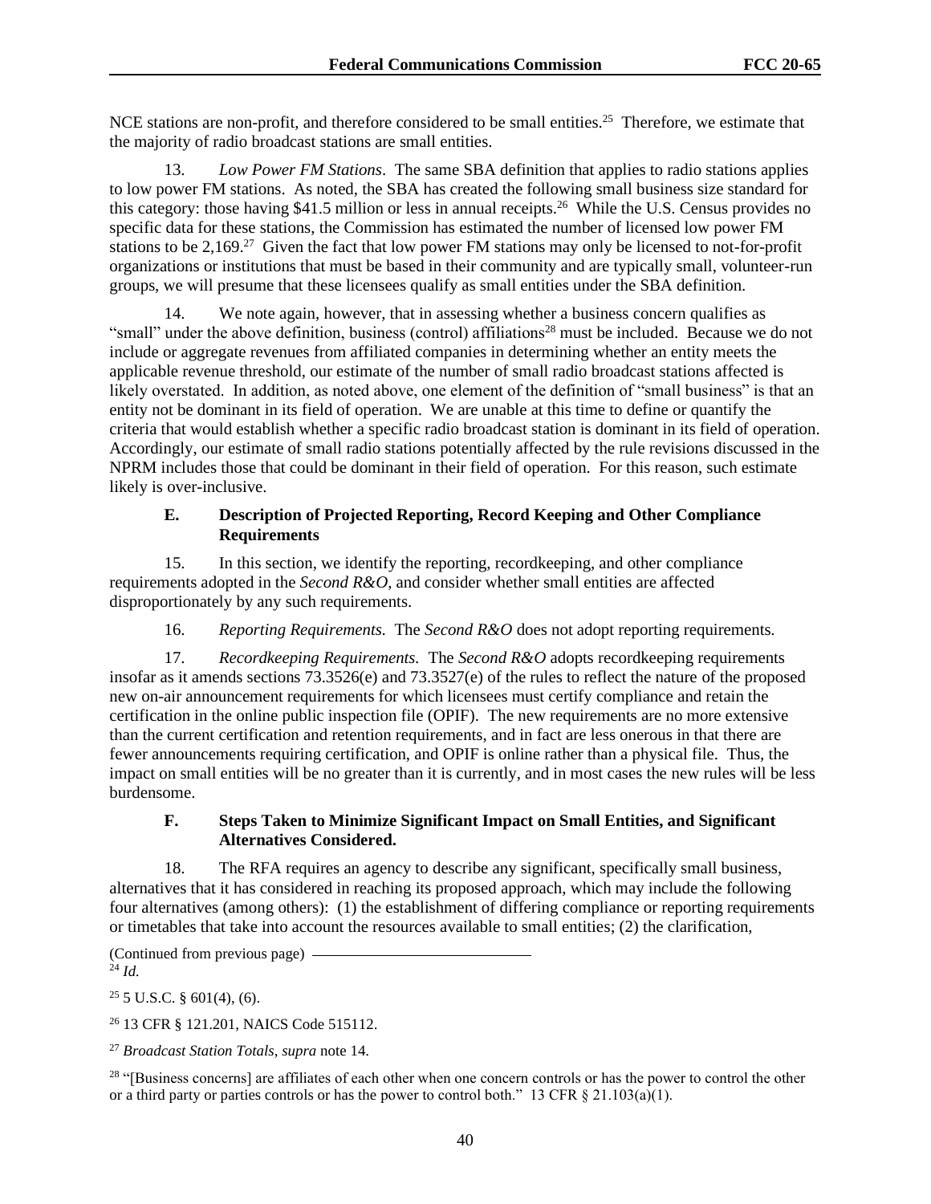NCE stations are non-profit, and therefore considered to be small entities.[25] Therefore, we estimate that the majority of radio broadcast stations are small entities.

13. *Low Power FM Stations*. The same SBA definition that applies to radio stations applies to low power FM stations. As noted, the SBA has created the following small business size standard for this category: those having $41.5 million or less in annual receipts.[26] While the U.S. Census provides no specific data for these stations, the Commission has estimated the number of licensed low power FM stations to be 2,169.[27] Given the fact that low power FM stations may only be licensed to not-for-profit organizations or institutions that must be based in their community and are typically small, volunteer-run groups, we will presume that these licensees qualify as small entities under the SBA definition.

14. We note again, however, that in assessing whether a business concern qualifies as "small" under the above definition, business (control) affiliations[28] must be included. Because we do not include or aggregate revenues from affiliated companies in determining whether an entity meets the applicable revenue threshold, our estimate of the number of small radio broadcast stations affected is likely overstated. In addition, as noted above, one element of the definition of "small business" is that an entity not be dominant in its field of operation. We are unable at this time to define or quantify the criteria that would establish whether a specific radio broadcast station is dominant in its field of operation. Accordingly, our estimate of small radio stations potentially affected by the rule revisions discussed in the NPRM includes those that could be dominant in their field of operation. For this reason, such estimate likely is over-inclusive.

### E. Description of Projected Reporting, Record Keeping and Other Compliance Requirements

15. In this section, we identify the reporting, recordkeeping, and other compliance requirements adopted in the *Second R&O,* and consider whether small entities are affected disproportionately by any such requirements.

16. *Reporting Requirements.* The *Second R&O* does not adopt reporting requirements.

17. *Recordkeeping Requirements.* The *Second R&O* adopts recordkeeping requirements insofar as it amends sections 73.3526(e) and 73.3527(e) of the rules to reflect the nature of the proposed new on-air announcement requirements for which licensees must certify compliance and retain the certification in the online public inspection file (OPIF). The new requirements are no more extensive than the current certification and retention requirements, and in fact are less onerous in that there are fewer announcements requiring certification, and OPIF is online rather than a physical file. Thus, the impact on small entities will be no greater than it is currently, and in most cases the new rules will be less burdensome.

### F. Steps Taken to Minimize Significant Impact on Small Entities, and Significant Alternatives Considered.

18. The RFA requires an agency to describe any significant, specifically small business, alternatives that it has considered in reaching its proposed approach, which may include the following four alternatives (among others): (1) the establishment of differing compliance or reporting requirements or timetables that take into account the resources available to small entities; (2) the clarification,

(Continued from previous page)

[24] *Id.*

[25] 5 U.S.C. § 601(4), (6).

[26] 13 CFR § 121.201, NAICS Code 515112.

[27] *Broadcast Station Totals*, *supra* note 14.

[28] "[Business concerns] are affiliates of each other when one concern controls or has the power to control the other or a third party or parties controls or has the power to control both." 13 CFR § 21.103(a)(1).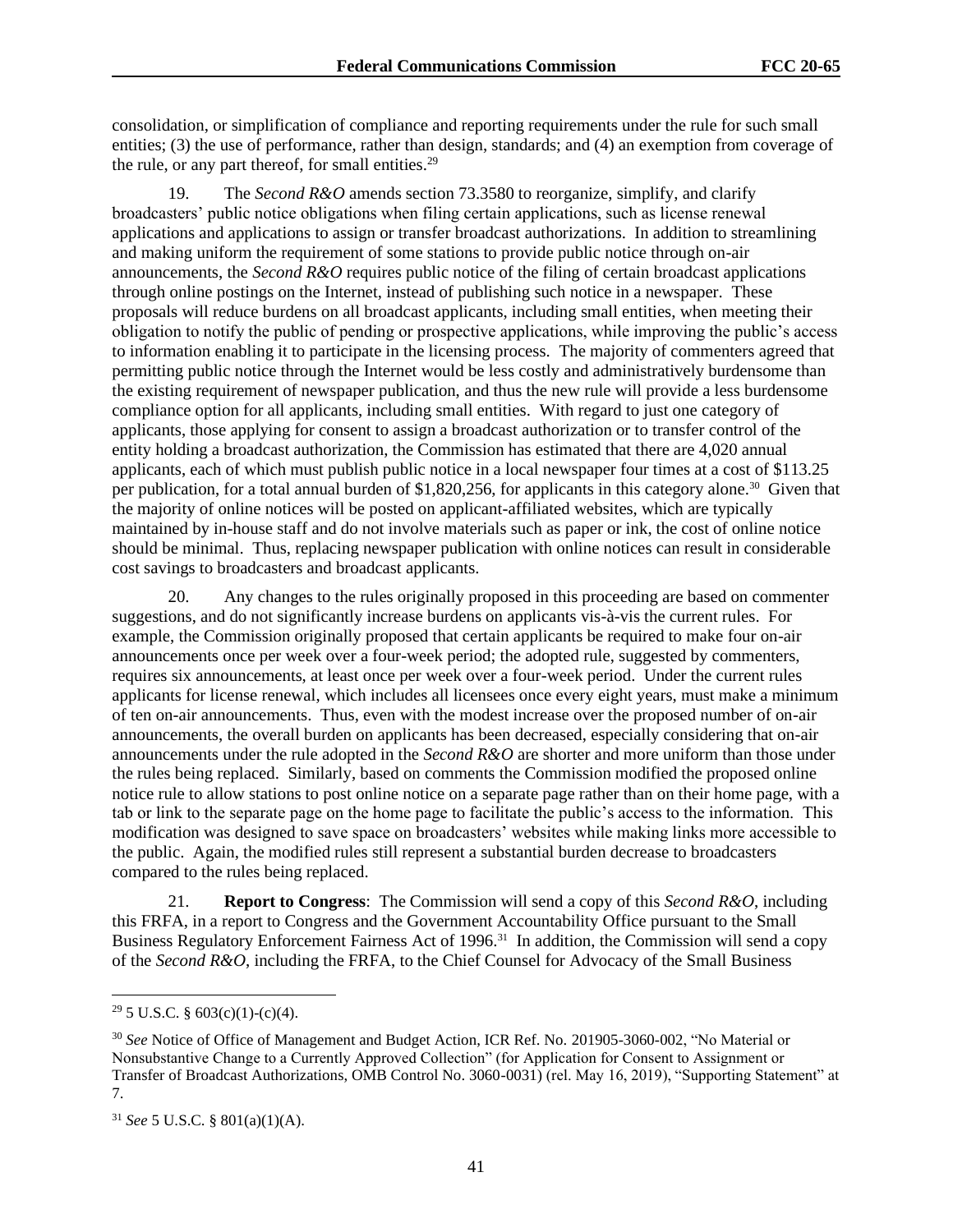consolidation, or simplification of compliance and reporting requirements under the rule for such small entities; (3) the use of performance, rather than design, standards; and (4) an exemption from coverage of the rule, or any part thereof, for small entities.[29]

19. The *Second R&O* amends section 73.3580 to reorganize, simplify, and clarify broadcasters' public notice obligations when filing certain applications, such as license renewal applications and applications to assign or transfer broadcast authorizations. In addition to streamlining and making uniform the requirement of some stations to provide public notice through on-air announcements, the *Second R&O* requires public notice of the filing of certain broadcast applications through online postings on the Internet, instead of publishing such notice in a newspaper. These proposals will reduce burdens on all broadcast applicants, including small entities, when meeting their obligation to notify the public of pending or prospective applications, while improving the public's access to information enabling it to participate in the licensing process. The majority of commenters agreed that permitting public notice through the Internet would be less costly and administratively burdensome than the existing requirement of newspaper publication, and thus the new rule will provide a less burdensome compliance option for all applicants, including small entities. With regard to just one category of applicants, those applying for consent to assign a broadcast authorization or to transfer control of the entity holding a broadcast authorization, the Commission has estimated that there are 4,020 annual applicants, each of which must publish public notice in a local newspaper four times at a cost of $113.25 per publication, for a total annual burden of $1,820,256, for applicants in this category alone.[30] Given that the majority of online notices will be posted on applicant-affiliated websites, which are typically maintained by in-house staff and do not involve materials such as paper or ink, the cost of online notice should be minimal. Thus, replacing newspaper publication with online notices can result in considerable cost savings to broadcasters and broadcast applicants.

20. Any changes to the rules originally proposed in this proceeding are based on commenter suggestions, and do not significantly increase burdens on applicants vis-à-vis the current rules. For example, the Commission originally proposed that certain applicants be required to make four on-air announcements once per week over a four-week period; the adopted rule, suggested by commenters, requires six announcements, at least once per week over a four-week period. Under the current rules applicants for license renewal, which includes all licensees once every eight years, must make a minimum of ten on-air announcements. Thus, even with the modest increase over the proposed number of on-air announcements, the overall burden on applicants has been decreased, especially considering that on-air announcements under the rule adopted in the *Second R&O* are shorter and more uniform than those under the rules being replaced. Similarly, based on comments the Commission modified the proposed online notice rule to allow stations to post online notice on a separate page rather than on their home page, with a tab or link to the separate page on the home page to facilitate the public's access to the information. This modification was designed to save space on broadcasters' websites while making links more accessible to the public. Again, the modified rules still represent a substantial burden decrease to broadcasters compared to the rules being replaced.

21. **Report to Congress**: The Commission will send a copy of this *Second R&O*, including this FRFA, in a report to Congress and the Government Accountability Office pursuant to the Small Business Regulatory Enforcement Fairness Act of 1996.[31] In addition, the Commission will send a copy of the *Second R&O*, including the FRFA, to the Chief Counsel for Advocacy of the Small Business

---

[29] 5 U.S.C. § 603(c)(1)-(c)(4).

[30] *See* Notice of Office of Management and Budget Action, ICR Ref. No. 201905-3060-002, "No Material or Nonsubstantive Change to a Currently Approved Collection" (for Application for Consent to Assignment or Transfer of Broadcast Authorizations, OMB Control No. 3060-0031) (rel. May 16, 2019), "Supporting Statement" at 7.

[31] *See* 5 U.S.C. § 801(a)(1)(A).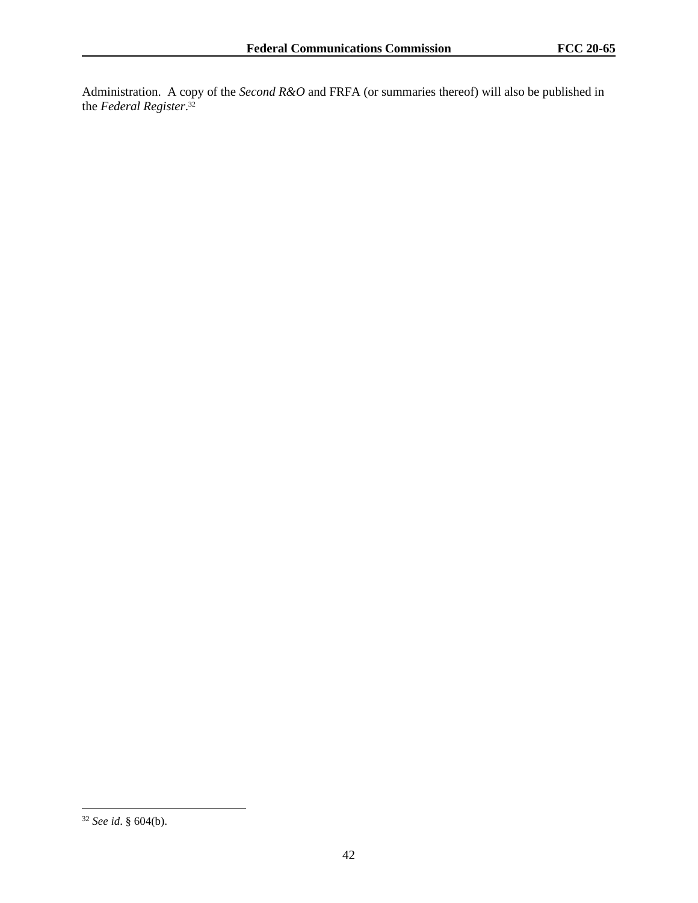Administration. A copy of the *Second R&O* and FRFA (or summaries thereof) will also be published in the *Federal Register*.[32]

---

[32] *See id*. § 604(b).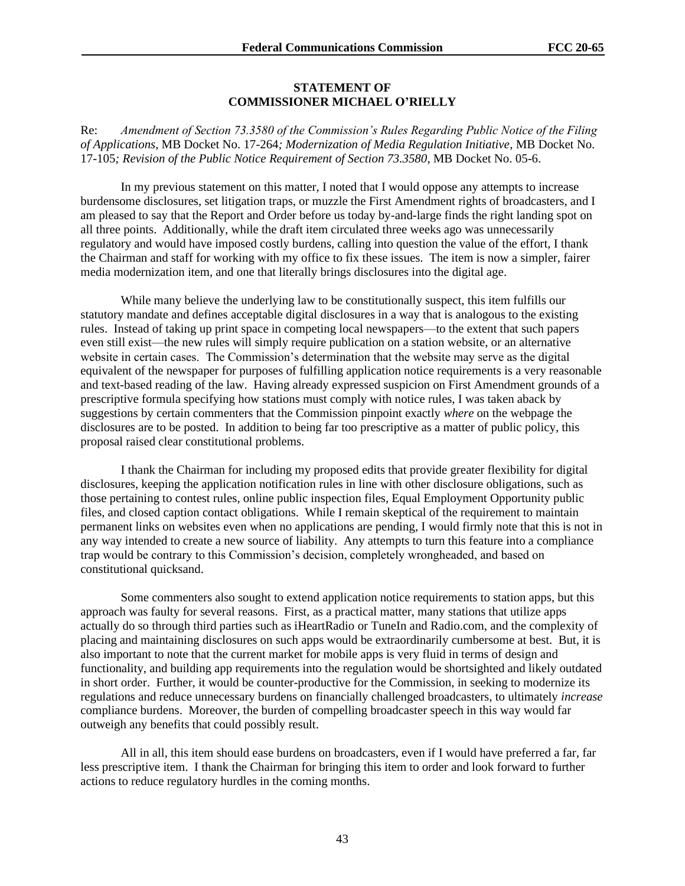**STATEMENT OF**
**COMMISSIONER MICHAEL O'RIELLY**

Re: *Amendment of Section 73.3580 of the Commission's Rules Regarding Public Notice of the Filing of Applications*, MB Docket No. 17-264*; Modernization of Media Regulation Initiative*, MB Docket No. 17-105*; Revision of the Public Notice Requirement of Section 73.3580*, MB Docket No. 05-6.

In my previous statement on this matter, I noted that I would oppose any attempts to increase burdensome disclosures, set litigation traps, or muzzle the First Amendment rights of broadcasters, and I am pleased to say that the Report and Order before us today by-and-large finds the right landing spot on all three points. Additionally, while the draft item circulated three weeks ago was unnecessarily regulatory and would have imposed costly burdens, calling into question the value of the effort, I thank the Chairman and staff for working with my office to fix these issues. The item is now a simpler, fairer media modernization item, and one that literally brings disclosures into the digital age.

While many believe the underlying law to be constitutionally suspect, this item fulfills our statutory mandate and defines acceptable digital disclosures in a way that is analogous to the existing rules. Instead of taking up print space in competing local newspapers—to the extent that such papers even still exist—the new rules will simply require publication on a station website, or an alternative website in certain cases. The Commission's determination that the website may serve as the digital equivalent of the newspaper for purposes of fulfilling application notice requirements is a very reasonable and text-based reading of the law. Having already expressed suspicion on First Amendment grounds of a prescriptive formula specifying how stations must comply with notice rules, I was taken aback by suggestions by certain commenters that the Commission pinpoint exactly *where* on the webpage the disclosures are to be posted. In addition to being far too prescriptive as a matter of public policy, this proposal raised clear constitutional problems.

I thank the Chairman for including my proposed edits that provide greater flexibility for digital disclosures, keeping the application notification rules in line with other disclosure obligations, such as those pertaining to contest rules, online public inspection files, Equal Employment Opportunity public files, and closed caption contact obligations. While I remain skeptical of the requirement to maintain permanent links on websites even when no applications are pending, I would firmly note that this is not in any way intended to create a new source of liability. Any attempts to turn this feature into a compliance trap would be contrary to this Commission's decision, completely wrongheaded, and based on constitutional quicksand.

Some commenters also sought to extend application notice requirements to station apps, but this approach was faulty for several reasons. First, as a practical matter, many stations that utilize apps actually do so through third parties such as iHeartRadio or TuneIn and Radio.com, and the complexity of placing and maintaining disclosures on such apps would be extraordinarily cumbersome at best. But, it is also important to note that the current market for mobile apps is very fluid in terms of design and functionality, and building app requirements into the regulation would be shortsighted and likely outdated in short order. Further, it would be counter-productive for the Commission, in seeking to modernize its regulations and reduce unnecessary burdens on financially challenged broadcasters, to ultimately *increase* compliance burdens. Moreover, the burden of compelling broadcaster speech in this way would far outweigh any benefits that could possibly result.

All in all, this item should ease burdens on broadcasters, even if I would have preferred a far, far less prescriptive item. I thank the Chairman for bringing this item to order and look forward to further actions to reduce regulatory hurdles in the coming months.